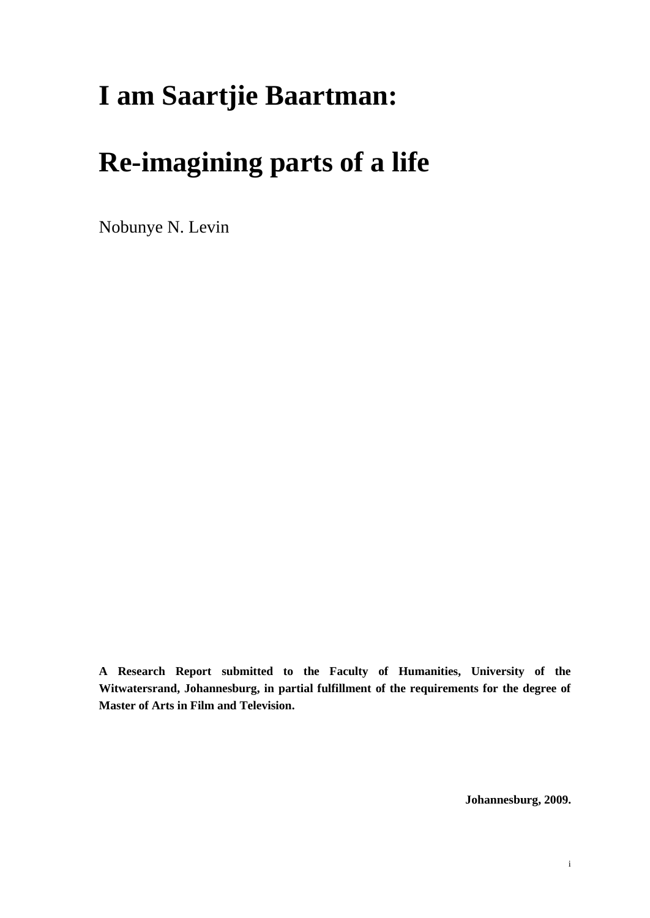# I am Saartjie Baartman:

# Re-imagining parts of a life

Nobunye N. Levin

**A Research Report submitted to the Faculty of Humanities, University of the Witwatersrand, Johannesburg, in partial fulfillment of the requirements for the degree of Master of Arts in Film and Television.**

**Johannesburg, 2009.**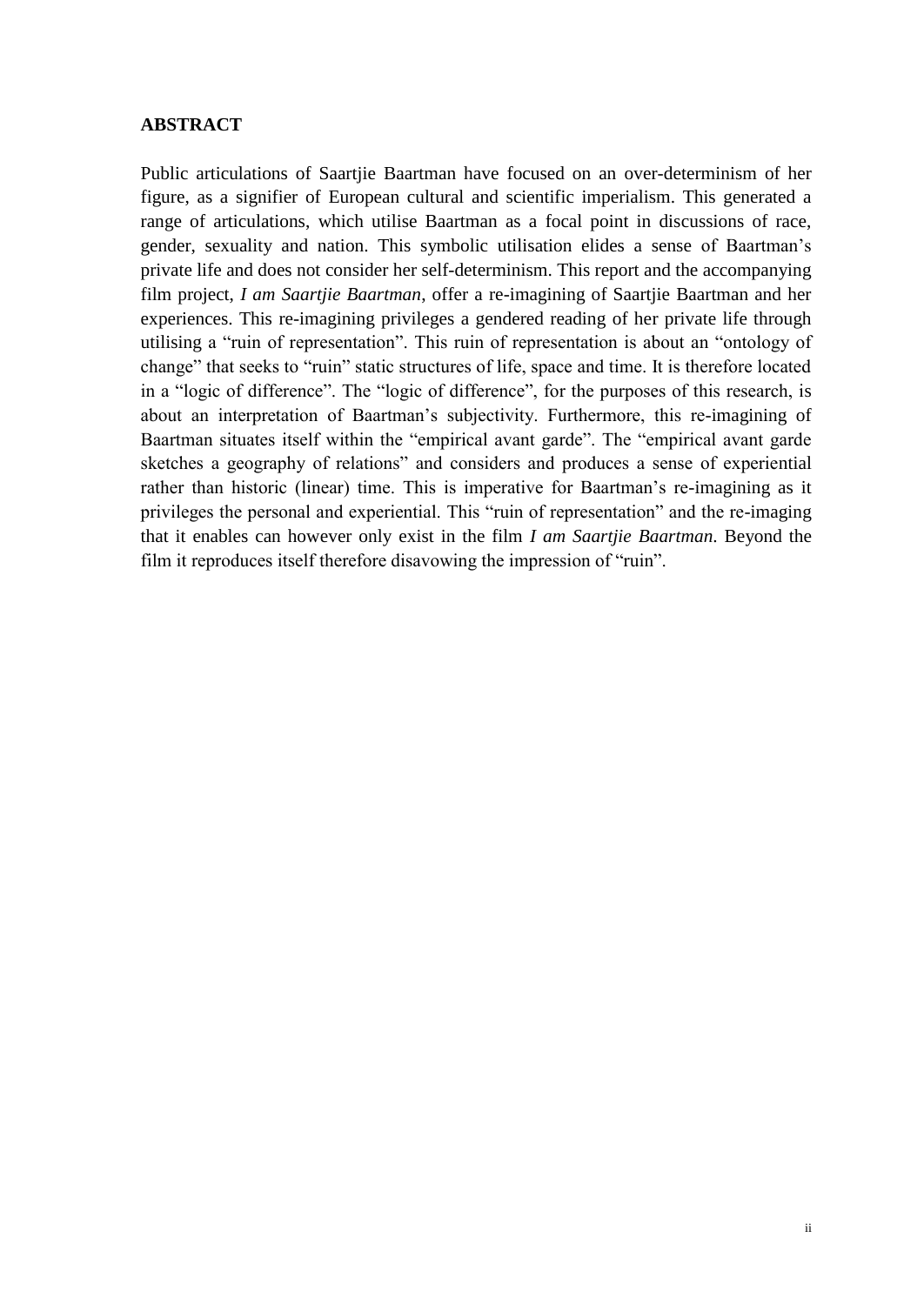## ABSTRACT

Public articulations of Saartjie Baartman have focused on an over-determinism of her figure, as a signifier of European cultural and scientific imperialism. This generated a range of articulations, which utilise Baartman as a focal point in discussions of race, gender, sexuality and nation. This symbolic utilisation elides a sense of Baartman's private life and does not consider her self-determinism. This report and the accompanying film project, *I am Saartjie Baartman*, offer a re-imagining of Saartjie Baartman and her experiences. This re-imagining privileges a gendered reading of her private life through utilising a "ruin of representation". This ruin of representation is about an "ontology of change" that seeks to "ruin" static structures of life, space and time. It is therefore located in a "logic of difference". The "logic of difference", for the purposes of this research, is about an interpretation of Baartman's subjectivity. Furthermore, this re-imagining of Baartman situates itself within the "empirical avant garde". The "empirical avant garde sketches a geography of relations" and considers and produces a sense of experiential rather than historic (linear) time. This is imperative for Baartman's re-imagining as it privileges the personal and experiential. This "ruin of representation" and the re-imaging that it enables can however only exist in the film *I am Saartjie Baartman*. Beyond the film it reproduces itself therefore disavowing the impression of "ruin".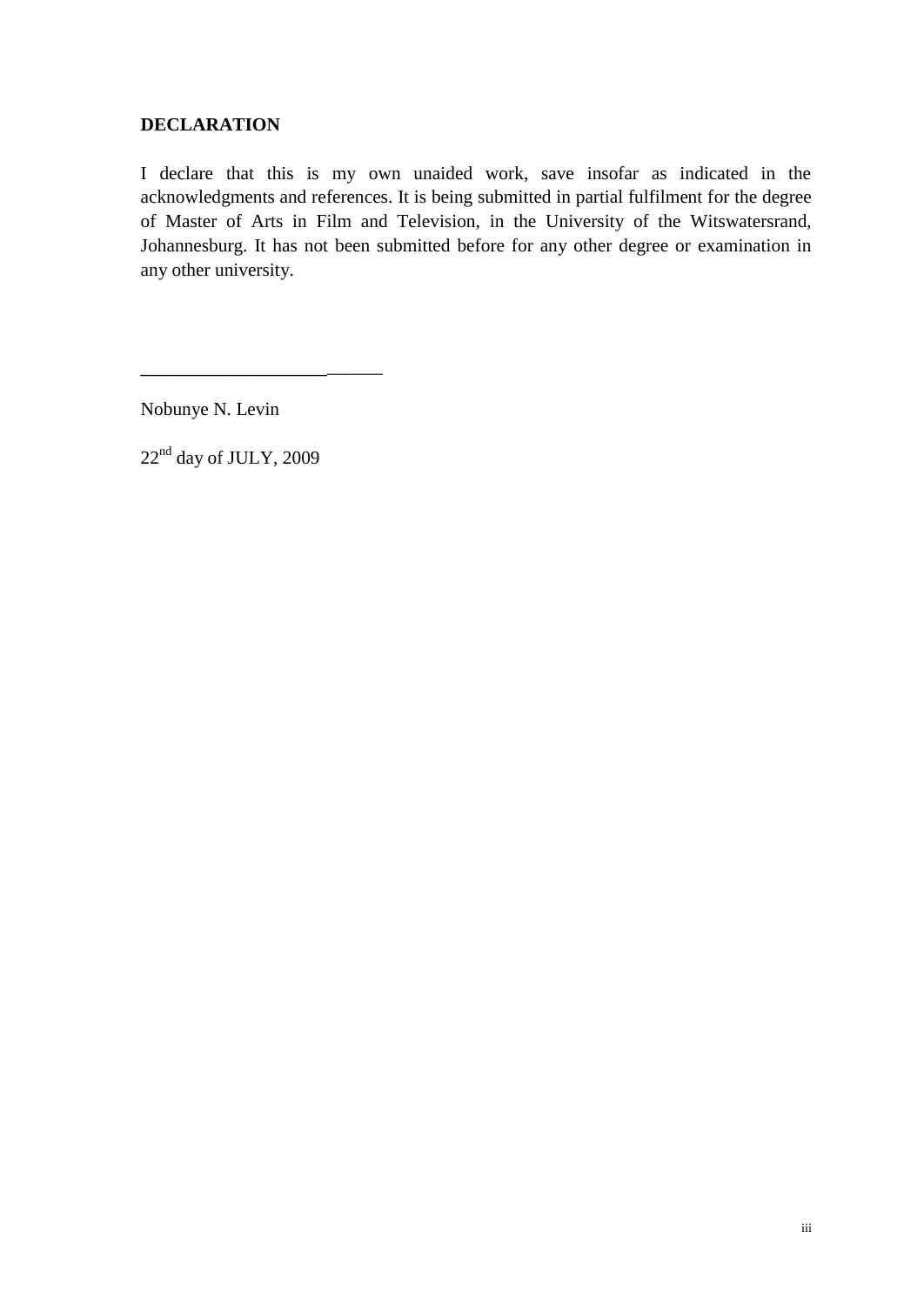## DECLARATION

I declare that this is my own unaided work, save insofar as indicated in the acknowledgments and references. It is being submitted in partial fulfilment for the degree of Master of Arts in Film and Television, in the University of the Witswatersrand, Johannesburg. It has not been submitted before for any other degree or examination in any other university.

___________________________

Nobunye N. Levin

22nd day of JULY, 2009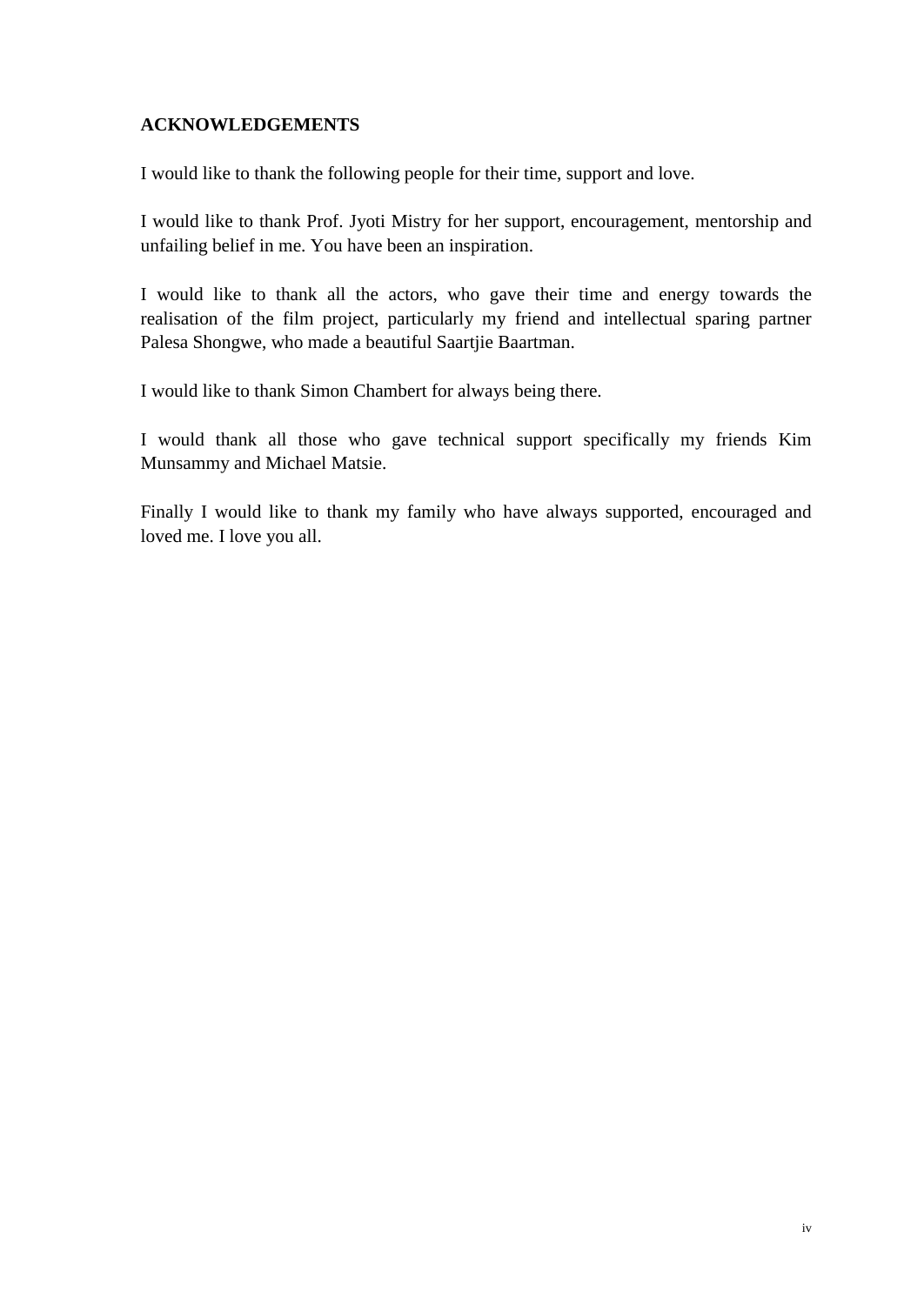**ACKNOWLEDGEMENTS**

I would like to thank the following people for their time, support and love.

I would like to thank Prof. Jyoti Mistry for her support, encouragement, mentorship and unfailing belief in me. You have been an inspiration.

I would like to thank all the actors, who gave their time and energy towards the realisation of the film project, particularly my friend and intellectual sparing partner Palesa Shongwe, who made a beautiful Saartjie Baartman.

I would like to thank Simon Chambert for always being there.

I would thank all those who gave technical support specifically my friends Kim Munsammy and Michael Matsie.

Finally I would like to thank my family who have always supported, encouraged and loved me. I love you all.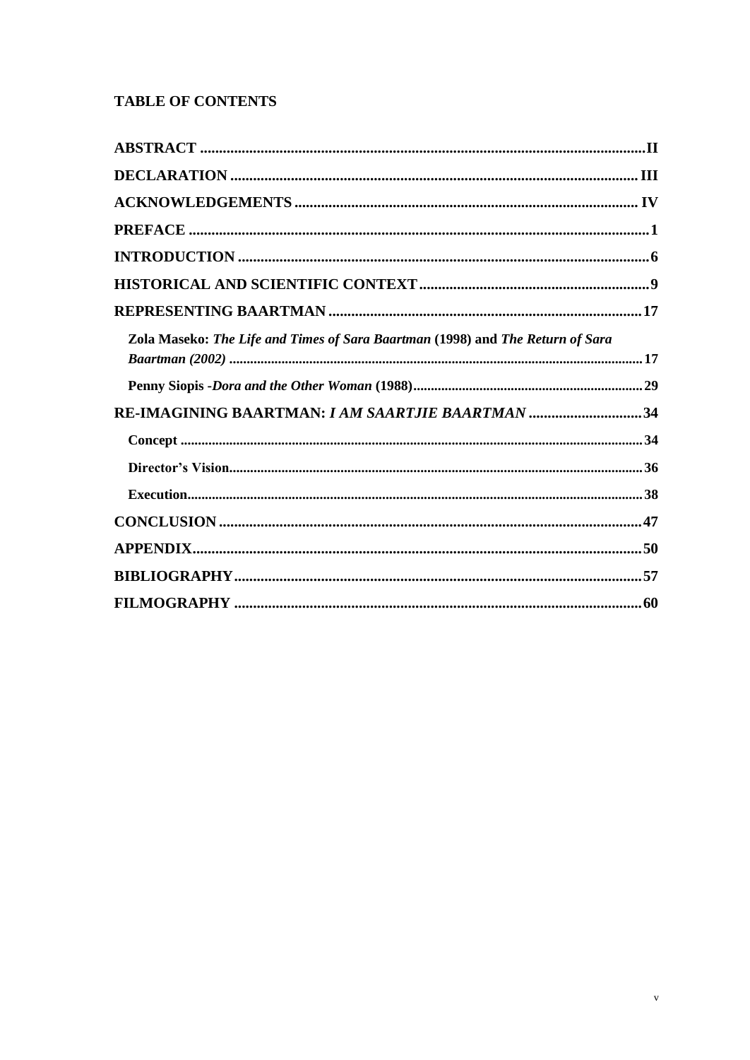## TABLE OF CONTENTS

**ABSTRACT** ....................................................................................................................II

**DECLARATION** ........................................................................................................... III

**ACKNOWLEDGEMENTS** ........................................................................................... IV

**PREFACE** .........................................................................................................................1

**INTRODUCTION** ............................................................................................................6

**HISTORICAL AND SCIENTIFIC CONTEXT** ..............................................................9

**REPRESENTING BAARTMAN** ...................................................................................17

- **Zola Maseko: *The Life and Times of Sara Baartman* (1998) and *The Return of Sara Baartman (2002)*** ....................................................................................................17
- **Penny Siopis -*Dora and the Other Woman* (1988)**.......................................................29

**RE-IMAGINING BAARTMAN: *I AM SAARTJIE BAARTMAN*** ..............................34

- **Concept** ..................................................................................................................34
- **Director's Vision**.......................................................................................................36
- **Execution**..................................................................................................................38

**CONCLUSION** ...............................................................................................................47

**APPENDIX**.......................................................................................................................50

**BIBLIOGRAPHY**...........................................................................................................57

**FILMOGRAPHY** ...........................................................................................................60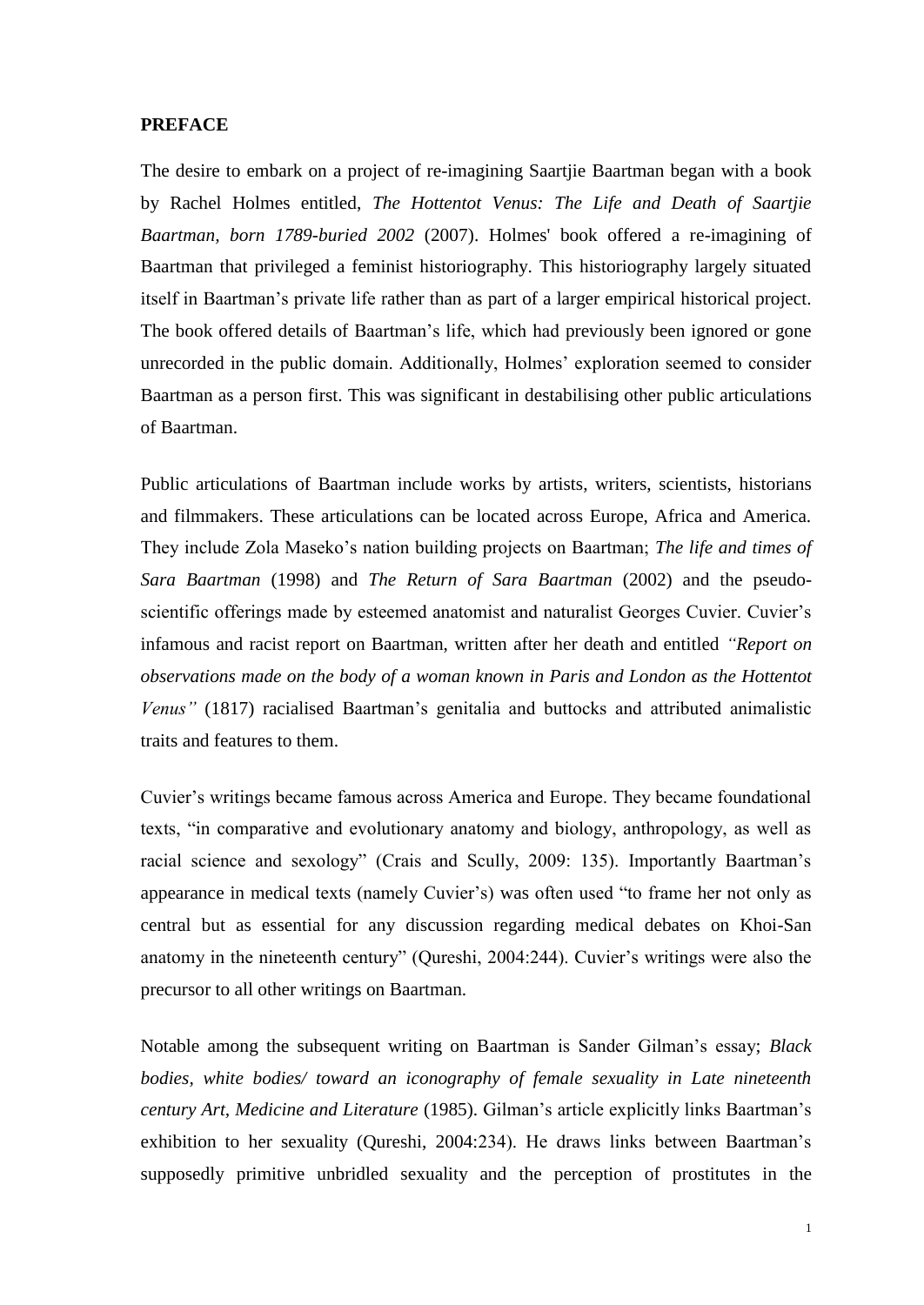**PREFACE**

The desire to embark on a project of re-imagining Saartjie Baartman began with a book by Rachel Holmes entitled, *The Hottentot Venus: The Life and Death of Saartjie Baartman, born 1789-buried 2002* (2007). Holmes' book offered a re-imagining of Baartman that privileged a feminist historiography. This historiography largely situated itself in Baartman's private life rather than as part of a larger empirical historical project. The book offered details of Baartman's life, which had previously been ignored or gone unrecorded in the public domain. Additionally, Holmes' exploration seemed to consider Baartman as a person first. This was significant in destabilising other public articulations of Baartman.

Public articulations of Baartman include works by artists, writers, scientists, historians and filmmakers. These articulations can be located across Europe, Africa and America. They include Zola Maseko's nation building projects on Baartman; *The life and times of Sara Baartman* (1998) and *The Return of Sara Baartman* (2002) and the pseudo-scientific offerings made by esteemed anatomist and naturalist Georges Cuvier. Cuvier's infamous and racist report on Baartman, written after her death and entitled *"Report on observations made on the body of a woman known in Paris and London as the Hottentot Venus"* (1817) racialised Baartman's genitalia and buttocks and attributed animalistic traits and features to them.

Cuvier's writings became famous across America and Europe. They became foundational texts, "in comparative and evolutionary anatomy and biology, anthropology, as well as racial science and sexology" (Crais and Scully, 2009: 135). Importantly Baartman's appearance in medical texts (namely Cuvier's) was often used "to frame her not only as central but as essential for any discussion regarding medical debates on Khoi-San anatomy in the nineteenth century" (Qureshi, 2004:244). Cuvier's writings were also the precursor to all other writings on Baartman.

Notable among the subsequent writing on Baartman is Sander Gilman's essay; *Black bodies, white bodies/ toward an iconography of female sexuality in Late nineteenth century Art, Medicine and Literature* (1985). Gilman's article explicitly links Baartman's exhibition to her sexuality (Qureshi, 2004:234). He draws links between Baartman's supposedly primitive unbridled sexuality and the perception of prostitutes in the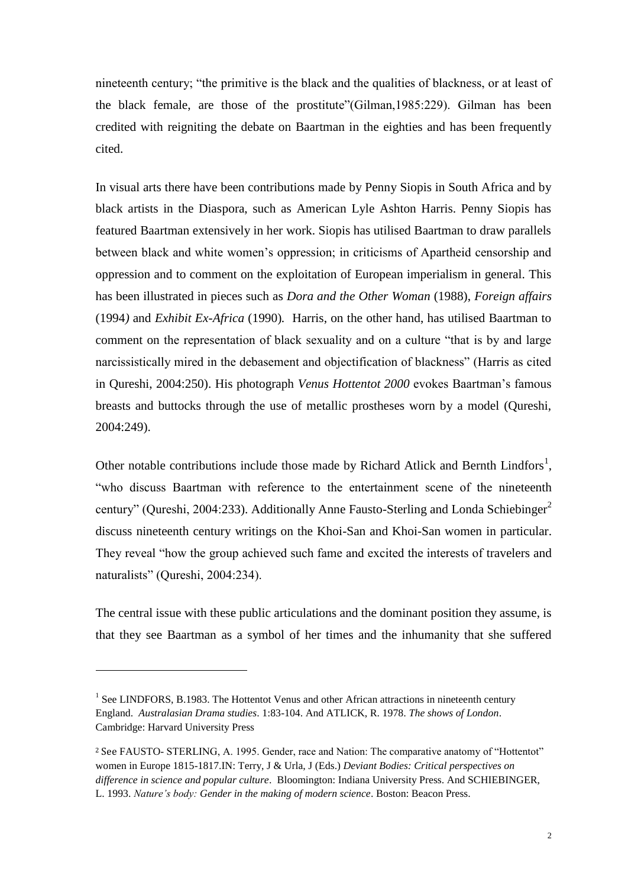nineteenth century; "the primitive is the black and the qualities of blackness, or at least of the black female, are those of the prostitute"(Gilman,1985:229). Gilman has been credited with reigniting the debate on Baartman in the eighties and has been frequently cited.

In visual arts there have been contributions made by Penny Siopis in South Africa and by black artists in the Diaspora, such as American Lyle Ashton Harris. Penny Siopis has featured Baartman extensively in her work. Siopis has utilised Baartman to draw parallels between black and white women's oppression; in criticisms of Apartheid censorship and oppression and to comment on the exploitation of European imperialism in general. This has been illustrated in pieces such as *Dora and the Other Woman* (1988), *Foreign affairs* (1994) and *Exhibit Ex-Africa* (1990). Harris, on the other hand, has utilised Baartman to comment on the representation of black sexuality and on a culture "that is by and large narcissistically mired in the debasement and objectification of blackness" (Harris as cited in Qureshi, 2004:250). His photograph *Venus Hottentot 2000* evokes Baartman's famous breasts and buttocks through the use of metallic prostheses worn by a model (Qureshi, 2004:249).

Other notable contributions include those made by Richard Atlick and Bernth Lindfors[1], "who discuss Baartman with reference to the entertainment scene of the nineteenth century" (Qureshi, 2004:233). Additionally Anne Fausto-Sterling and Londa Schiebinger[2] discuss nineteenth century writings on the Khoi-San and Khoi-San women in particular. They reveal "how the group achieved such fame and excited the interests of travelers and naturalists" (Qureshi, 2004:234).

The central issue with these public articulations and the dominant position they assume, is that they see Baartman as a symbol of her times and the inhumanity that she suffered

---

[1] See LINDFORS, B.1983. The Hottentot Venus and other African attractions in nineteenth century England. *Australasian Drama studies*. 1:83-104. And ATLICK, R. 1978. *The shows of London*. Cambridge: Harvard University Press

[2] See FAUSTO- STERLING, A. 1995. Gender, race and Nation: The comparative anatomy of "Hottentot" women in Europe 1815-1817.IN: Terry, J & Urla, J (Eds.) *Deviant Bodies: Critical perspectives on difference in science and popular culture*. Bloomington: Indiana University Press. And SCHIEBINGER, L. 1993. *Nature's body: Gender in the making of modern science*. Boston: Beacon Press.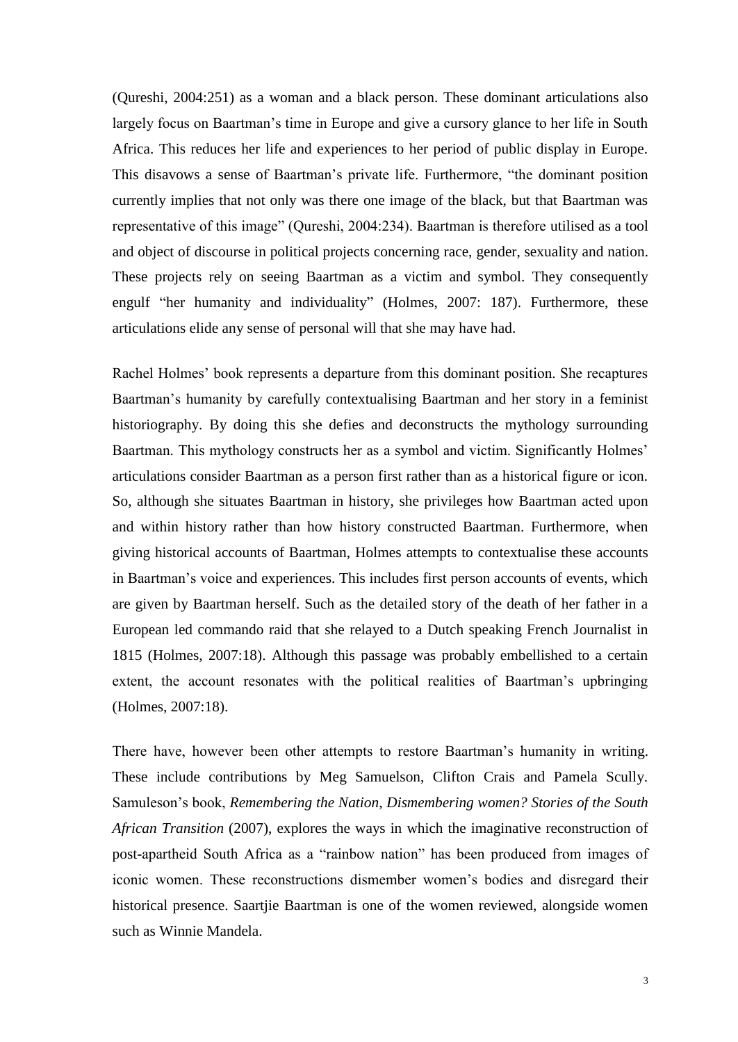(Qureshi, 2004:251) as a woman and a black person. These dominant articulations also largely focus on Baartman's time in Europe and give a cursory glance to her life in South Africa. This reduces her life and experiences to her period of public display in Europe. This disavows a sense of Baartman's private life. Furthermore, "the dominant position currently implies that not only was there one image of the black, but that Baartman was representative of this image" (Qureshi, 2004:234). Baartman is therefore utilised as a tool and object of discourse in political projects concerning race, gender, sexuality and nation. These projects rely on seeing Baartman as a victim and symbol. They consequently engulf "her humanity and individuality" (Holmes, 2007: 187). Furthermore, these articulations elide any sense of personal will that she may have had.

Rachel Holmes' book represents a departure from this dominant position. She recaptures Baartman's humanity by carefully contextualising Baartman and her story in a feminist historiography. By doing this she defies and deconstructs the mythology surrounding Baartman. This mythology constructs her as a symbol and victim. Significantly Holmes' articulations consider Baartman as a person first rather than as a historical figure or icon. So, although she situates Baartman in history, she privileges how Baartman acted upon and within history rather than how history constructed Baartman. Furthermore, when giving historical accounts of Baartman, Holmes attempts to contextualise these accounts in Baartman's voice and experiences. This includes first person accounts of events, which are given by Baartman herself. Such as the detailed story of the death of her father in a European led commando raid that she relayed to a Dutch speaking French Journalist in 1815 (Holmes, 2007:18). Although this passage was probably embellished to a certain extent, the account resonates with the political realities of Baartman's upbringing (Holmes, 2007:18).

There have, however been other attempts to restore Baartman's humanity in writing. These include contributions by Meg Samuelson, Clifton Crais and Pamela Scully. Samuleson's book, *Remembering the Nation, Dismembering women? Stories of the South African Transition* (2007), explores the ways in which the imaginative reconstruction of post-apartheid South Africa as a "rainbow nation" has been produced from images of iconic women. These reconstructions dismember women's bodies and disregard their historical presence. Saartjie Baartman is one of the women reviewed, alongside women such as Winnie Mandela.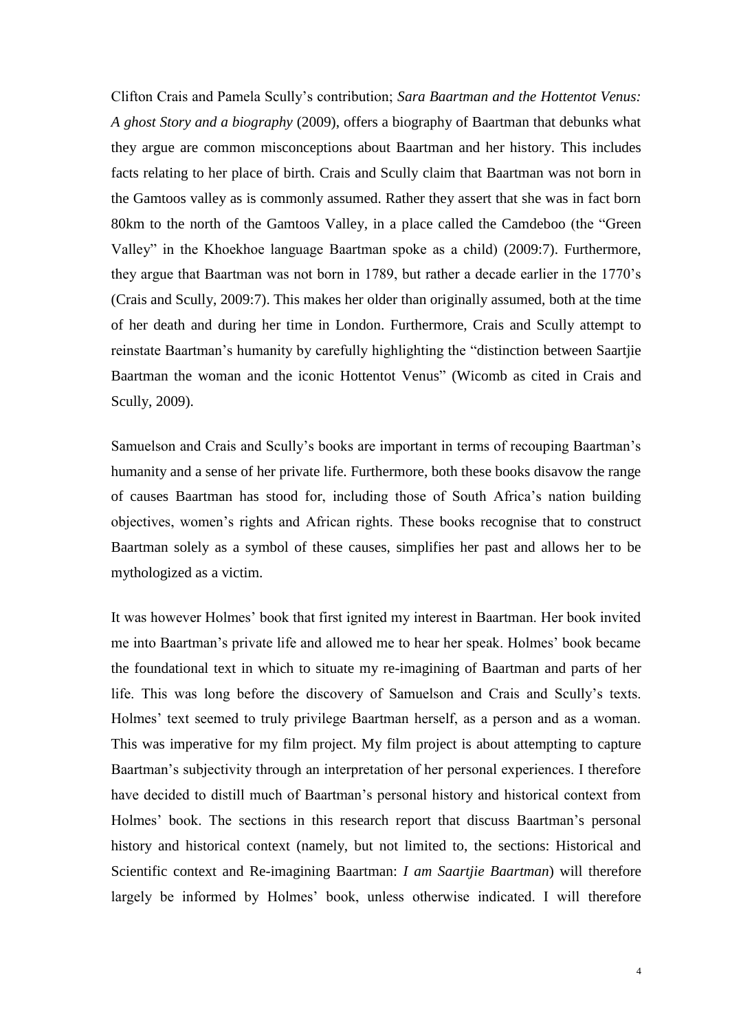Clifton Crais and Pamela Scully's contribution; *Sara Baartman and the Hottentot Venus: A ghost Story and a biography* (2009), offers a biography of Baartman that debunks what they argue are common misconceptions about Baartman and her history. This includes facts relating to her place of birth. Crais and Scully claim that Baartman was not born in the Gamtoos valley as is commonly assumed. Rather they assert that she was in fact born 80km to the north of the Gamtoos Valley, in a place called the Camdeboo (the "Green Valley" in the Khoekhoe language Baartman spoke as a child) (2009:7). Furthermore, they argue that Baartman was not born in 1789, but rather a decade earlier in the 1770's (Crais and Scully, 2009:7). This makes her older than originally assumed, both at the time of her death and during her time in London. Furthermore, Crais and Scully attempt to reinstate Baartman's humanity by carefully highlighting the "distinction between Saartjie Baartman the woman and the iconic Hottentot Venus" (Wicomb as cited in Crais and Scully, 2009).

Samuelson and Crais and Scully's books are important in terms of recouping Baartman's humanity and a sense of her private life. Furthermore, both these books disavow the range of causes Baartman has stood for, including those of South Africa's nation building objectives, women's rights and African rights. These books recognise that to construct Baartman solely as a symbol of these causes, simplifies her past and allows her to be mythologized as a victim.

It was however Holmes' book that first ignited my interest in Baartman. Her book invited me into Baartman's private life and allowed me to hear her speak. Holmes' book became the foundational text in which to situate my re-imagining of Baartman and parts of her life. This was long before the discovery of Samuelson and Crais and Scully's texts. Holmes' text seemed to truly privilege Baartman herself, as a person and as a woman. This was imperative for my film project. My film project is about attempting to capture Baartman's subjectivity through an interpretation of her personal experiences. I therefore have decided to distill much of Baartman's personal history and historical context from Holmes' book. The sections in this research report that discuss Baartman's personal history and historical context (namely, but not limited to, the sections: Historical and Scientific context and Re-imagining Baartman: *I am Saartjie Baartman*) will therefore largely be informed by Holmes' book, unless otherwise indicated. I will therefore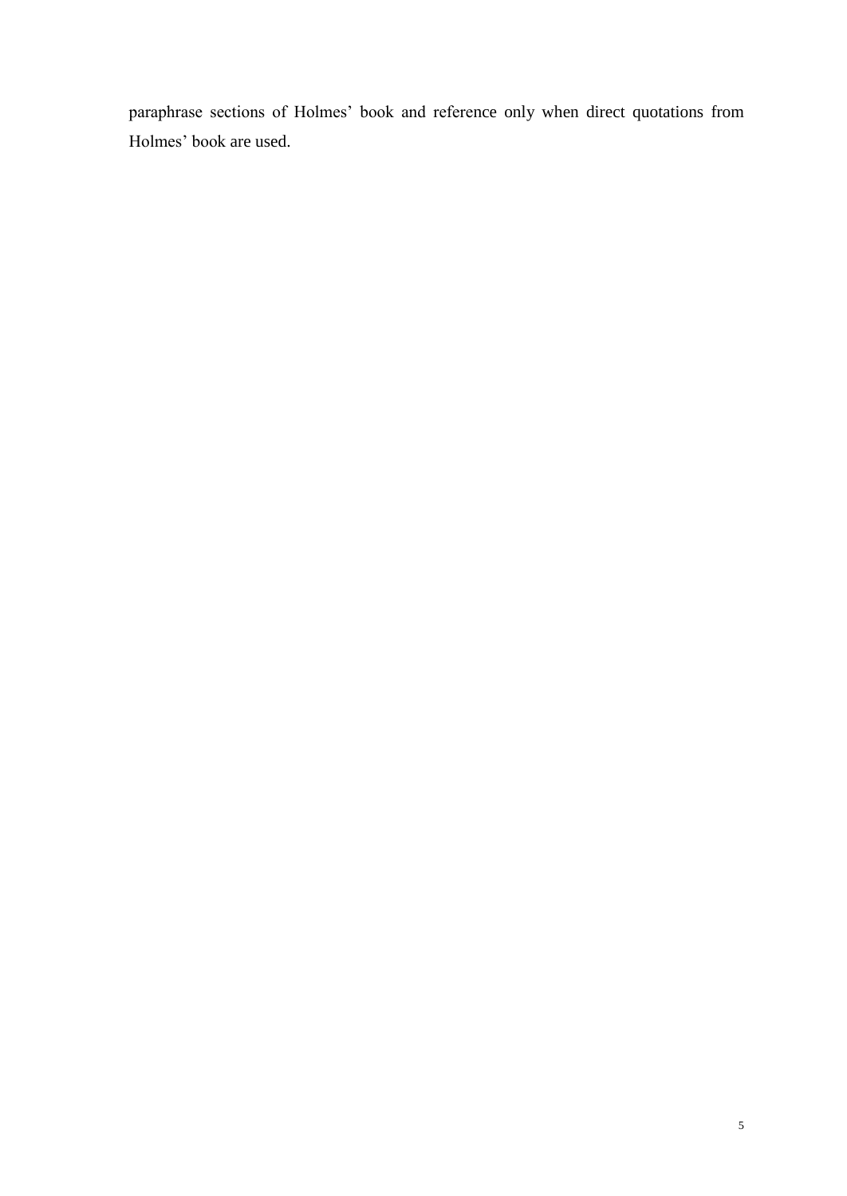paraphrase sections of Holmes' book and reference only when direct quotations from Holmes' book are used.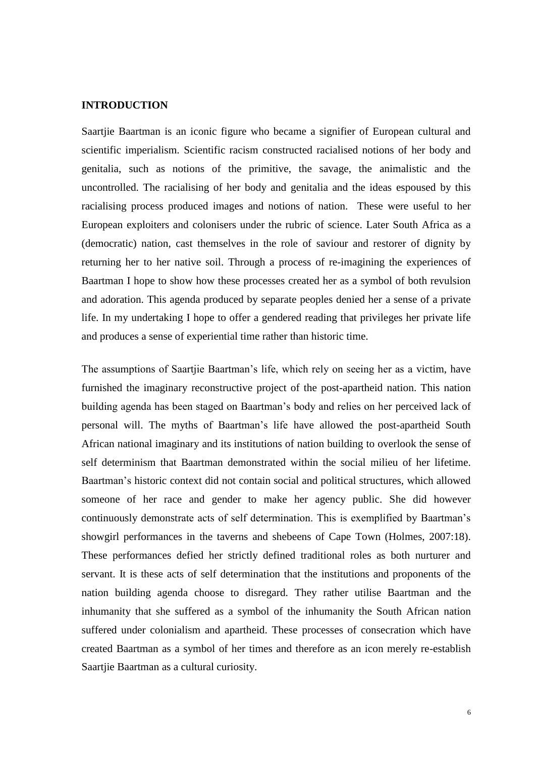# INTRODUCTION

Saartjie Baartman is an iconic figure who became a signifier of European cultural and scientific imperialism. Scientific racism constructed racialised notions of her body and genitalia, such as notions of the primitive, the savage, the animalistic and the uncontrolled. The racialising of her body and genitalia and the ideas espoused by this racialising process produced images and notions of nation. These were useful to her European exploiters and colonisers under the rubric of science. Later South Africa as a (democratic) nation, cast themselves in the role of saviour and restorer of dignity by returning her to her native soil. Through a process of re-imagining the experiences of Baartman I hope to show how these processes created her as a symbol of both revulsion and adoration. This agenda produced by separate peoples denied her a sense of a private life. In my undertaking I hope to offer a gendered reading that privileges her private life and produces a sense of experiential time rather than historic time.

The assumptions of Saartjie Baartman's life, which rely on seeing her as a victim, have furnished the imaginary reconstructive project of the post-apartheid nation. This nation building agenda has been staged on Baartman's body and relies on her perceived lack of personal will. The myths of Baartman's life have allowed the post-apartheid South African national imaginary and its institutions of nation building to overlook the sense of self determinism that Baartman demonstrated within the social milieu of her lifetime. Baartman's historic context did not contain social and political structures, which allowed someone of her race and gender to make her agency public. She did however continuously demonstrate acts of self determination. This is exemplified by Baartman's showgirl performances in the taverns and shebeens of Cape Town (Holmes, 2007:18). These performances defied her strictly defined traditional roles as both nurturer and servant. It is these acts of self determination that the institutions and proponents of the nation building agenda choose to disregard. They rather utilise Baartman and the inhumanity that she suffered as a symbol of the inhumanity the South African nation suffered under colonialism and apartheid. These processes of consecration which have created Baartman as a symbol of her times and therefore as an icon merely re-establish Saartjie Baartman as a cultural curiosity.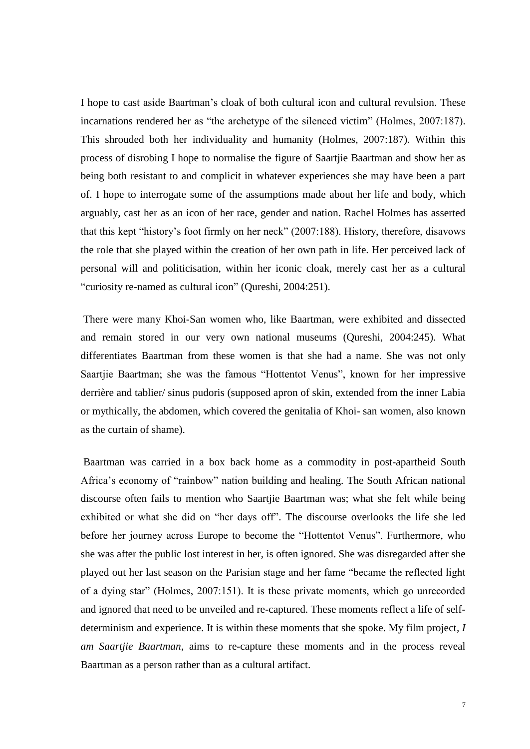I hope to cast aside Baartman's cloak of both cultural icon and cultural revulsion. These incarnations rendered her as "the archetype of the silenced victim" (Holmes, 2007:187). This shrouded both her individuality and humanity (Holmes, 2007:187). Within this process of disrobing I hope to normalise the figure of Saartjie Baartman and show her as being both resistant to and complicit in whatever experiences she may have been a part of. I hope to interrogate some of the assumptions made about her life and body, which arguably, cast her as an icon of her race, gender and nation. Rachel Holmes has asserted that this kept "history's foot firmly on her neck" (2007:188). History, therefore, disavows the role that she played within the creation of her own path in life. Her perceived lack of personal will and politicisation, within her iconic cloak, merely cast her as a cultural "curiosity re-named as cultural icon" (Qureshi, 2004:251).

There were many Khoi-San women who, like Baartman, were exhibited and dissected and remain stored in our very own national museums (Qureshi, 2004:245). What differentiates Baartman from these women is that she had a name. She was not only Saartjie Baartman; she was the famous "Hottentot Venus", known for her impressive derrière and tablier/ sinus pudoris (supposed apron of skin, extended from the inner Labia or mythically, the abdomen, which covered the genitalia of Khoi- san women, also known as the curtain of shame).

Baartman was carried in a box back home as a commodity in post-apartheid South Africa's economy of "rainbow" nation building and healing. The South African national discourse often fails to mention who Saartjie Baartman was; what she felt while being exhibited or what she did on "her days off". The discourse overlooks the life she led before her journey across Europe to become the "Hottentot Venus". Furthermore, who she was after the public lost interest in her, is often ignored. She was disregarded after she played out her last season on the Parisian stage and her fame "became the reflected light of a dying star" (Holmes, 2007:151). It is these private moments, which go unrecorded and ignored that need to be unveiled and re-captured. These moments reflect a life of self-determinism and experience. It is within these moments that she spoke. My film project, *I am Saartjie Baartman*, aims to re-capture these moments and in the process reveal Baartman as a person rather than as a cultural artifact.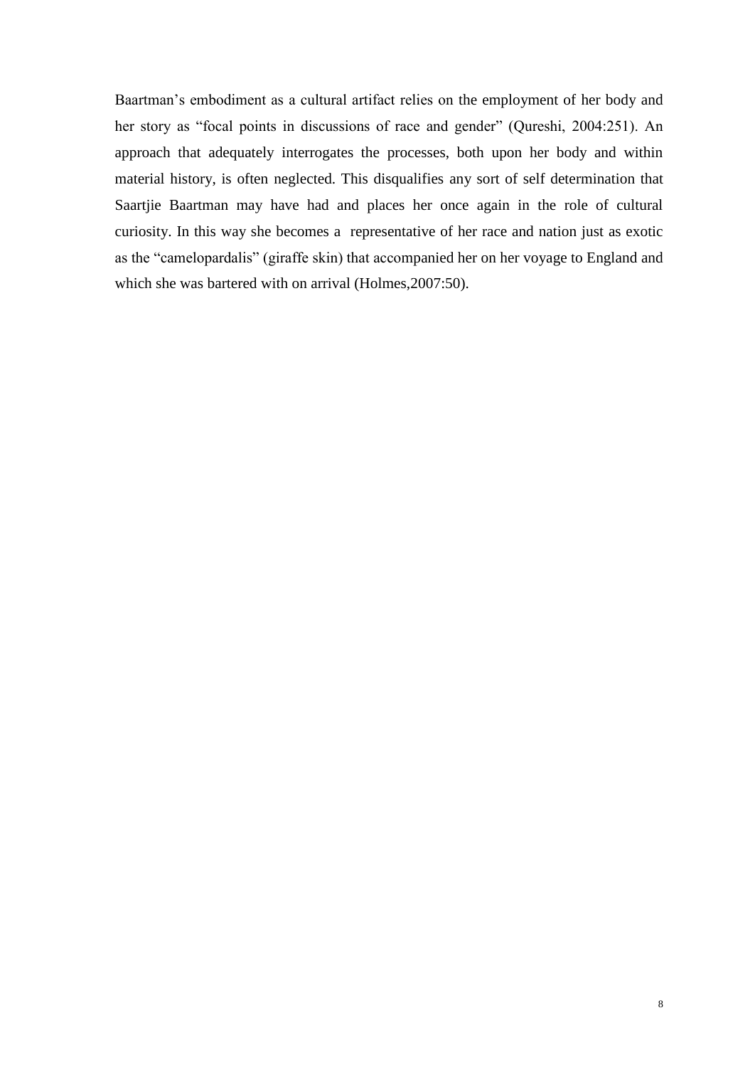Baartman's embodiment as a cultural artifact relies on the employment of her body and her story as "focal points in discussions of race and gender" (Qureshi, 2004:251). An approach that adequately interrogates the processes, both upon her body and within material history, is often neglected. This disqualifies any sort of self determination that Saartjie Baartman may have had and places her once again in the role of cultural curiosity. In this way she becomes a representative of her race and nation just as exotic as the "camelopardalis" (giraffe skin) that accompanied her on her voyage to England and which she was bartered with on arrival (Holmes,2007:50).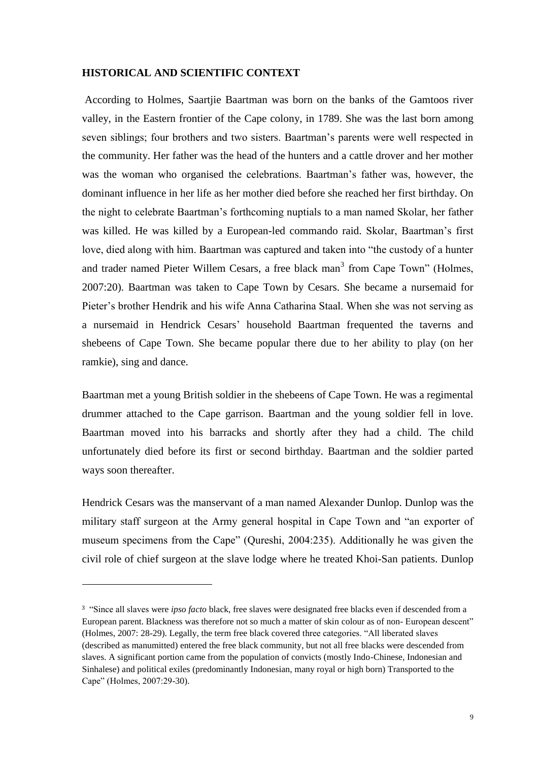## HISTORICAL AND SCIENTIFIC CONTEXT

According to Holmes, Saartjie Baartman was born on the banks of the Gamtoos river valley, in the Eastern frontier of the Cape colony, in 1789. She was the last born among seven siblings; four brothers and two sisters. Baartman's parents were well respected in the community. Her father was the head of the hunters and a cattle drover and her mother was the woman who organised the celebrations. Baartman's father was, however, the dominant influence in her life as her mother died before she reached her first birthday. On the night to celebrate Baartman's forthcoming nuptials to a man named Skolar, her father was killed. He was killed by a European-led commando raid. Skolar, Baartman's first love, died along with him. Baartman was captured and taken into "the custody of a hunter and trader named Pieter Willem Cesars, a free black man[3] from Cape Town" (Holmes, 2007:20). Baartman was taken to Cape Town by Cesars. She became a nursemaid for Pieter's brother Hendrik and his wife Anna Catharina Staal. When she was not serving as a nursemaid in Hendrick Cesars' household Baartman frequented the taverns and shebeens of Cape Town. She became popular there due to her ability to play (on her ramkie), sing and dance.

Baartman met a young British soldier in the shebeens of Cape Town. He was a regimental drummer attached to the Cape garrison. Baartman and the young soldier fell in love. Baartman moved into his barracks and shortly after they had a child. The child unfortunately died before its first or second birthday. Baartman and the soldier parted ways soon thereafter.

Hendrick Cesars was the manservant of a man named Alexander Dunlop. Dunlop was the military staff surgeon at the Army general hospital in Cape Town and "an exporter of museum specimens from the Cape" (Qureshi, 2004:235). Additionally he was given the civil role of chief surgeon at the slave lodge where he treated Khoi-San patients. Dunlop

---

[3] "Since all slaves were *ipso facto* black, free slaves were designated free blacks even if descended from a European parent. Blackness was therefore not so much a matter of skin colour as of non- European descent" (Holmes, 2007: 28-29). Legally, the term free black covered three categories. "All liberated slaves (described as manumitted) entered the free black community, but not all free blacks were descended from slaves. A significant portion came from the population of convicts (mostly Indo-Chinese, Indonesian and Sinhalese) and political exiles (predominantly Indonesian, many royal or high born) Transported to the Cape" (Holmes, 2007:29-30).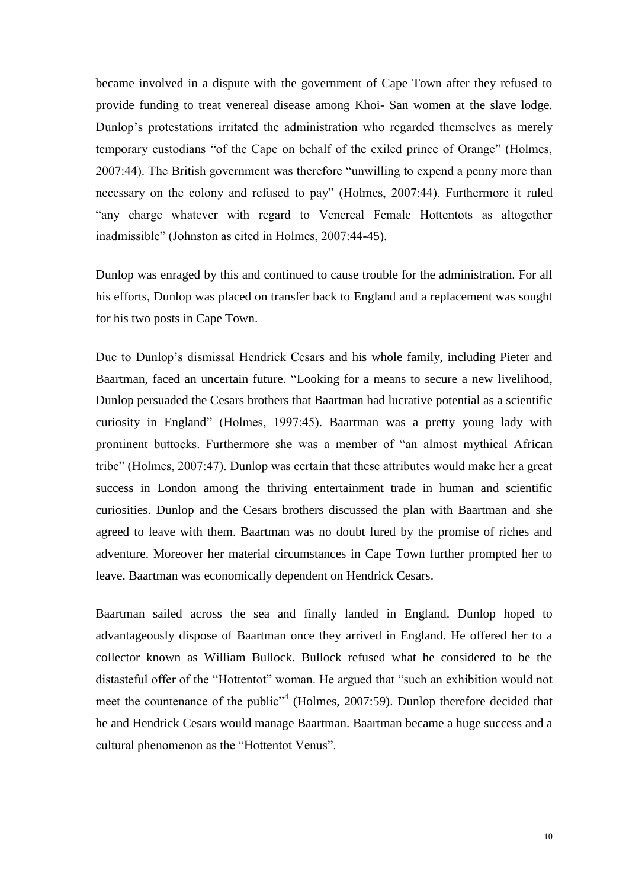became involved in a dispute with the government of Cape Town after they refused to provide funding to treat venereal disease among Khoi- San women at the slave lodge. Dunlop's protestations irritated the administration who regarded themselves as merely temporary custodians "of the Cape on behalf of the exiled prince of Orange" (Holmes, 2007:44). The British government was therefore "unwilling to expend a penny more than necessary on the colony and refused to pay" (Holmes, 2007:44). Furthermore it ruled "any charge whatever with regard to Venereal Female Hottentots as altogether inadmissible" (Johnston as cited in Holmes, 2007:44-45).

Dunlop was enraged by this and continued to cause trouble for the administration. For all his efforts, Dunlop was placed on transfer back to England and a replacement was sought for his two posts in Cape Town.

Due to Dunlop's dismissal Hendrick Cesars and his whole family, including Pieter and Baartman, faced an uncertain future. "Looking for a means to secure a new livelihood, Dunlop persuaded the Cesars brothers that Baartman had lucrative potential as a scientific curiosity in England" (Holmes, 1997:45). Baartman was a pretty young lady with prominent buttocks. Furthermore she was a member of "an almost mythical African tribe" (Holmes, 2007:47). Dunlop was certain that these attributes would make her a great success in London among the thriving entertainment trade in human and scientific curiosities. Dunlop and the Cesars brothers discussed the plan with Baartman and she agreed to leave with them. Baartman was no doubt lured by the promise of riches and adventure. Moreover her material circumstances in Cape Town further prompted her to leave. Baartman was economically dependent on Hendrick Cesars.

Baartman sailed across the sea and finally landed in England. Dunlop hoped to advantageously dispose of Baartman once they arrived in England. He offered her to a collector known as William Bullock. Bullock refused what he considered to be the distasteful offer of the "Hottentot" woman. He argued that "such an exhibition would not meet the countenance of the public"[4] (Holmes, 2007:59). Dunlop therefore decided that he and Hendrick Cesars would manage Baartman. Baartman became a huge success and a cultural phenomenon as the "Hottentot Venus".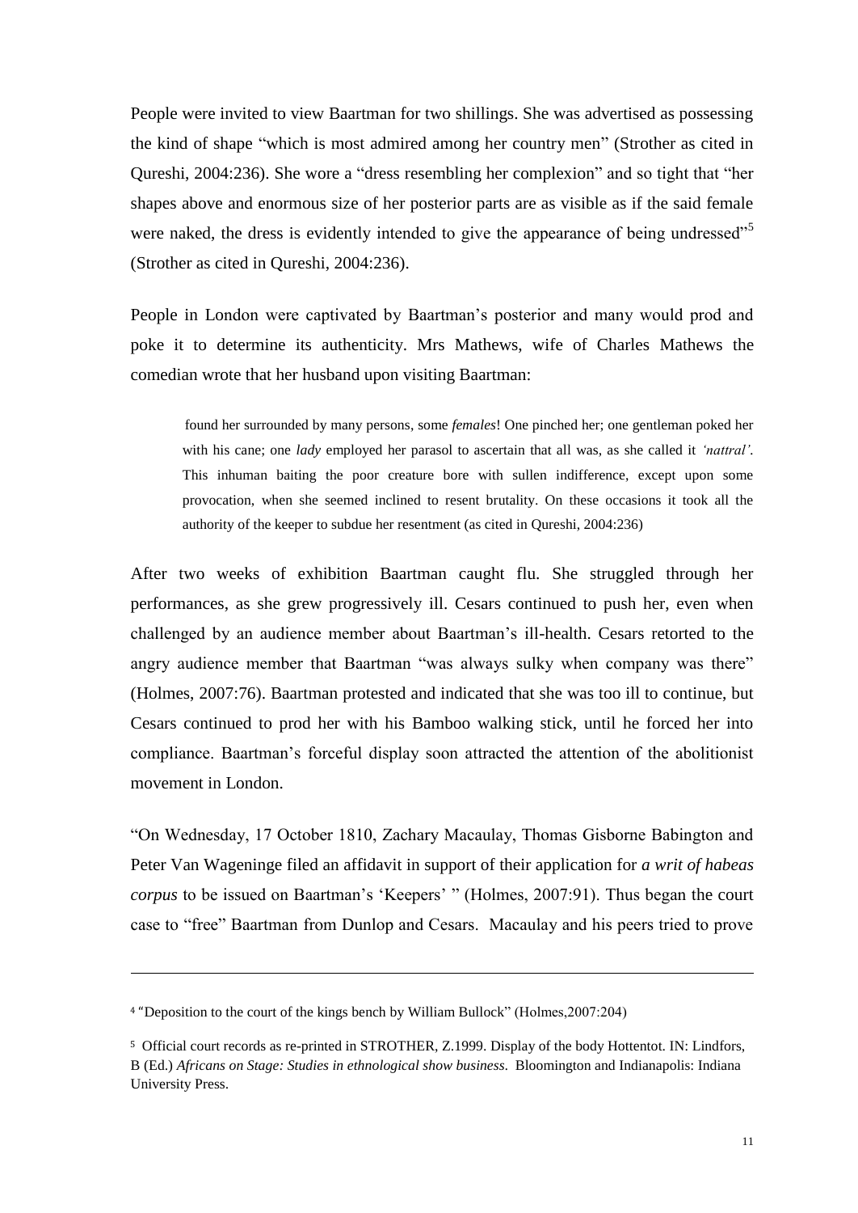People were invited to view Baartman for two shillings. She was advertised as possessing the kind of shape "which is most admired among her country men" (Strother as cited in Qureshi, 2004:236). She wore a "dress resembling her complexion" and so tight that "her shapes above and enormous size of her posterior parts are as visible as if the said female were naked, the dress is evidently intended to give the appearance of being undressed"[5] (Strother as cited in Qureshi, 2004:236).

People in London were captivated by Baartman's posterior and many would prod and poke it to determine its authenticity. Mrs Mathews, wife of Charles Mathews the comedian wrote that her husband upon visiting Baartman:

> found her surrounded by many persons, some *females*! One pinched her; one gentleman poked her with his cane; one *lady* employed her parasol to ascertain that all was, as she called it *'nattral'*. This inhuman baiting the poor creature bore with sullen indifference, except upon some provocation, when she seemed inclined to resent brutality. On these occasions it took all the authority of the keeper to subdue her resentment (as cited in Qureshi, 2004:236)

After two weeks of exhibition Baartman caught flu. She struggled through her performances, as she grew progressively ill. Cesars continued to push her, even when challenged by an audience member about Baartman's ill-health. Cesars retorted to the angry audience member that Baartman "was always sulky when company was there" (Holmes, 2007:76). Baartman protested and indicated that she was too ill to continue, but Cesars continued to prod her with his Bamboo walking stick, until he forced her into compliance. Baartman's forceful display soon attracted the attention of the abolitionist movement in London.

"On Wednesday, 17 October 1810, Zachary Macaulay, Thomas Gisborne Babington and Peter Van Wageninge filed an affidavit in support of their application for *a writ of habeas corpus* to be issued on Baartman's 'Keepers' " (Holmes, 2007:91). Thus began the court case to "free" Baartman from Dunlop and Cesars. Macaulay and his peers tried to prove

---

[4] "Deposition to the court of the kings bench by William Bullock" (Holmes,2007:204)

[5] Official court records as re-printed in STROTHER, Z.1999. Display of the body Hottentot. IN: Lindfors, B (Ed.) *Africans on Stage: Studies in ethnological show business*. Bloomington and Indianapolis: Indiana University Press.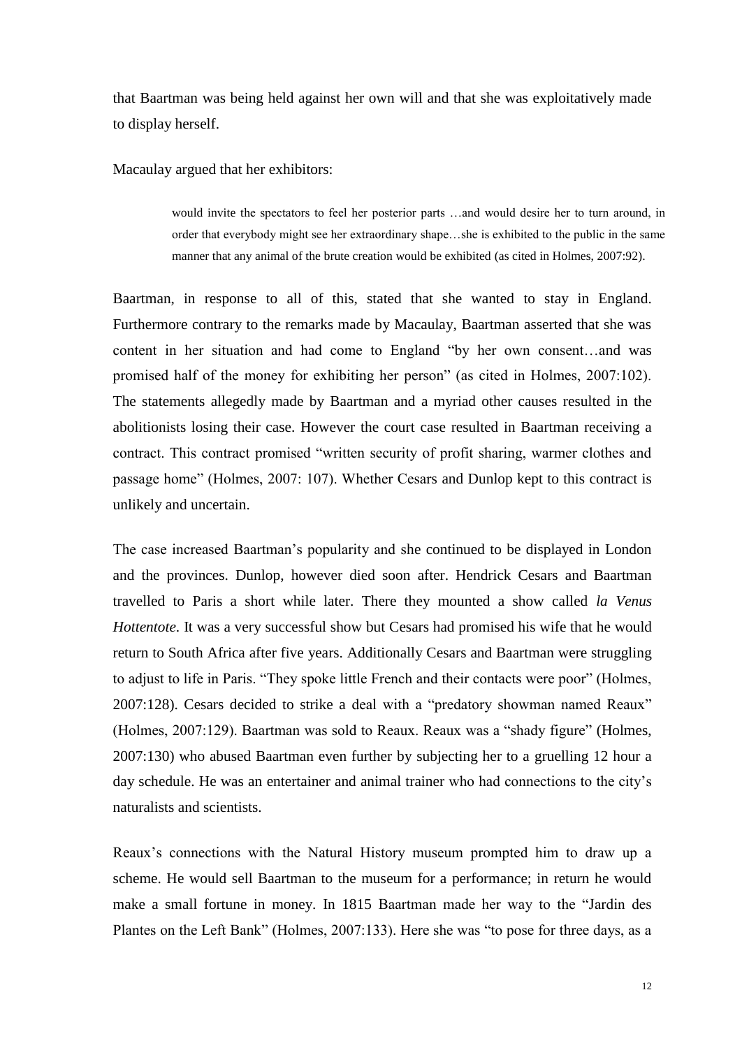that Baartman was being held against her own will and that she was exploitatively made to display herself.

Macaulay argued that her exhibitors:

> would invite the spectators to feel her posterior parts …and would desire her to turn around, in order that everybody might see her extraordinary shape…she is exhibited to the public in the same manner that any animal of the brute creation would be exhibited (as cited in Holmes, 2007:92).

Baartman, in response to all of this, stated that she wanted to stay in England. Furthermore contrary to the remarks made by Macaulay, Baartman asserted that she was content in her situation and had come to England "by her own consent…and was promised half of the money for exhibiting her person" (as cited in Holmes, 2007:102). The statements allegedly made by Baartman and a myriad other causes resulted in the abolitionists losing their case. However the court case resulted in Baartman receiving a contract. This contract promised "written security of profit sharing, warmer clothes and passage home" (Holmes, 2007: 107). Whether Cesars and Dunlop kept to this contract is unlikely and uncertain.

The case increased Baartman's popularity and she continued to be displayed in London and the provinces. Dunlop, however died soon after. Hendrick Cesars and Baartman travelled to Paris a short while later. There they mounted a show called *la Venus Hottentote*. It was a very successful show but Cesars had promised his wife that he would return to South Africa after five years. Additionally Cesars and Baartman were struggling to adjust to life in Paris. "They spoke little French and their contacts were poor" (Holmes, 2007:128). Cesars decided to strike a deal with a "predatory showman named Reaux" (Holmes, 2007:129). Baartman was sold to Reaux. Reaux was a "shady figure" (Holmes, 2007:130) who abused Baartman even further by subjecting her to a gruelling 12 hour a day schedule. He was an entertainer and animal trainer who had connections to the city's naturalists and scientists.

Reaux's connections with the Natural History museum prompted him to draw up a scheme. He would sell Baartman to the museum for a performance; in return he would make a small fortune in money. In 1815 Baartman made her way to the "Jardin des Plantes on the Left Bank" (Holmes, 2007:133). Here she was "to pose for three days, as a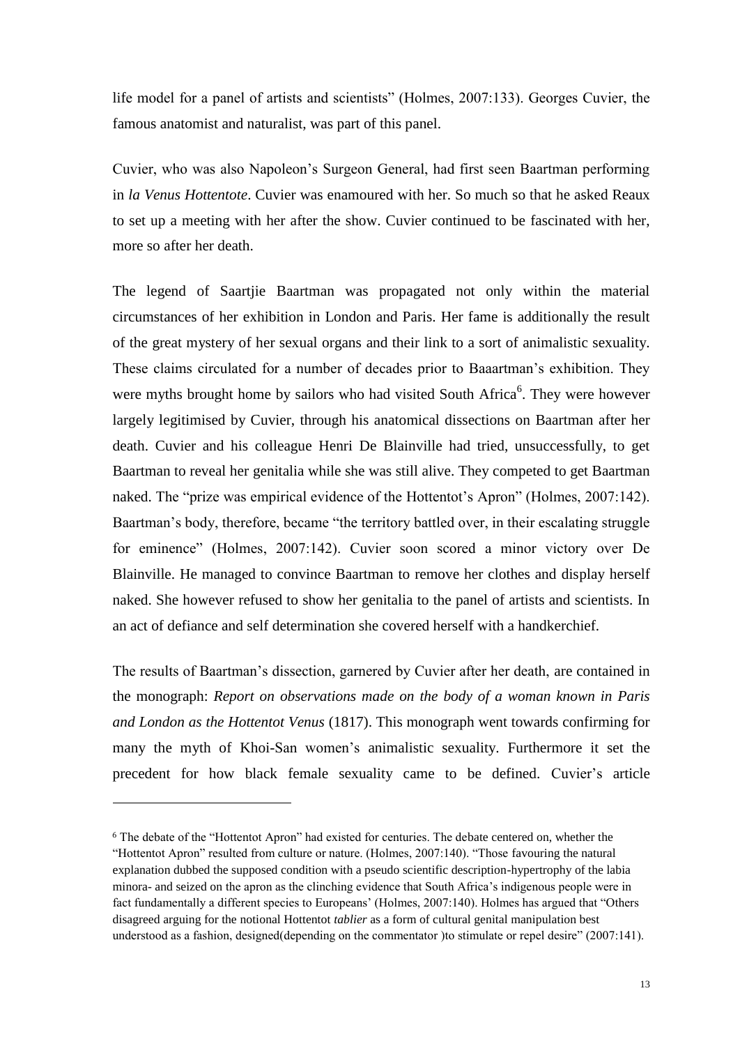life model for a panel of artists and scientists" (Holmes, 2007:133). Georges Cuvier, the famous anatomist and naturalist, was part of this panel.

Cuvier, who was also Napoleon's Surgeon General, had first seen Baartman performing in *la Venus Hottentote*. Cuvier was enamoured with her. So much so that he asked Reaux to set up a meeting with her after the show. Cuvier continued to be fascinated with her, more so after her death.

The legend of Saartjie Baartman was propagated not only within the material circumstances of her exhibition in London and Paris. Her fame is additionally the result of the great mystery of her sexual organs and their link to a sort of animalistic sexuality. These claims circulated for a number of decades prior to Baaartman's exhibition. They were myths brought home by sailors who had visited South Africa[6]. They were however largely legitimised by Cuvier, through his anatomical dissections on Baartman after her death. Cuvier and his colleague Henri De Blainville had tried, unsuccessfully, to get Baartman to reveal her genitalia while she was still alive. They competed to get Baartman naked. The "prize was empirical evidence of the Hottentot's Apron" (Holmes, 2007:142). Baartman's body, therefore, became "the territory battled over, in their escalating struggle for eminence" (Holmes, 2007:142). Cuvier soon scored a minor victory over De Blainville. He managed to convince Baartman to remove her clothes and display herself naked. She however refused to show her genitalia to the panel of artists and scientists. In an act of defiance and self determination she covered herself with a handkerchief.

The results of Baartman's dissection, garnered by Cuvier after her death, are contained in the monograph: *Report on observations made on the body of a woman known in Paris and London as the Hottentot Venus* (1817). This monograph went towards confirming for many the myth of Khoi-San women's animalistic sexuality. Furthermore it set the precedent for how black female sexuality came to be defined. Cuvier's article

---

[6] The debate of the "Hottentot Apron" had existed for centuries. The debate centered on, whether the "Hottentot Apron" resulted from culture or nature. (Holmes, 2007:140). "Those favouring the natural explanation dubbed the supposed condition with a pseudo scientific description-hypertrophy of the labia minora- and seized on the apron as the clinching evidence that South Africa's indigenous people were in fact fundamentally a different species to Europeans' (Holmes, 2007:140). Holmes has argued that "Others disagreed arguing for the notional Hottentot *tablier* as a form of cultural genital manipulation best understood as a fashion, designed(depending on the commentator )to stimulate or repel desire" (2007:141).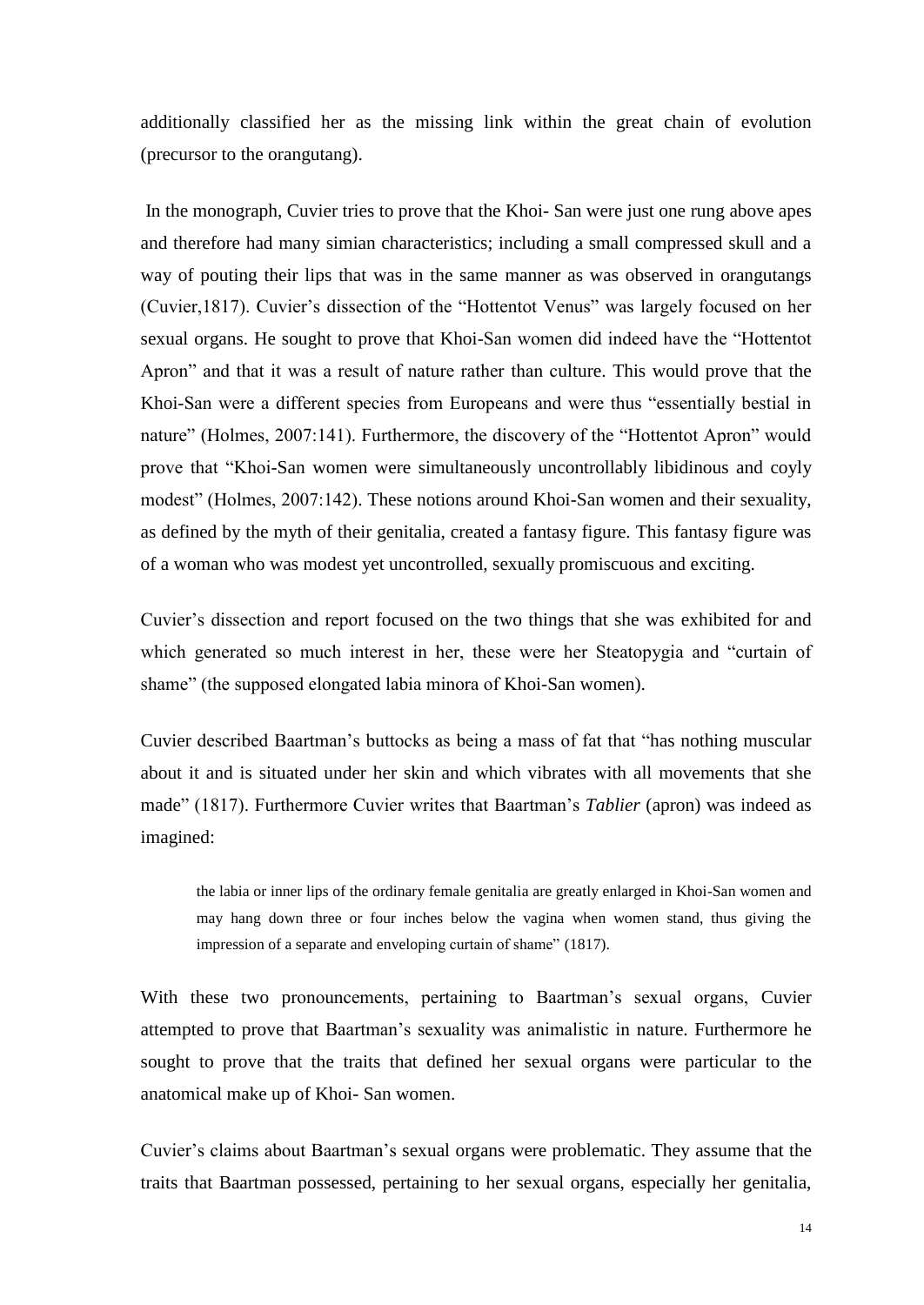additionally classified her as the missing link within the great chain of evolution (precursor to the orangutang).

In the monograph, Cuvier tries to prove that the Khoi- San were just one rung above apes and therefore had many simian characteristics; including a small compressed skull and a way of pouting their lips that was in the same manner as was observed in orangutangs (Cuvier,1817). Cuvier's dissection of the "Hottentot Venus" was largely focused on her sexual organs. He sought to prove that Khoi-San women did indeed have the "Hottentot Apron" and that it was a result of nature rather than culture. This would prove that the Khoi-San were a different species from Europeans and were thus "essentially bestial in nature" (Holmes, 2007:141). Furthermore, the discovery of the "Hottentot Apron" would prove that "Khoi-San women were simultaneously uncontrollably libidinous and coyly modest" (Holmes, 2007:142). These notions around Khoi-San women and their sexuality, as defined by the myth of their genitalia, created a fantasy figure. This fantasy figure was of a woman who was modest yet uncontrolled, sexually promiscuous and exciting.

Cuvier's dissection and report focused on the two things that she was exhibited for and which generated so much interest in her, these were her Steatopygia and "curtain of shame" (the supposed elongated labia minora of Khoi-San women).

Cuvier described Baartman's buttocks as being a mass of fat that "has nothing muscular about it and is situated under her skin and which vibrates with all movements that she made" (1817). Furthermore Cuvier writes that Baartman's *Tablier* (apron) was indeed as imagined:

> the labia or inner lips of the ordinary female genitalia are greatly enlarged in Khoi-San women and may hang down three or four inches below the vagina when women stand, thus giving the impression of a separate and enveloping curtain of shame" (1817).

With these two pronouncements, pertaining to Baartman's sexual organs, Cuvier attempted to prove that Baartman's sexuality was animalistic in nature. Furthermore he sought to prove that the traits that defined her sexual organs were particular to the anatomical make up of Khoi- San women.

Cuvier's claims about Baartman's sexual organs were problematic. They assume that the traits that Baartman possessed, pertaining to her sexual organs, especially her genitalia,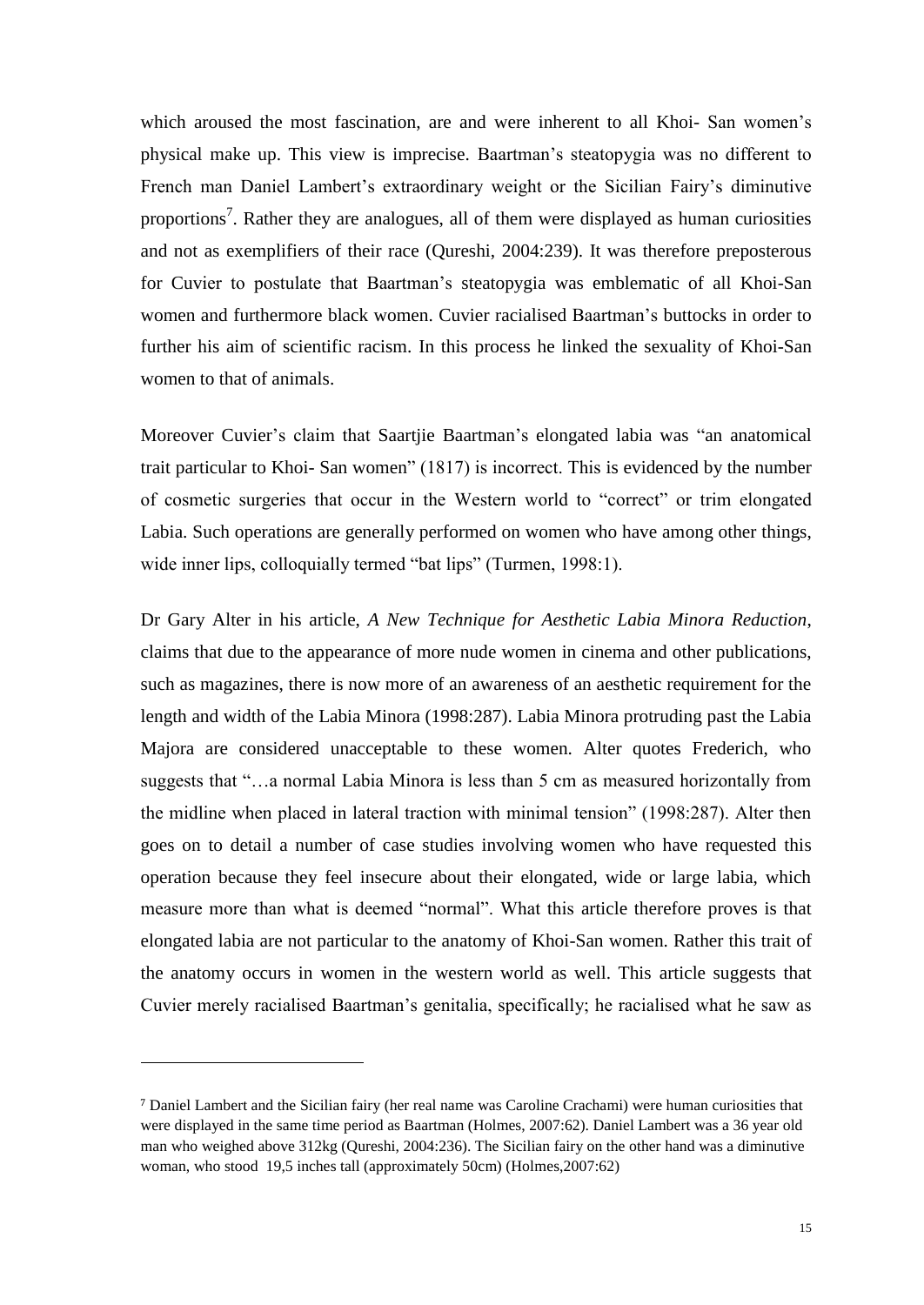which aroused the most fascination, are and were inherent to all Khoi- San women's physical make up. This view is imprecise. Baartman's steatopygia was no different to French man Daniel Lambert's extraordinary weight or the Sicilian Fairy's diminutive proportions[7]. Rather they are analogues, all of them were displayed as human curiosities and not as exemplifiers of their race (Qureshi, 2004:239). It was therefore preposterous for Cuvier to postulate that Baartman's steatopygia was emblematic of all Khoi-San women and furthermore black women. Cuvier racialised Baartman's buttocks in order to further his aim of scientific racism. In this process he linked the sexuality of Khoi-San women to that of animals.

Moreover Cuvier's claim that Saartjie Baartman's elongated labia was "an anatomical trait particular to Khoi- San women" (1817) is incorrect. This is evidenced by the number of cosmetic surgeries that occur in the Western world to "correct" or trim elongated Labia. Such operations are generally performed on women who have among other things, wide inner lips, colloquially termed "bat lips" (Turmen, 1998:1).

Dr Gary Alter in his article, *A New Technique for Aesthetic Labia Minora Reduction*, claims that due to the appearance of more nude women in cinema and other publications, such as magazines, there is now more of an awareness of an aesthetic requirement for the length and width of the Labia Minora (1998:287). Labia Minora protruding past the Labia Majora are considered unacceptable to these women. Alter quotes Frederich, who suggests that "…a normal Labia Minora is less than 5 cm as measured horizontally from the midline when placed in lateral traction with minimal tension" (1998:287). Alter then goes on to detail a number of case studies involving women who have requested this operation because they feel insecure about their elongated, wide or large labia, which measure more than what is deemed "normal". What this article therefore proves is that elongated labia are not particular to the anatomy of Khoi-San women. Rather this trait of the anatomy occurs in women in the western world as well. This article suggests that Cuvier merely racialised Baartman's genitalia, specifically; he racialised what he saw as

---

[7] Daniel Lambert and the Sicilian fairy (her real name was Caroline Crachami) were human curiosities that were displayed in the same time period as Baartman (Holmes, 2007:62). Daniel Lambert was a 36 year old man who weighed above 312kg (Qureshi, 2004:236). The Sicilian fairy on the other hand was a diminutive woman, who stood 19,5 inches tall (approximately 50cm) (Holmes,2007:62)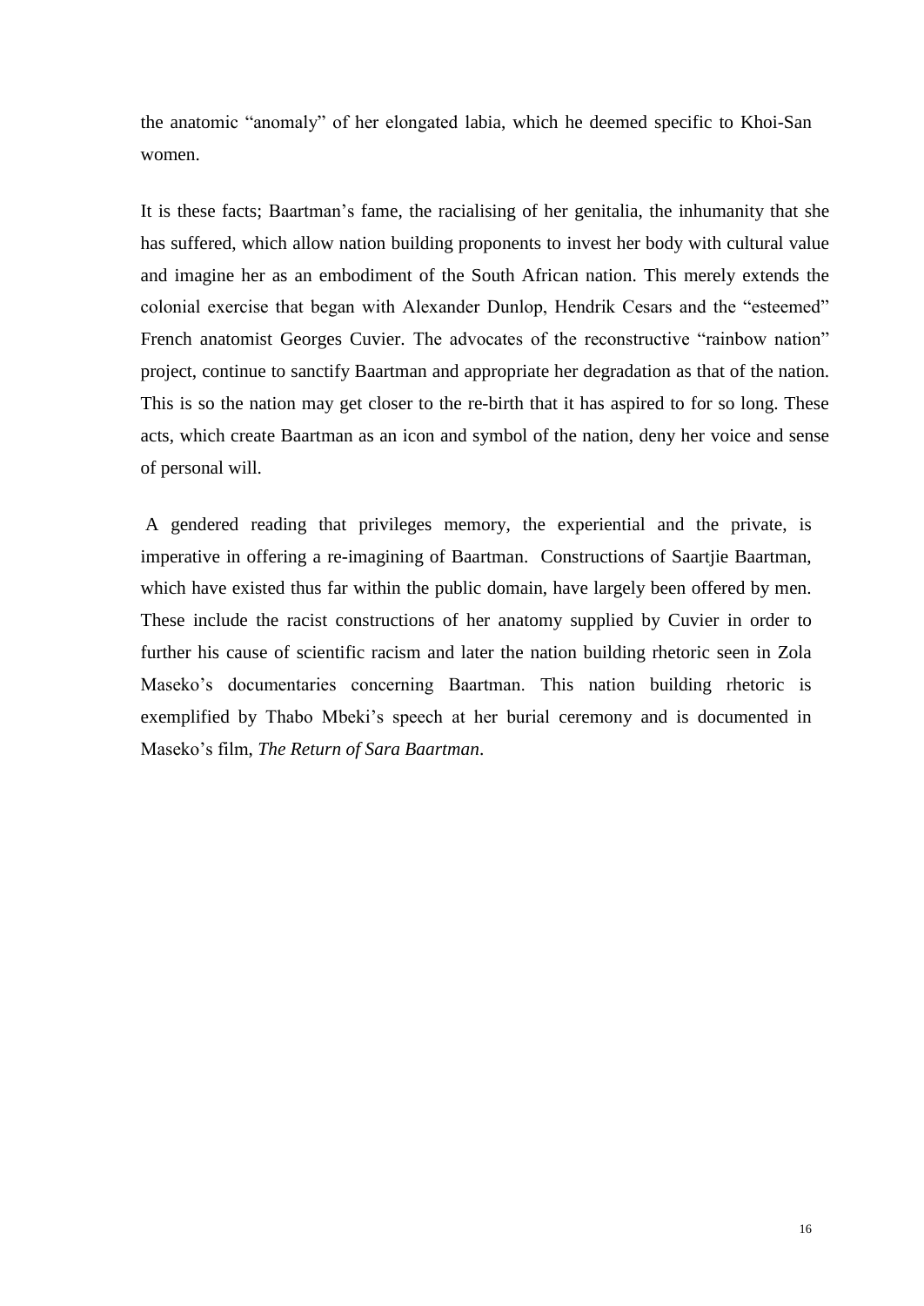the anatomic "anomaly" of her elongated labia, which he deemed specific to Khoi-San women.

It is these facts; Baartman's fame, the racialising of her genitalia, the inhumanity that she has suffered, which allow nation building proponents to invest her body with cultural value and imagine her as an embodiment of the South African nation. This merely extends the colonial exercise that began with Alexander Dunlop, Hendrik Cesars and the "esteemed" French anatomist Georges Cuvier. The advocates of the reconstructive "rainbow nation" project, continue to sanctify Baartman and appropriate her degradation as that of the nation. This is so the nation may get closer to the re-birth that it has aspired to for so long. These acts, which create Baartman as an icon and symbol of the nation, deny her voice and sense of personal will.

A gendered reading that privileges memory, the experiential and the private, is imperative in offering a re-imagining of Baartman. Constructions of Saartjie Baartman, which have existed thus far within the public domain, have largely been offered by men. These include the racist constructions of her anatomy supplied by Cuvier in order to further his cause of scientific racism and later the nation building rhetoric seen in Zola Maseko's documentaries concerning Baartman. This nation building rhetoric is exemplified by Thabo Mbeki's speech at her burial ceremony and is documented in Maseko's film, *The Return of Sara Baartman*.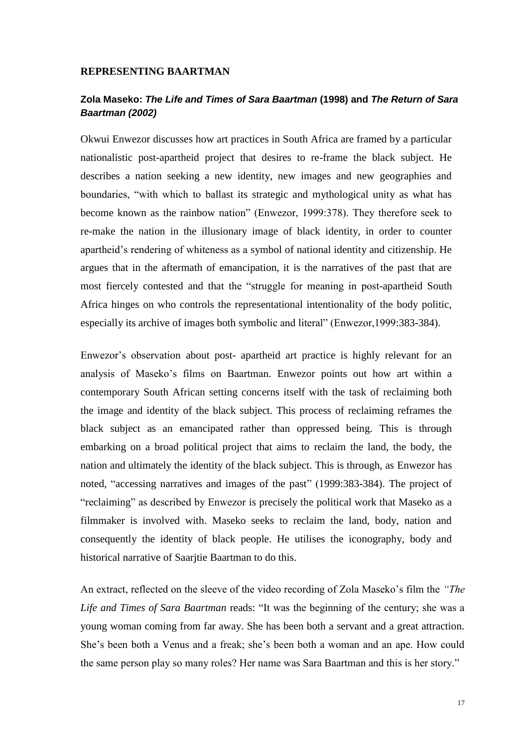## REPRESENTING BAARTMAN

### Zola Maseko: *The Life and Times of Sara Baartman* (1998) and *The Return of Sara Baartman (2002)*

Okwui Enwezor discusses how art practices in South Africa are framed by a particular nationalistic post-apartheid project that desires to re-frame the black subject. He describes a nation seeking a new identity, new images and new geographies and boundaries, "with which to ballast its strategic and mythological unity as what has become known as the rainbow nation" (Enwezor, 1999:378). They therefore seek to re-make the nation in the illusionary image of black identity, in order to counter apartheid's rendering of whiteness as a symbol of national identity and citizenship. He argues that in the aftermath of emancipation, it is the narratives of the past that are most fiercely contested and that the "struggle for meaning in post-apartheid South Africa hinges on who controls the representational intentionality of the body politic, especially its archive of images both symbolic and literal" (Enwezor,1999:383-384).

Enwezor's observation about post- apartheid art practice is highly relevant for an analysis of Maseko's films on Baartman. Enwezor points out how art within a contemporary South African setting concerns itself with the task of reclaiming both the image and identity of the black subject. This process of reclaiming reframes the black subject as an emancipated rather than oppressed being. This is through embarking on a broad political project that aims to reclaim the land, the body, the nation and ultimately the identity of the black subject. This is through, as Enwezor has noted, "accessing narratives and images of the past" (1999:383-384). The project of "reclaiming" as described by Enwezor is precisely the political work that Maseko as a filmmaker is involved with. Maseko seeks to reclaim the land, body, nation and consequently the identity of black people. He utilises the iconography, body and historical narrative of Saarjtie Baartman to do this.

An extract, reflected on the sleeve of the video recording of Zola Maseko's film the *"The Life and Times of Sara Baartman* reads: "It was the beginning of the century; she was a young woman coming from far away. She has been both a servant and a great attraction. She's been both a Venus and a freak; she's been both a woman and an ape. How could the same person play so many roles? Her name was Sara Baartman and this is her story."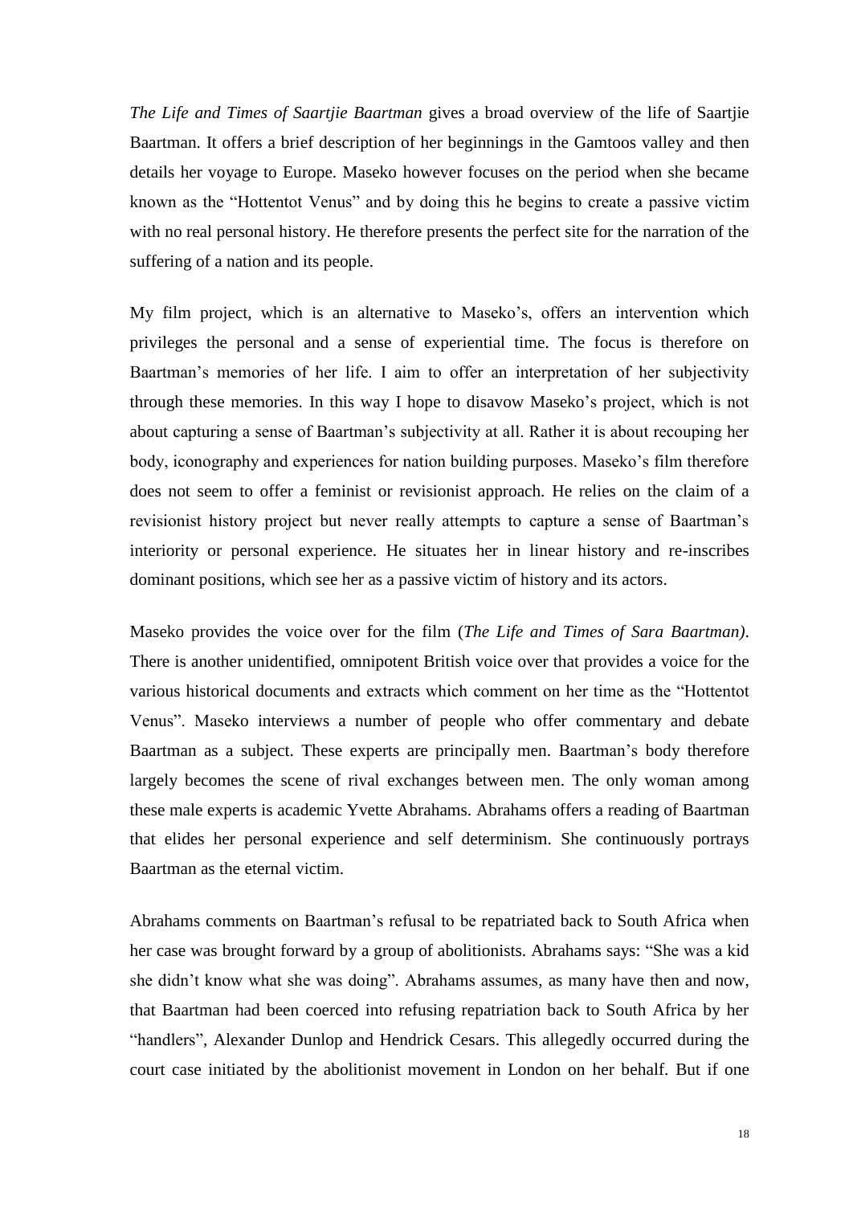*The Life and Times of Saartjie Baartman* gives a broad overview of the life of Saartjie Baartman. It offers a brief description of her beginnings in the Gamtoos valley and then details her voyage to Europe. Maseko however focuses on the period when she became known as the "Hottentot Venus" and by doing this he begins to create a passive victim with no real personal history. He therefore presents the perfect site for the narration of the suffering of a nation and its people.

My film project, which is an alternative to Maseko's, offers an intervention which privileges the personal and a sense of experiential time. The focus is therefore on Baartman's memories of her life. I aim to offer an interpretation of her subjectivity through these memories. In this way I hope to disavow Maseko's project, which is not about capturing a sense of Baartman's subjectivity at all. Rather it is about recouping her body, iconography and experiences for nation building purposes. Maseko's film therefore does not seem to offer a feminist or revisionist approach. He relies on the claim of a revisionist history project but never really attempts to capture a sense of Baartman's interiority or personal experience. He situates her in linear history and re-inscribes dominant positions, which see her as a passive victim of history and its actors.

Maseko provides the voice over for the film (*The Life and Times of Sara Baartman)*. There is another unidentified, omnipotent British voice over that provides a voice for the various historical documents and extracts which comment on her time as the "Hottentot Venus". Maseko interviews a number of people who offer commentary and debate Baartman as a subject. These experts are principally men. Baartman's body therefore largely becomes the scene of rival exchanges between men. The only woman among these male experts is academic Yvette Abrahams. Abrahams offers a reading of Baartman that elides her personal experience and self determinism. She continuously portrays Baartman as the eternal victim.

Abrahams comments on Baartman's refusal to be repatriated back to South Africa when her case was brought forward by a group of abolitionists. Abrahams says: "She was a kid she didn't know what she was doing". Abrahams assumes, as many have then and now, that Baartman had been coerced into refusing repatriation back to South Africa by her "handlers", Alexander Dunlop and Hendrick Cesars. This allegedly occurred during the court case initiated by the abolitionist movement in London on her behalf. But if one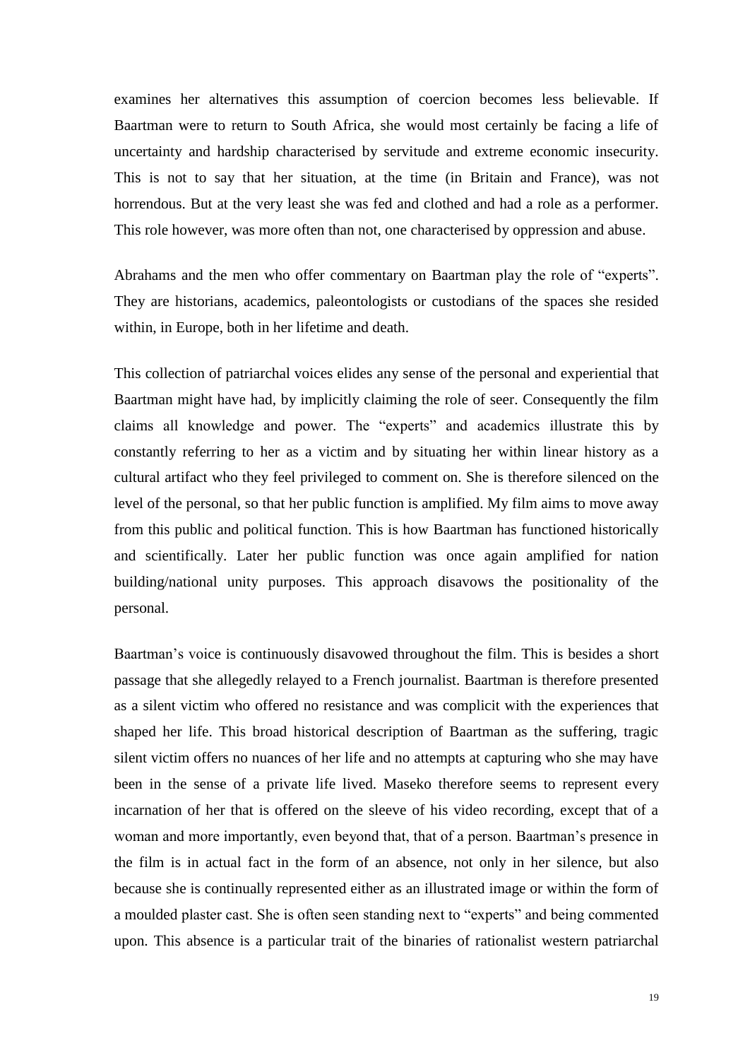examines her alternatives this assumption of coercion becomes less believable. If Baartman were to return to South Africa, she would most certainly be facing a life of uncertainty and hardship characterised by servitude and extreme economic insecurity. This is not to say that her situation, at the time (in Britain and France), was not horrendous. But at the very least she was fed and clothed and had a role as a performer. This role however, was more often than not, one characterised by oppression and abuse.

Abrahams and the men who offer commentary on Baartman play the role of "experts". They are historians, academics, paleontologists or custodians of the spaces she resided within, in Europe, both in her lifetime and death.

This collection of patriarchal voices elides any sense of the personal and experiential that Baartman might have had, by implicitly claiming the role of seer. Consequently the film claims all knowledge and power. The "experts" and academics illustrate this by constantly referring to her as a victim and by situating her within linear history as a cultural artifact who they feel privileged to comment on. She is therefore silenced on the level of the personal, so that her public function is amplified. My film aims to move away from this public and political function. This is how Baartman has functioned historically and scientifically. Later her public function was once again amplified for nation building/national unity purposes. This approach disavows the positionality of the personal.

Baartman's voice is continuously disavowed throughout the film. This is besides a short passage that she allegedly relayed to a French journalist. Baartman is therefore presented as a silent victim who offered no resistance and was complicit with the experiences that shaped her life. This broad historical description of Baartman as the suffering, tragic silent victim offers no nuances of her life and no attempts at capturing who she may have been in the sense of a private life lived. Maseko therefore seems to represent every incarnation of her that is offered on the sleeve of his video recording, except that of a woman and more importantly, even beyond that, that of a person. Baartman's presence in the film is in actual fact in the form of an absence, not only in her silence, but also because she is continually represented either as an illustrated image or within the form of a moulded plaster cast. She is often seen standing next to "experts" and being commented upon. This absence is a particular trait of the binaries of rationalist western patriarchal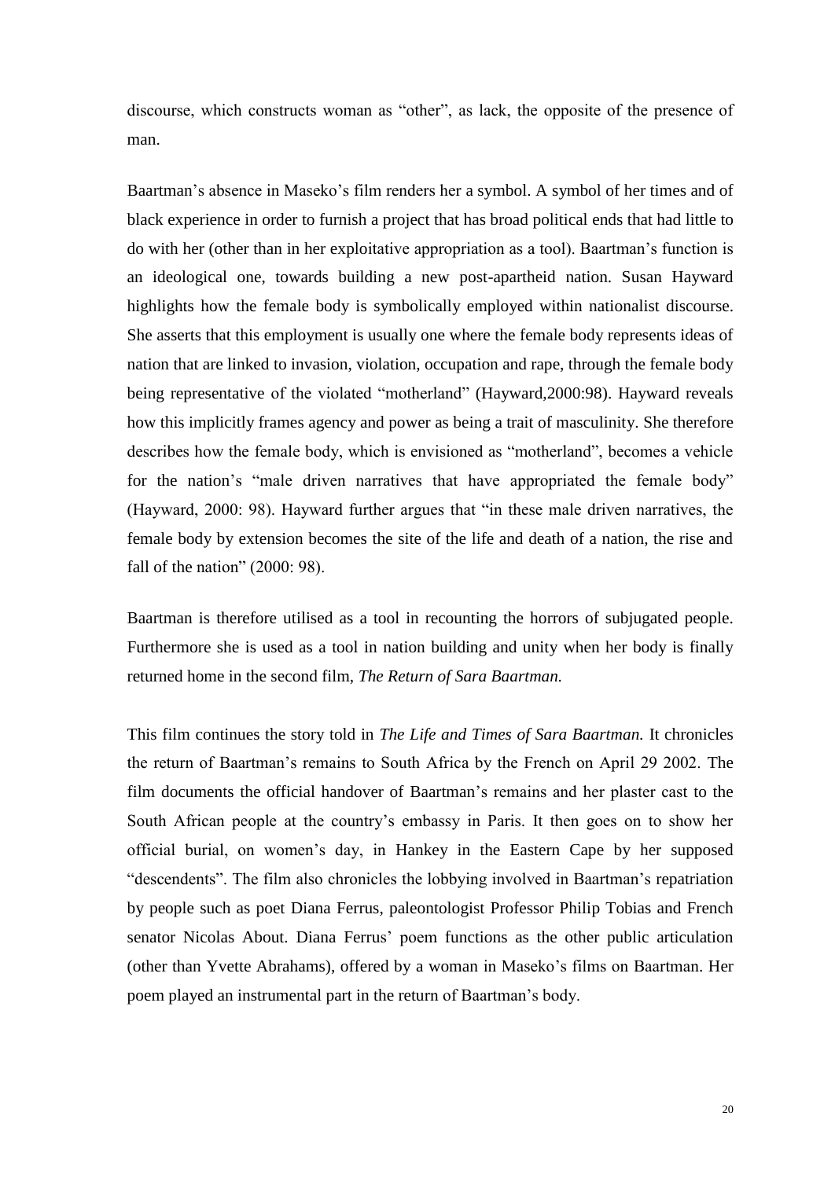discourse, which constructs woman as "other", as lack, the opposite of the presence of man.

Baartman's absence in Maseko's film renders her a symbol. A symbol of her times and of black experience in order to furnish a project that has broad political ends that had little to do with her (other than in her exploitative appropriation as a tool). Baartman's function is an ideological one, towards building a new post-apartheid nation. Susan Hayward highlights how the female body is symbolically employed within nationalist discourse. She asserts that this employment is usually one where the female body represents ideas of nation that are linked to invasion, violation, occupation and rape, through the female body being representative of the violated "motherland" (Hayward,2000:98). Hayward reveals how this implicitly frames agency and power as being a trait of masculinity. She therefore describes how the female body, which is envisioned as "motherland", becomes a vehicle for the nation's "male driven narratives that have appropriated the female body" (Hayward, 2000: 98). Hayward further argues that "in these male driven narratives, the female body by extension becomes the site of the life and death of a nation, the rise and fall of the nation" (2000: 98).

Baartman is therefore utilised as a tool in recounting the horrors of subjugated people. Furthermore she is used as a tool in nation building and unity when her body is finally returned home in the second film, *The Return of Sara Baartman.*

This film continues the story told in *The Life and Times of Sara Baartman.* It chronicles the return of Baartman's remains to South Africa by the French on April 29 2002. The film documents the official handover of Baartman's remains and her plaster cast to the South African people at the country's embassy in Paris. It then goes on to show her official burial, on women's day, in Hankey in the Eastern Cape by her supposed "descendents". The film also chronicles the lobbying involved in Baartman's repatriation by people such as poet Diana Ferrus, paleontologist Professor Philip Tobias and French senator Nicolas About. Diana Ferrus' poem functions as the other public articulation (other than Yvette Abrahams), offered by a woman in Maseko's films on Baartman. Her poem played an instrumental part in the return of Baartman's body.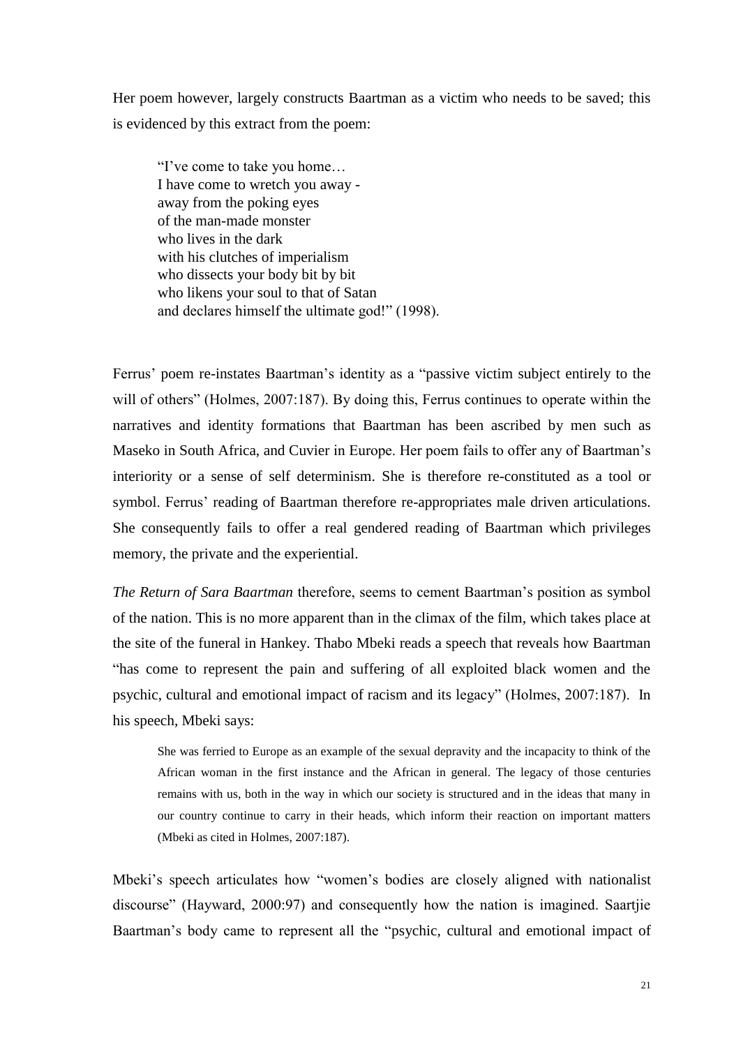Her poem however, largely constructs Baartman as a victim who needs to be saved; this is evidenced by this extract from the poem:

> "I've come to take you home…
> I have come to wretch you away -
> away from the poking eyes
> of the man-made monster
> who lives in the dark
> with his clutches of imperialism
> who dissects your body bit by bit
> who likens your soul to that of Satan
> and declares himself the ultimate god!" (1998).

Ferrus' poem re-instates Baartman's identity as a "passive victim subject entirely to the will of others" (Holmes, 2007:187). By doing this, Ferrus continues to operate within the narratives and identity formations that Baartman has been ascribed by men such as Maseko in South Africa, and Cuvier in Europe. Her poem fails to offer any of Baartman's interiority or a sense of self determinism. She is therefore re-constituted as a tool or symbol. Ferrus' reading of Baartman therefore re-appropriates male driven articulations. She consequently fails to offer a real gendered reading of Baartman which privileges memory, the private and the experiential.

*The Return of Sara Baartman* therefore, seems to cement Baartman's position as symbol of the nation. This is no more apparent than in the climax of the film, which takes place at the site of the funeral in Hankey. Thabo Mbeki reads a speech that reveals how Baartman "has come to represent the pain and suffering of all exploited black women and the psychic, cultural and emotional impact of racism and its legacy" (Holmes, 2007:187). In his speech, Mbeki says:

> She was ferried to Europe as an example of the sexual depravity and the incapacity to think of the African woman in the first instance and the African in general. The legacy of those centuries remains with us, both in the way in which our society is structured and in the ideas that many in our country continue to carry in their heads, which inform their reaction on important matters (Mbeki as cited in Holmes, 2007:187).

Mbeki's speech articulates how "women's bodies are closely aligned with nationalist discourse" (Hayward, 2000:97) and consequently how the nation is imagined. Saartjie Baartman's body came to represent all the "psychic, cultural and emotional impact of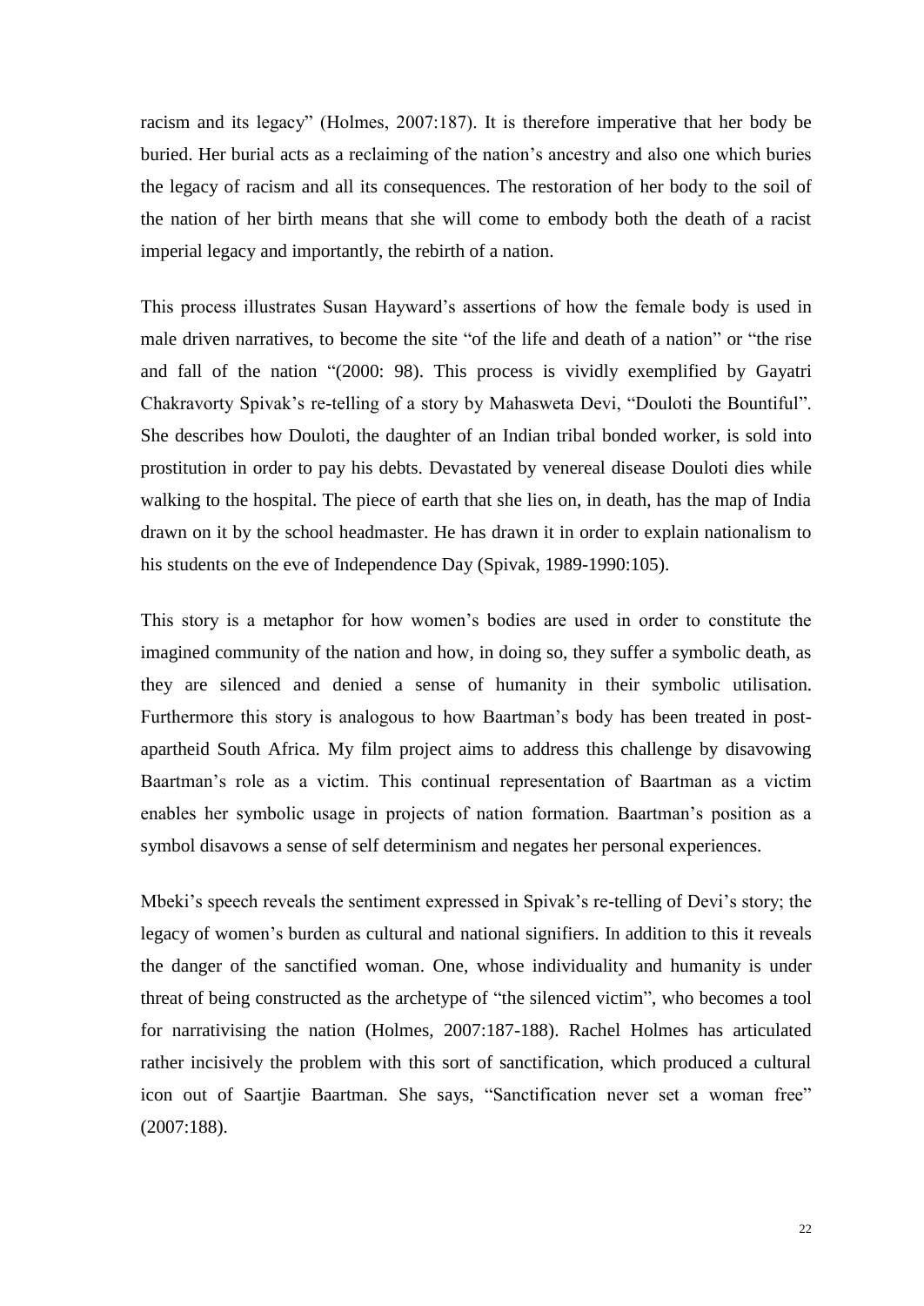racism and its legacy" (Holmes, 2007:187). It is therefore imperative that her body be buried. Her burial acts as a reclaiming of the nation's ancestry and also one which buries the legacy of racism and all its consequences. The restoration of her body to the soil of the nation of her birth means that she will come to embody both the death of a racist imperial legacy and importantly, the rebirth of a nation.

This process illustrates Susan Hayward's assertions of how the female body is used in male driven narratives, to become the site "of the life and death of a nation" or "the rise and fall of the nation "(2000: 98). This process is vividly exemplified by Gayatri Chakravorty Spivak's re-telling of a story by Mahasweta Devi, "Douloti the Bountiful". She describes how Douloti, the daughter of an Indian tribal bonded worker, is sold into prostitution in order to pay his debts. Devastated by venereal disease Douloti dies while walking to the hospital. The piece of earth that she lies on, in death, has the map of India drawn on it by the school headmaster. He has drawn it in order to explain nationalism to his students on the eve of Independence Day (Spivak, 1989-1990:105).

This story is a metaphor for how women's bodies are used in order to constitute the imagined community of the nation and how, in doing so, they suffer a symbolic death, as they are silenced and denied a sense of humanity in their symbolic utilisation. Furthermore this story is analogous to how Baartman's body has been treated in post-apartheid South Africa. My film project aims to address this challenge by disavowing Baartman's role as a victim. This continual representation of Baartman as a victim enables her symbolic usage in projects of nation formation. Baartman's position as a symbol disavows a sense of self determinism and negates her personal experiences.

Mbeki's speech reveals the sentiment expressed in Spivak's re-telling of Devi's story; the legacy of women's burden as cultural and national signifiers. In addition to this it reveals the danger of the sanctified woman. One, whose individuality and humanity is under threat of being constructed as the archetype of "the silenced victim", who becomes a tool for narrativising the nation (Holmes, 2007:187-188). Rachel Holmes has articulated rather incisively the problem with this sort of sanctification, which produced a cultural icon out of Saartjie Baartman. She says, "Sanctification never set a woman free" (2007:188).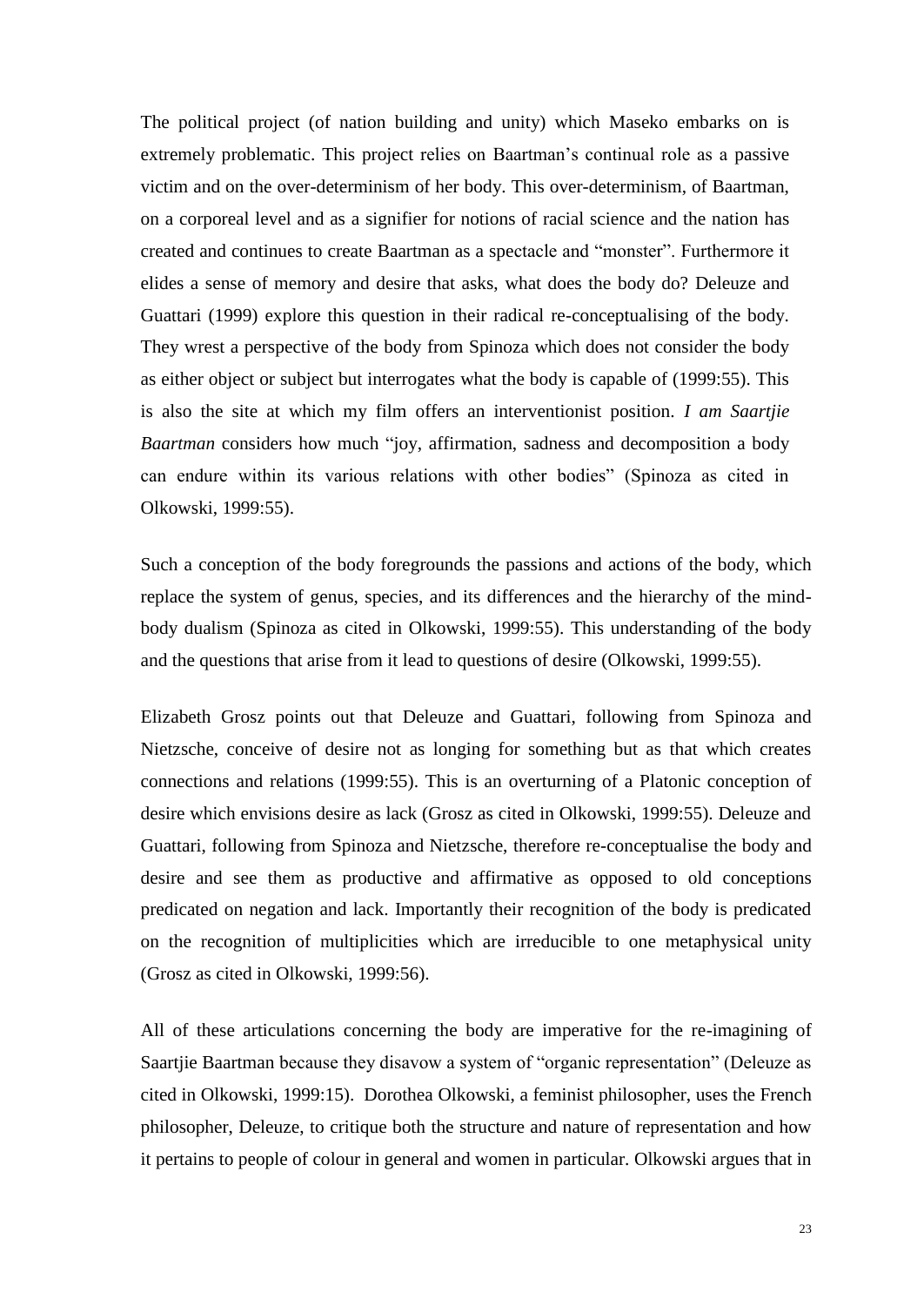The political project (of nation building and unity) which Maseko embarks on is extremely problematic. This project relies on Baartman's continual role as a passive victim and on the over-determinism of her body. This over-determinism, of Baartman, on a corporeal level and as a signifier for notions of racial science and the nation has created and continues to create Baartman as a spectacle and "monster". Furthermore it elides a sense of memory and desire that asks, what does the body do? Deleuze and Guattari (1999) explore this question in their radical re-conceptualising of the body. They wrest a perspective of the body from Spinoza which does not consider the body as either object or subject but interrogates what the body is capable of (1999:55). This is also the site at which my film offers an interventionist position. *I am Saartjie Baartman* considers how much "joy, affirmation, sadness and decomposition a body can endure within its various relations with other bodies" (Spinoza as cited in Olkowski, 1999:55).

Such a conception of the body foregrounds the passions and actions of the body, which replace the system of genus, species, and its differences and the hierarchy of the mind-body dualism (Spinoza as cited in Olkowski, 1999:55). This understanding of the body and the questions that arise from it lead to questions of desire (Olkowski, 1999:55).

Elizabeth Grosz points out that Deleuze and Guattari, following from Spinoza and Nietzsche, conceive of desire not as longing for something but as that which creates connections and relations (1999:55). This is an overturning of a Platonic conception of desire which envisions desire as lack (Grosz as cited in Olkowski, 1999:55). Deleuze and Guattari, following from Spinoza and Nietzsche, therefore re-conceptualise the body and desire and see them as productive and affirmative as opposed to old conceptions predicated on negation and lack. Importantly their recognition of the body is predicated on the recognition of multiplicities which are irreducible to one metaphysical unity (Grosz as cited in Olkowski, 1999:56).

All of these articulations concerning the body are imperative for the re-imagining of Saartjie Baartman because they disavow a system of "organic representation" (Deleuze as cited in Olkowski, 1999:15). Dorothea Olkowski, a feminist philosopher, uses the French philosopher, Deleuze, to critique both the structure and nature of representation and how it pertains to people of colour in general and women in particular. Olkowski argues that in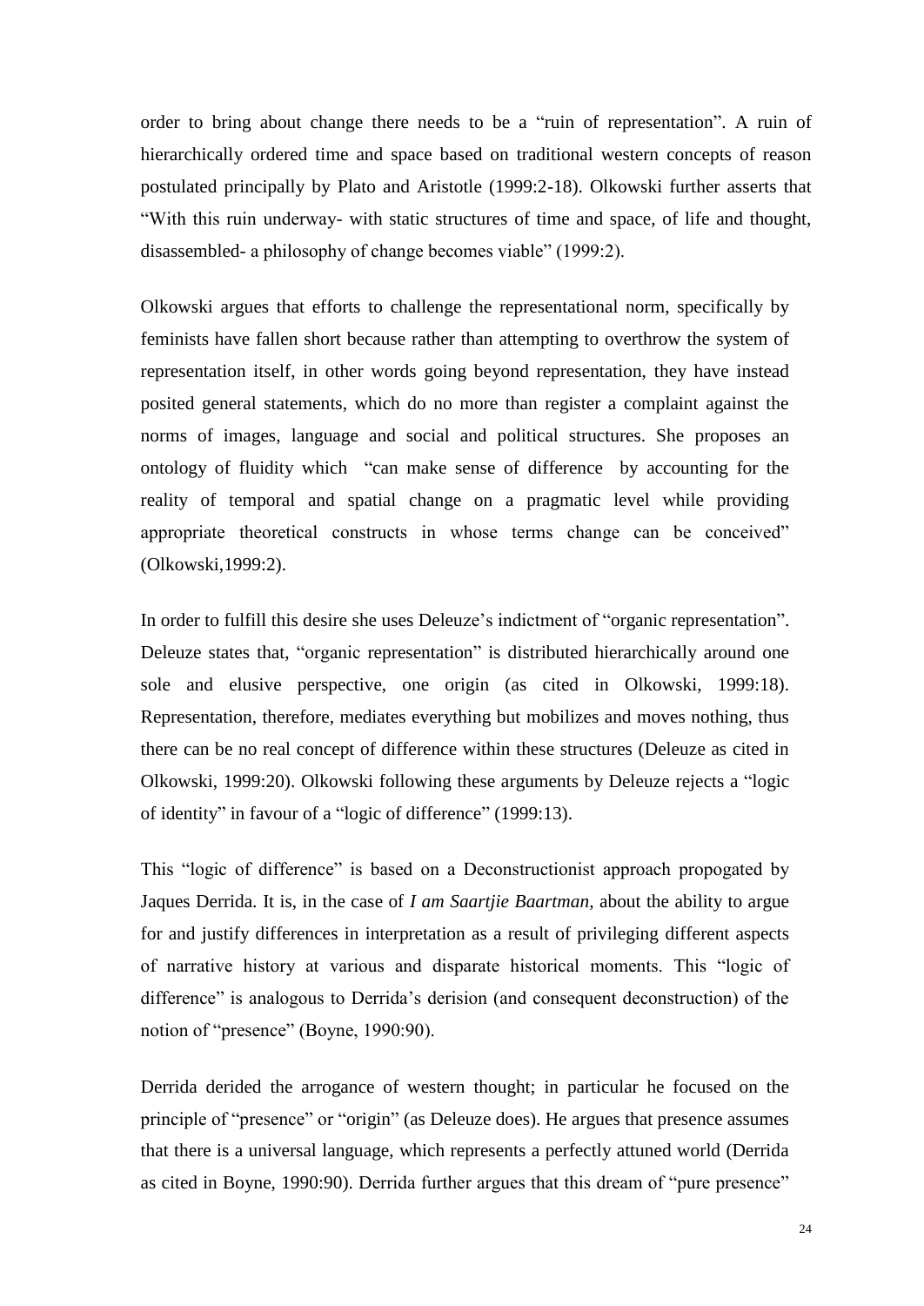order to bring about change there needs to be a "ruin of representation". A ruin of hierarchically ordered time and space based on traditional western concepts of reason postulated principally by Plato and Aristotle (1999:2-18). Olkowski further asserts that "With this ruin underway- with static structures of time and space, of life and thought, disassembled- a philosophy of change becomes viable" (1999:2).

Olkowski argues that efforts to challenge the representational norm, specifically by feminists have fallen short because rather than attempting to overthrow the system of representation itself, in other words going beyond representation, they have instead posited general statements, which do no more than register a complaint against the norms of images, language and social and political structures. She proposes an ontology of fluidity which "can make sense of difference by accounting for the reality of temporal and spatial change on a pragmatic level while providing appropriate theoretical constructs in whose terms change can be conceived" (Olkowski,1999:2).

In order to fulfill this desire she uses Deleuze's indictment of "organic representation". Deleuze states that, "organic representation" is distributed hierarchically around one sole and elusive perspective, one origin (as cited in Olkowski, 1999:18). Representation, therefore, mediates everything but mobilizes and moves nothing, thus there can be no real concept of difference within these structures (Deleuze as cited in Olkowski, 1999:20). Olkowski following these arguments by Deleuze rejects a "logic of identity" in favour of a "logic of difference" (1999:13).

This "logic of difference" is based on a Deconstructionist approach propogated by Jaques Derrida. It is, in the case of *I am Saartjie Baartman,* about the ability to argue for and justify differences in interpretation as a result of privileging different aspects of narrative history at various and disparate historical moments. This "logic of difference" is analogous to Derrida's derision (and consequent deconstruction) of the notion of "presence" (Boyne, 1990:90).

Derrida derided the arrogance of western thought; in particular he focused on the principle of "presence" or "origin" (as Deleuze does). He argues that presence assumes that there is a universal language, which represents a perfectly attuned world (Derrida as cited in Boyne, 1990:90). Derrida further argues that this dream of "pure presence"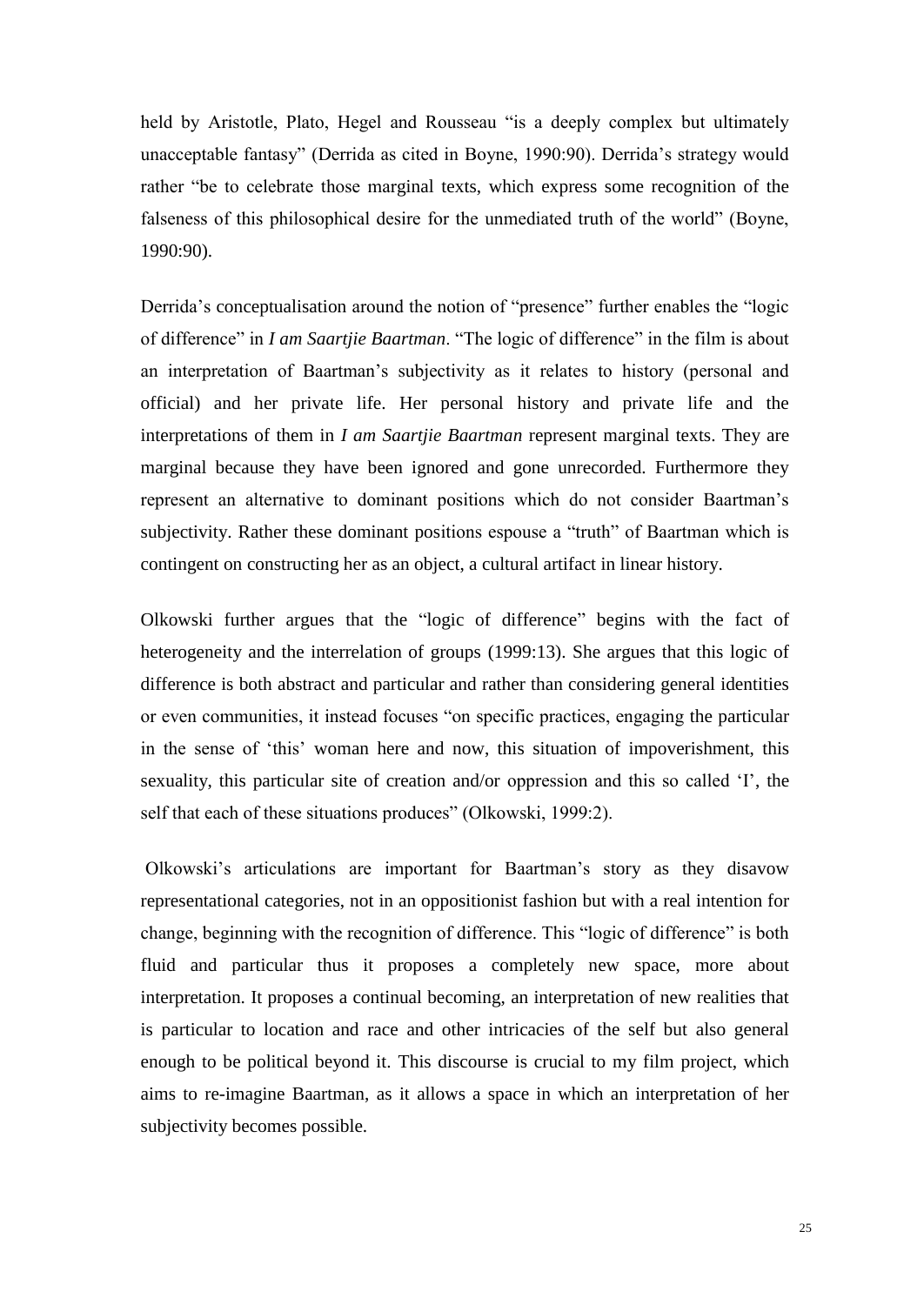held by Aristotle, Plato, Hegel and Rousseau "is a deeply complex but ultimately unacceptable fantasy" (Derrida as cited in Boyne, 1990:90). Derrida's strategy would rather "be to celebrate those marginal texts, which express some recognition of the falseness of this philosophical desire for the unmediated truth of the world" (Boyne, 1990:90).

Derrida's conceptualisation around the notion of "presence" further enables the "logic of difference" in *I am Saartjie Baartman*. "The logic of difference" in the film is about an interpretation of Baartman's subjectivity as it relates to history (personal and official) and her private life. Her personal history and private life and the interpretations of them in *I am Saartjie Baartman* represent marginal texts. They are marginal because they have been ignored and gone unrecorded. Furthermore they represent an alternative to dominant positions which do not consider Baartman's subjectivity. Rather these dominant positions espouse a "truth" of Baartman which is contingent on constructing her as an object, a cultural artifact in linear history.

Olkowski further argues that the "logic of difference" begins with the fact of heterogeneity and the interrelation of groups (1999:13). She argues that this logic of difference is both abstract and particular and rather than considering general identities or even communities, it instead focuses "on specific practices, engaging the particular in the sense of 'this' woman here and now, this situation of impoverishment, this sexuality, this particular site of creation and/or oppression and this so called 'I', the self that each of these situations produces" (Olkowski, 1999:2).

Olkowski's articulations are important for Baartman's story as they disavow representational categories, not in an oppositionist fashion but with a real intention for change, beginning with the recognition of difference. This "logic of difference" is both fluid and particular thus it proposes a completely new space, more about interpretation. It proposes a continual becoming, an interpretation of new realities that is particular to location and race and other intricacies of the self but also general enough to be political beyond it. This discourse is crucial to my film project, which aims to re-imagine Baartman, as it allows a space in which an interpretation of her subjectivity becomes possible.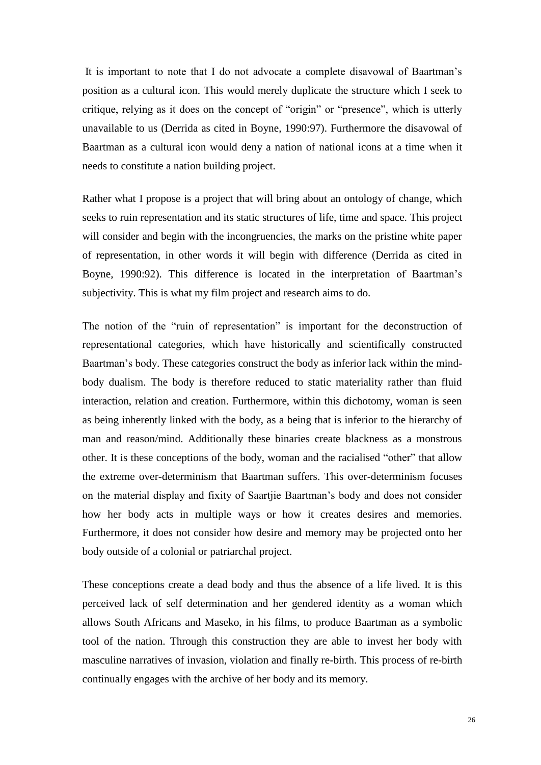It is important to note that I do not advocate a complete disavowal of Baartman's position as a cultural icon. This would merely duplicate the structure which I seek to critique, relying as it does on the concept of "origin" or "presence", which is utterly unavailable to us (Derrida as cited in Boyne, 1990:97). Furthermore the disavowal of Baartman as a cultural icon would deny a nation of national icons at a time when it needs to constitute a nation building project.

Rather what I propose is a project that will bring about an ontology of change, which seeks to ruin representation and its static structures of life, time and space. This project will consider and begin with the incongruencies, the marks on the pristine white paper of representation, in other words it will begin with difference (Derrida as cited in Boyne, 1990:92). This difference is located in the interpretation of Baartman's subjectivity. This is what my film project and research aims to do.

The notion of the "ruin of representation" is important for the deconstruction of representational categories, which have historically and scientifically constructed Baartman's body. These categories construct the body as inferior lack within the mind-body dualism. The body is therefore reduced to static materiality rather than fluid interaction, relation and creation. Furthermore, within this dichotomy, woman is seen as being inherently linked with the body, as a being that is inferior to the hierarchy of man and reason/mind. Additionally these binaries create blackness as a monstrous other. It is these conceptions of the body, woman and the racialised "other" that allow the extreme over-determinism that Baartman suffers. This over-determinism focuses on the material display and fixity of Saartjie Baartman's body and does not consider how her body acts in multiple ways or how it creates desires and memories. Furthermore, it does not consider how desire and memory may be projected onto her body outside of a colonial or patriarchal project.

These conceptions create a dead body and thus the absence of a life lived. It is this perceived lack of self determination and her gendered identity as a woman which allows South Africans and Maseko, in his films, to produce Baartman as a symbolic tool of the nation. Through this construction they are able to invest her body with masculine narratives of invasion, violation and finally re-birth. This process of re-birth continually engages with the archive of her body and its memory.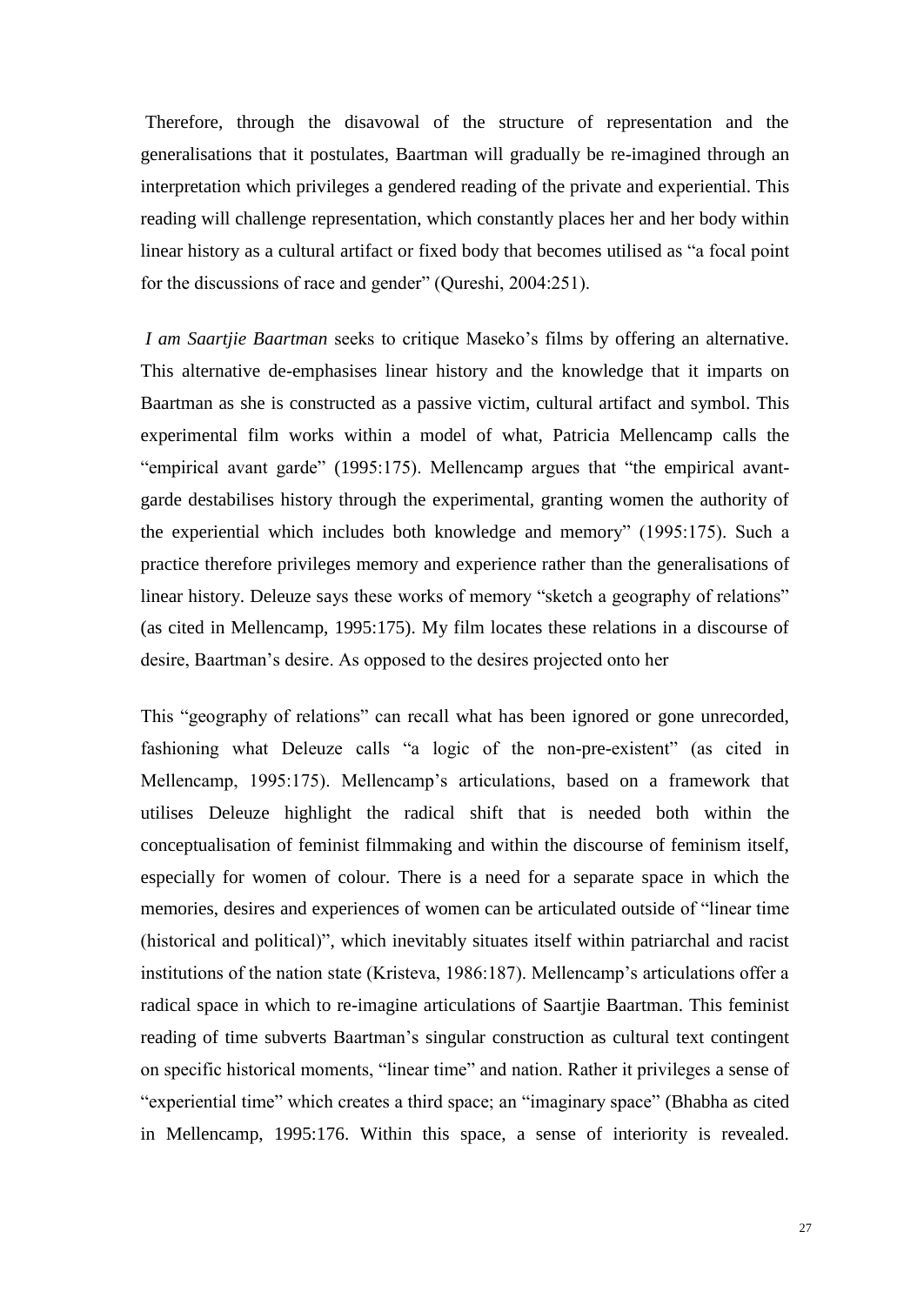Therefore, through the disavowal of the structure of representation and the generalisations that it postulates, Baartman will gradually be re-imagined through an interpretation which privileges a gendered reading of the private and experiential. This reading will challenge representation, which constantly places her and her body within linear history as a cultural artifact or fixed body that becomes utilised as "a focal point for the discussions of race and gender" (Qureshi, 2004:251).

*I am Saartjie Baartman* seeks to critique Maseko's films by offering an alternative. This alternative de-emphasises linear history and the knowledge that it imparts on Baartman as she is constructed as a passive victim, cultural artifact and symbol. This experimental film works within a model of what, Patricia Mellencamp calls the "empirical avant garde" (1995:175). Mellencamp argues that "the empirical avant-garde destabilises history through the experimental, granting women the authority of the experiential which includes both knowledge and memory" (1995:175). Such a practice therefore privileges memory and experience rather than the generalisations of linear history. Deleuze says these works of memory "sketch a geography of relations" (as cited in Mellencamp, 1995:175). My film locates these relations in a discourse of desire, Baartman's desire. As opposed to the desires projected onto her

This "geography of relations" can recall what has been ignored or gone unrecorded, fashioning what Deleuze calls "a logic of the non-pre-existent" (as cited in Mellencamp, 1995:175). Mellencamp's articulations, based on a framework that utilises Deleuze highlight the radical shift that is needed both within the conceptualisation of feminist filmmaking and within the discourse of feminism itself, especially for women of colour. There is a need for a separate space in which the memories, desires and experiences of women can be articulated outside of "linear time (historical and political)", which inevitably situates itself within patriarchal and racist institutions of the nation state (Kristeva, 1986:187). Mellencamp's articulations offer a radical space in which to re-imagine articulations of Saartjie Baartman. This feminist reading of time subverts Baartman's singular construction as cultural text contingent on specific historical moments, "linear time" and nation. Rather it privileges a sense of "experiential time" which creates a third space; an "imaginary space" (Bhabha as cited in Mellencamp, 1995:176. Within this space, a sense of interiority is revealed.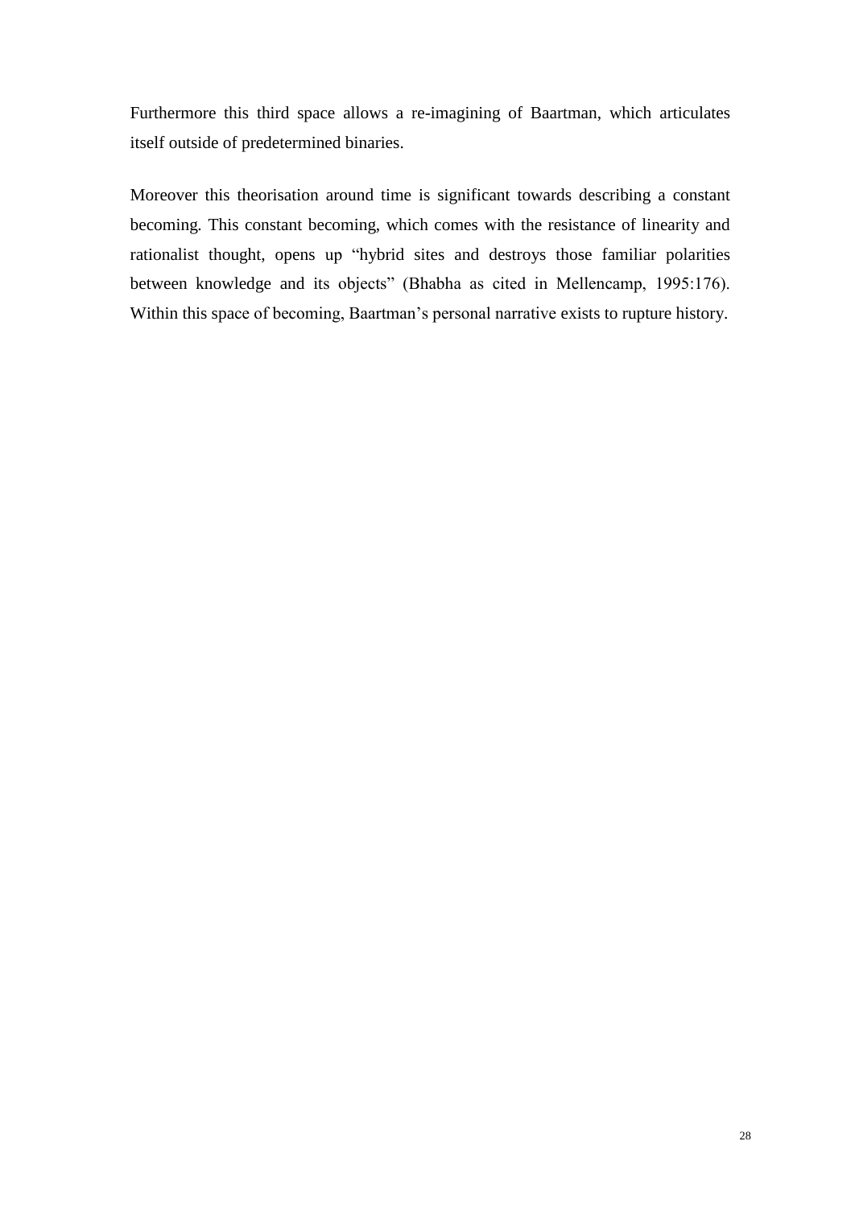Furthermore this third space allows a re-imagining of Baartman, which articulates itself outside of predetermined binaries.

Moreover this theorisation around time is significant towards describing a constant becoming. This constant becoming, which comes with the resistance of linearity and rationalist thought, opens up "hybrid sites and destroys those familiar polarities between knowledge and its objects" (Bhabha as cited in Mellencamp, 1995:176). Within this space of becoming, Baartman's personal narrative exists to rupture history.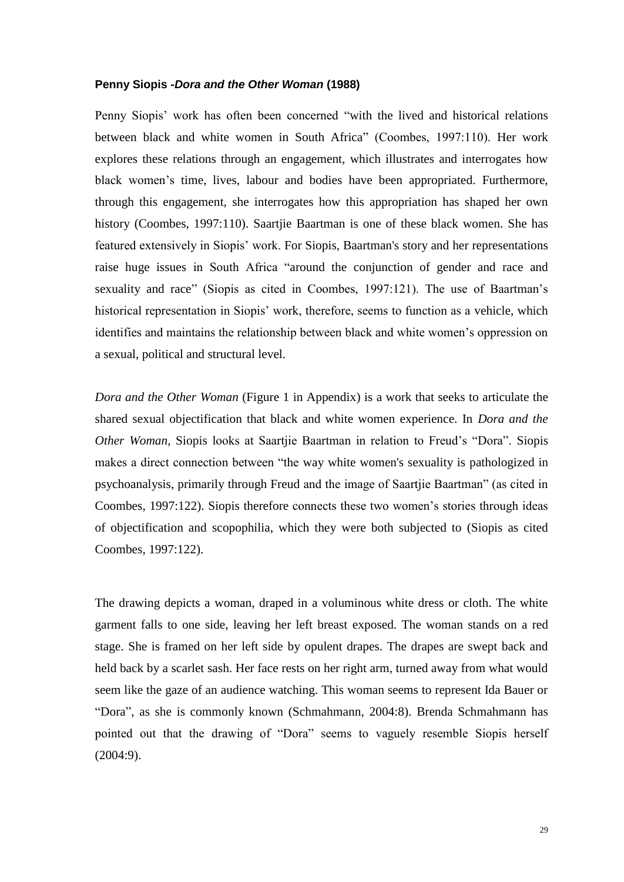### **Penny Siopis -*Dora and the Other Woman* (1988)**

Penny Siopis' work has often been concerned "with the lived and historical relations between black and white women in South Africa" (Coombes, 1997:110). Her work explores these relations through an engagement, which illustrates and interrogates how black women's time, lives, labour and bodies have been appropriated. Furthermore, through this engagement, she interrogates how this appropriation has shaped her own history (Coombes, 1997:110). Saartjie Baartman is one of these black women. She has featured extensively in Siopis' work. For Siopis, Baartman's story and her representations raise huge issues in South Africa "around the conjunction of gender and race and sexuality and race" (Siopis as cited in Coombes, 1997:121). The use of Baartman's historical representation in Siopis' work, therefore, seems to function as a vehicle, which identifies and maintains the relationship between black and white women's oppression on a sexual, political and structural level.

*Dora and the Other Woman* (Figure 1 in Appendix) is a work that seeks to articulate the shared sexual objectification that black and white women experience. In *Dora and the Other Woman,* Siopis looks at Saartjie Baartman in relation to Freud's "Dora". Siopis makes a direct connection between "the way white women's sexuality is pathologized in psychoanalysis, primarily through Freud and the image of Saartjie Baartman" (as cited in Coombes, 1997:122). Siopis therefore connects these two women's stories through ideas of objectification and scopophilia, which they were both subjected to (Siopis as cited Coombes, 1997:122).

The drawing depicts a woman, draped in a voluminous white dress or cloth. The white garment falls to one side, leaving her left breast exposed. The woman stands on a red stage. She is framed on her left side by opulent drapes. The drapes are swept back and held back by a scarlet sash. Her face rests on her right arm, turned away from what would seem like the gaze of an audience watching. This woman seems to represent Ida Bauer or "Dora", as she is commonly known (Schmahmann, 2004:8). Brenda Schmahmann has pointed out that the drawing of "Dora" seems to vaguely resemble Siopis herself (2004:9).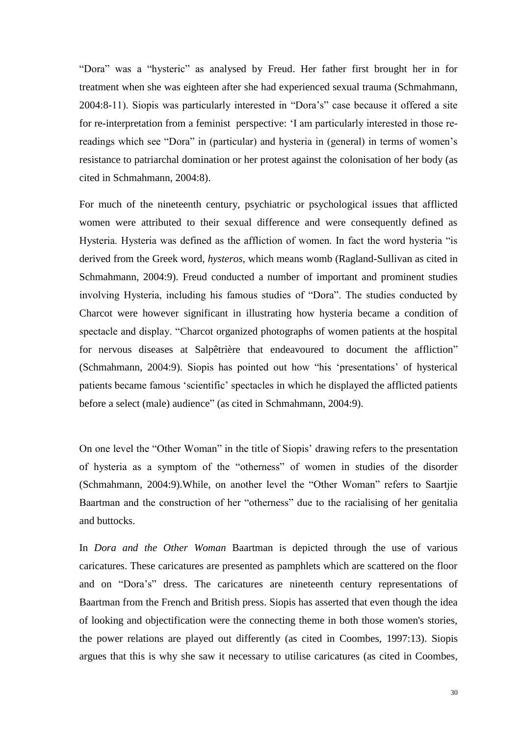"Dora" was a "hysteric" as analysed by Freud. Her father first brought her in for treatment when she was eighteen after she had experienced sexual trauma (Schmahmann, 2004:8-11). Siopis was particularly interested in "Dora's" case because it offered a site for re-interpretation from a feminist perspective: 'I am particularly interested in those re-readings which see "Dora" in (particular) and hysteria in (general) in terms of women's resistance to patriarchal domination or her protest against the colonisation of her body (as cited in Schmahmann, 2004:8).

For much of the nineteenth century, psychiatric or psychological issues that afflicted women were attributed to their sexual difference and were consequently defined as Hysteria. Hysteria was defined as the affliction of women. In fact the word hysteria "is derived from the Greek word, *hysteros*, which means womb (Ragland-Sullivan as cited in Schmahmann, 2004:9). Freud conducted a number of important and prominent studies involving Hysteria, including his famous studies of "Dora". The studies conducted by Charcot were however significant in illustrating how hysteria became a condition of spectacle and display. "Charcot organized photographs of women patients at the hospital for nervous diseases at Salpêtrière that endeavoured to document the affliction" (Schmahmann, 2004:9). Siopis has pointed out how "his 'presentations' of hysterical patients became famous 'scientific' spectacles in which he displayed the afflicted patients before a select (male) audience" (as cited in Schmahmann, 2004:9).

On one level the "Other Woman" in the title of Siopis' drawing refers to the presentation of hysteria as a symptom of the "otherness" of women in studies of the disorder (Schmahmann, 2004:9).While, on another level the "Other Woman" refers to Saartjie Baartman and the construction of her "otherness" due to the racialising of her genitalia and buttocks.

In *Dora and the Other Woman* Baartman is depicted through the use of various caricatures. These caricatures are presented as pamphlets which are scattered on the floor and on "Dora's" dress. The caricatures are nineteenth century representations of Baartman from the French and British press. Siopis has asserted that even though the idea of looking and objectification were the connecting theme in both those women's stories, the power relations are played out differently (as cited in Coombes, 1997:13). Siopis argues that this is why she saw it necessary to utilise caricatures (as cited in Coombes,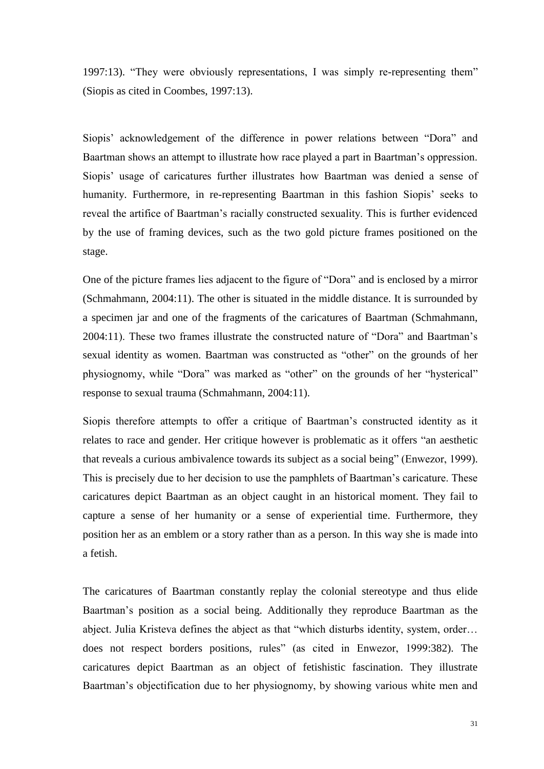1997:13). "They were obviously representations, I was simply re-representing them" (Siopis as cited in Coombes, 1997:13).

Siopis' acknowledgement of the difference in power relations between "Dora" and Baartman shows an attempt to illustrate how race played a part in Baartman's oppression. Siopis' usage of caricatures further illustrates how Baartman was denied a sense of humanity. Furthermore, in re-representing Baartman in this fashion Siopis' seeks to reveal the artifice of Baartman's racially constructed sexuality. This is further evidenced by the use of framing devices, such as the two gold picture frames positioned on the stage.

One of the picture frames lies adjacent to the figure of "Dora" and is enclosed by a mirror (Schmahmann, 2004:11). The other is situated in the middle distance. It is surrounded by a specimen jar and one of the fragments of the caricatures of Baartman (Schmahmann, 2004:11). These two frames illustrate the constructed nature of "Dora" and Baartman's sexual identity as women. Baartman was constructed as "other" on the grounds of her physiognomy, while "Dora" was marked as "other" on the grounds of her "hysterical" response to sexual trauma (Schmahmann, 2004:11).

Siopis therefore attempts to offer a critique of Baartman's constructed identity as it relates to race and gender. Her critique however is problematic as it offers "an aesthetic that reveals a curious ambivalence towards its subject as a social being" (Enwezor, 1999). This is precisely due to her decision to use the pamphlets of Baartman's caricature. These caricatures depict Baartman as an object caught in an historical moment. They fail to capture a sense of her humanity or a sense of experiential time. Furthermore, they position her as an emblem or a story rather than as a person. In this way she is made into a fetish.

The caricatures of Baartman constantly replay the colonial stereotype and thus elide Baartman's position as a social being. Additionally they reproduce Baartman as the abject. Julia Kristeva defines the abject as that "which disturbs identity, system, order… does not respect borders positions, rules" (as cited in Enwezor, 1999:382). The caricatures depict Baartman as an object of fetishistic fascination. They illustrate Baartman's objectification due to her physiognomy, by showing various white men and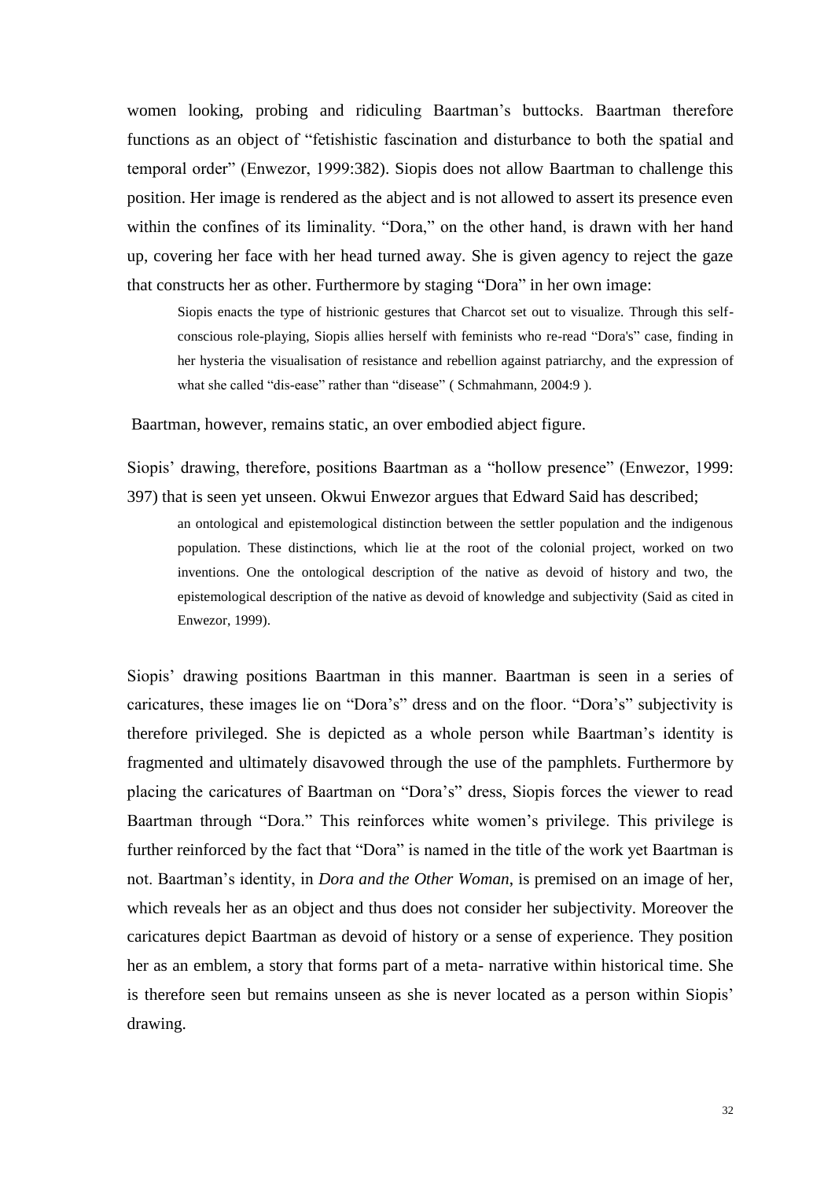women looking, probing and ridiculing Baartman's buttocks. Baartman therefore functions as an object of "fetishistic fascination and disturbance to both the spatial and temporal order" (Enwezor, 1999:382). Siopis does not allow Baartman to challenge this position. Her image is rendered as the abject and is not allowed to assert its presence even within the confines of its liminality. "Dora," on the other hand, is drawn with her hand up, covering her face with her head turned away. She is given agency to reject the gaze that constructs her as other. Furthermore by staging "Dora" in her own image:

> Siopis enacts the type of histrionic gestures that Charcot set out to visualize. Through this self-conscious role-playing, Siopis allies herself with feminists who re-read "Dora's" case, finding in her hysteria the visualisation of resistance and rebellion against patriarchy, and the expression of what she called "dis-ease" rather than "disease" ( Schmahmann, 2004:9 ).

Baartman, however, remains static, an over embodied abject figure.

Siopis' drawing, therefore, positions Baartman as a "hollow presence" (Enwezor, 1999: 397) that is seen yet unseen. Okwui Enwezor argues that Edward Said has described;

> an ontological and epistemological distinction between the settler population and the indigenous population. These distinctions, which lie at the root of the colonial project, worked on two inventions. One the ontological description of the native as devoid of history and two, the epistemological description of the native as devoid of knowledge and subjectivity (Said as cited in Enwezor, 1999).

Siopis' drawing positions Baartman in this manner. Baartman is seen in a series of caricatures, these images lie on "Dora's" dress and on the floor. "Dora's" subjectivity is therefore privileged. She is depicted as a whole person while Baartman's identity is fragmented and ultimately disavowed through the use of the pamphlets. Furthermore by placing the caricatures of Baartman on "Dora's" dress, Siopis forces the viewer to read Baartman through "Dora." This reinforces white women's privilege. This privilege is further reinforced by the fact that "Dora" is named in the title of the work yet Baartman is not. Baartman's identity, in *Dora and the Other Woman*, is premised on an image of her, which reveals her as an object and thus does not consider her subjectivity. Moreover the caricatures depict Baartman as devoid of history or a sense of experience. They position her as an emblem, a story that forms part of a meta- narrative within historical time. She is therefore seen but remains unseen as she is never located as a person within Siopis' drawing.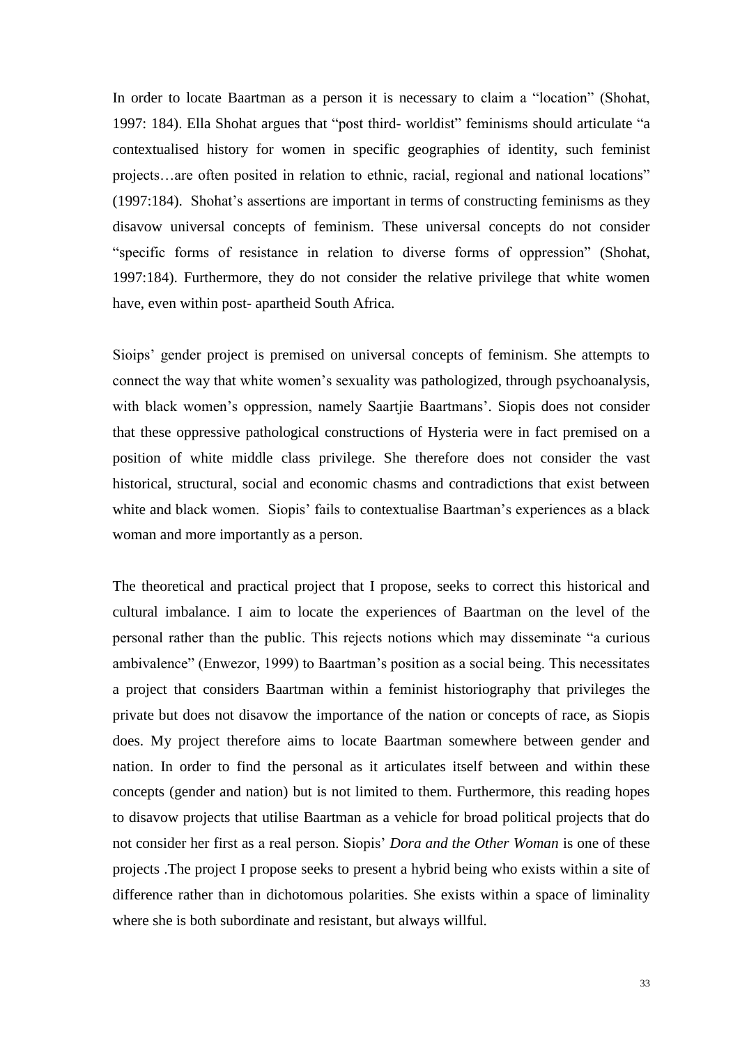In order to locate Baartman as a person it is necessary to claim a "location" (Shohat, 1997: 184). Ella Shohat argues that "post third- worldist" feminisms should articulate "a contextualised history for women in specific geographies of identity, such feminist projects…are often posited in relation to ethnic, racial, regional and national locations" (1997:184). Shohat's assertions are important in terms of constructing feminisms as they disavow universal concepts of feminism. These universal concepts do not consider "specific forms of resistance in relation to diverse forms of oppression" (Shohat, 1997:184). Furthermore, they do not consider the relative privilege that white women have, even within post- apartheid South Africa.

Sioips' gender project is premised on universal concepts of feminism. She attempts to connect the way that white women's sexuality was pathologized, through psychoanalysis, with black women's oppression, namely Saartjie Baartmans'. Siopis does not consider that these oppressive pathological constructions of Hysteria were in fact premised on a position of white middle class privilege. She therefore does not consider the vast historical, structural, social and economic chasms and contradictions that exist between white and black women. Siopis' fails to contextualise Baartman's experiences as a black woman and more importantly as a person.

The theoretical and practical project that I propose, seeks to correct this historical and cultural imbalance. I aim to locate the experiences of Baartman on the level of the personal rather than the public. This rejects notions which may disseminate "a curious ambivalence" (Enwezor, 1999) to Baartman's position as a social being. This necessitates a project that considers Baartman within a feminist historiography that privileges the private but does not disavow the importance of the nation or concepts of race, as Siopis does. My project therefore aims to locate Baartman somewhere between gender and nation. In order to find the personal as it articulates itself between and within these concepts (gender and nation) but is not limited to them. Furthermore, this reading hopes to disavow projects that utilise Baartman as a vehicle for broad political projects that do not consider her first as a real person. Siopis' *Dora and the Other Woman* is one of these projects .The project I propose seeks to present a hybrid being who exists within a site of difference rather than in dichotomous polarities. She exists within a space of liminality where she is both subordinate and resistant, but always willful.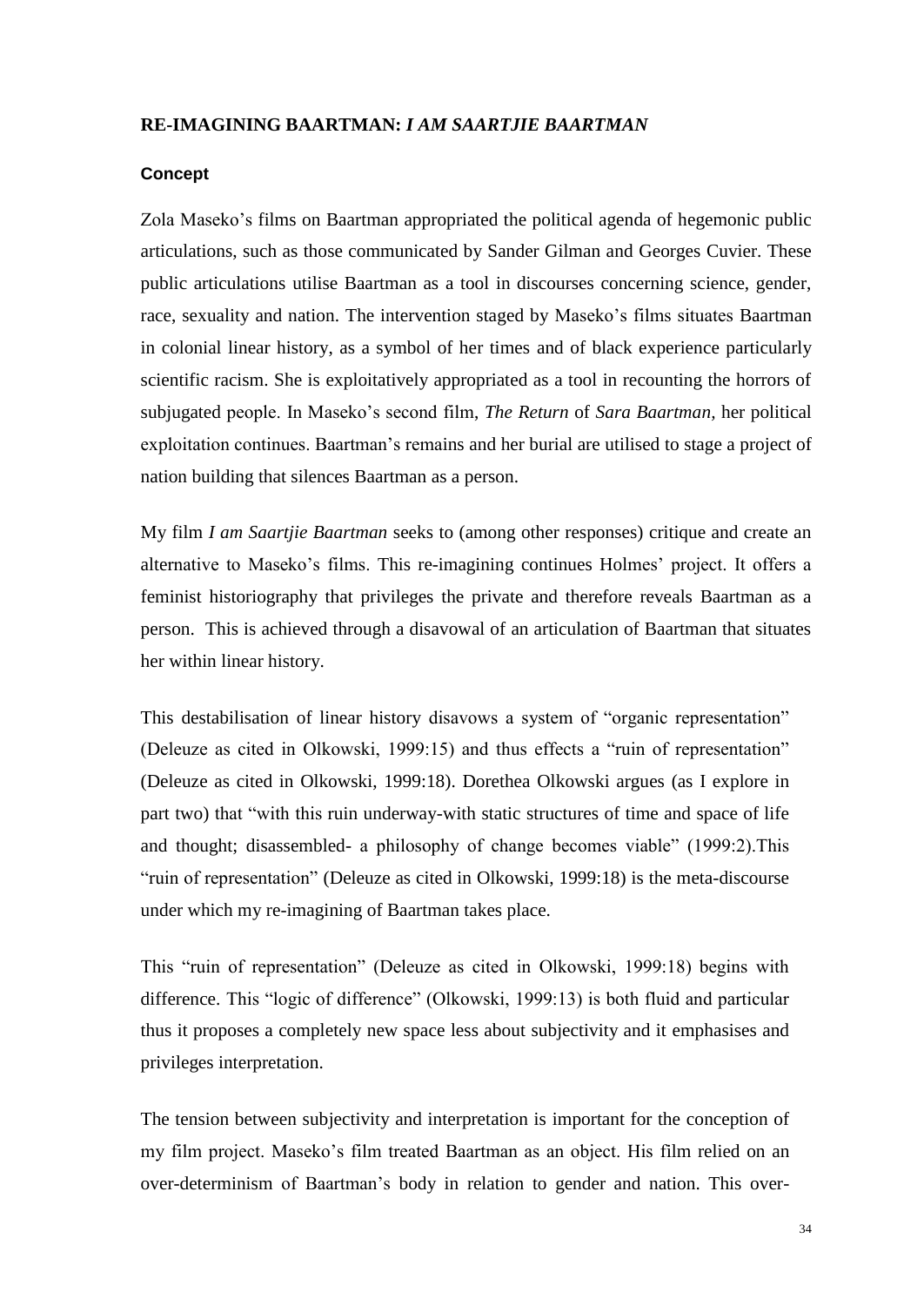## RE-IMAGINING BAARTMAN: *I AM SAARTJIE BAARTMAN*

### Concept

Zola Maseko's films on Baartman appropriated the political agenda of hegemonic public articulations, such as those communicated by Sander Gilman and Georges Cuvier. These public articulations utilise Baartman as a tool in discourses concerning science, gender, race, sexuality and nation. The intervention staged by Maseko's films situates Baartman in colonial linear history, as a symbol of her times and of black experience particularly scientific racism. She is exploitatively appropriated as a tool in recounting the horrors of subjugated people. In Maseko's second film, *The Return* of *Sara Baartman,* her political exploitation continues. Baartman's remains and her burial are utilised to stage a project of nation building that silences Baartman as a person.

My film *I am Saartjie Baartman* seeks to (among other responses) critique and create an alternative to Maseko's films. This re-imagining continues Holmes' project. It offers a feminist historiography that privileges the private and therefore reveals Baartman as a person. This is achieved through a disavowal of an articulation of Baartman that situates her within linear history.

This destabilisation of linear history disavows a system of "organic representation" (Deleuze as cited in Olkowski, 1999:15) and thus effects a "ruin of representation" (Deleuze as cited in Olkowski, 1999:18). Dorethea Olkowski argues (as I explore in part two) that "with this ruin underway-with static structures of time and space of life and thought; disassembled- a philosophy of change becomes viable" (1999:2).This "ruin of representation" (Deleuze as cited in Olkowski, 1999:18) is the meta-discourse under which my re-imagining of Baartman takes place.

This "ruin of representation" (Deleuze as cited in Olkowski, 1999:18) begins with difference. This "logic of difference" (Olkowski, 1999:13) is both fluid and particular thus it proposes a completely new space less about subjectivity and it emphasises and privileges interpretation.

The tension between subjectivity and interpretation is important for the conception of my film project. Maseko's film treated Baartman as an object. His film relied on an over-determinism of Baartman's body in relation to gender and nation. This over-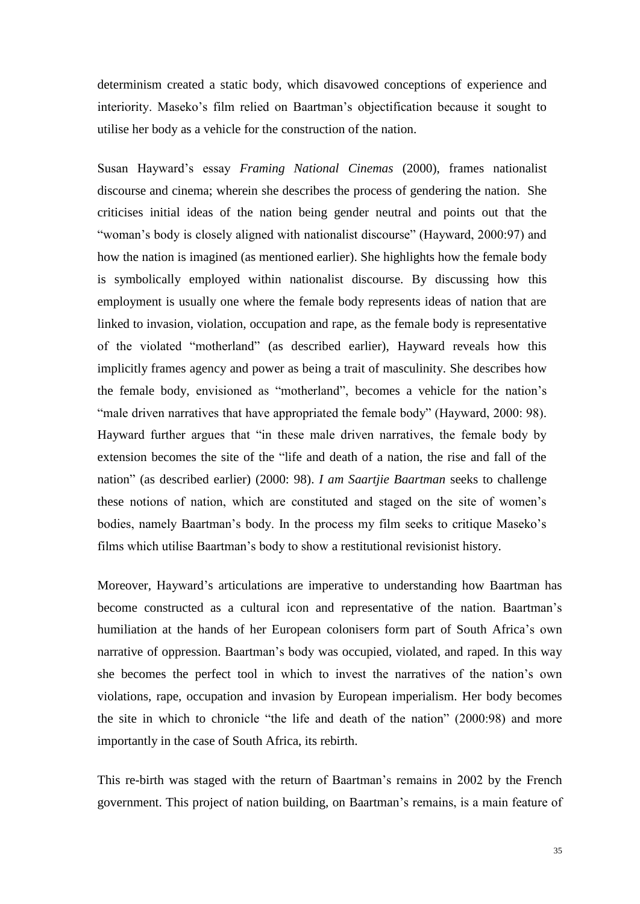determinism created a static body, which disavowed conceptions of experience and interiority. Maseko's film relied on Baartman's objectification because it sought to utilise her body as a vehicle for the construction of the nation.

Susan Hayward's essay *Framing National Cinemas* (2000), frames nationalist discourse and cinema; wherein she describes the process of gendering the nation. She criticises initial ideas of the nation being gender neutral and points out that the "woman's body is closely aligned with nationalist discourse" (Hayward, 2000:97) and how the nation is imagined (as mentioned earlier). She highlights how the female body is symbolically employed within nationalist discourse. By discussing how this employment is usually one where the female body represents ideas of nation that are linked to invasion, violation, occupation and rape, as the female body is representative of the violated "motherland" (as described earlier), Hayward reveals how this implicitly frames agency and power as being a trait of masculinity. She describes how the female body, envisioned as "motherland", becomes a vehicle for the nation's "male driven narratives that have appropriated the female body" (Hayward, 2000: 98). Hayward further argues that "in these male driven narratives, the female body by extension becomes the site of the "life and death of a nation, the rise and fall of the nation" (as described earlier) (2000: 98). *I am Saartjie Baartman* seeks to challenge these notions of nation, which are constituted and staged on the site of women's bodies, namely Baartman's body. In the process my film seeks to critique Maseko's films which utilise Baartman's body to show a restitutional revisionist history.

Moreover, Hayward's articulations are imperative to understanding how Baartman has become constructed as a cultural icon and representative of the nation. Baartman's humiliation at the hands of her European colonisers form part of South Africa's own narrative of oppression. Baartman's body was occupied, violated, and raped. In this way she becomes the perfect tool in which to invest the narratives of the nation's own violations, rape, occupation and invasion by European imperialism. Her body becomes the site in which to chronicle "the life and death of the nation" (2000:98) and more importantly in the case of South Africa, its rebirth.

This re-birth was staged with the return of Baartman's remains in 2002 by the French government. This project of nation building, on Baartman's remains, is a main feature of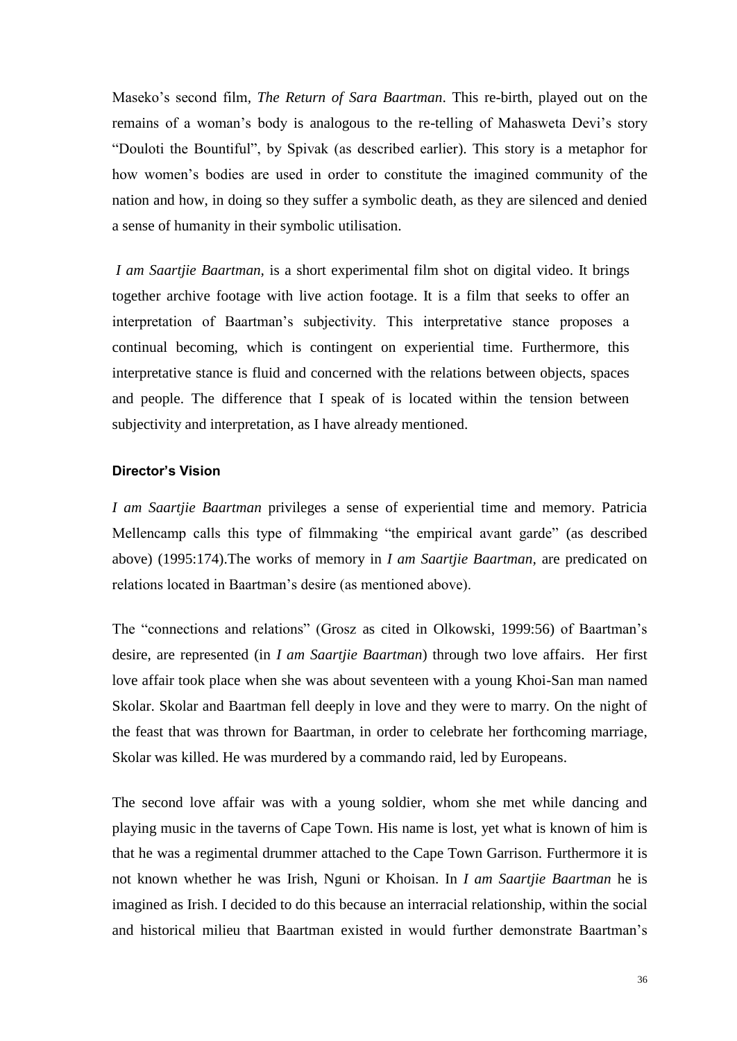Maseko's second film, *The Return of Sara Baartman*. This re-birth, played out on the remains of a woman's body is analogous to the re-telling of Mahasweta Devi's story "Douloti the Bountiful", by Spivak (as described earlier). This story is a metaphor for how women's bodies are used in order to constitute the imagined community of the nation and how, in doing so they suffer a symbolic death, as they are silenced and denied a sense of humanity in their symbolic utilisation.

*I am Saartjie Baartman,* is a short experimental film shot on digital video. It brings together archive footage with live action footage. It is a film that seeks to offer an interpretation of Baartman's subjectivity. This interpretative stance proposes a continual becoming, which is contingent on experiential time. Furthermore, this interpretative stance is fluid and concerned with the relations between objects, spaces and people. The difference that I speak of is located within the tension between subjectivity and interpretation, as I have already mentioned.

### Director's Vision

*I am Saartjie Baartman* privileges a sense of experiential time and memory. Patricia Mellencamp calls this type of filmmaking "the empirical avant garde" (as described above) (1995:174).The works of memory in *I am Saartjie Baartman,* are predicated on relations located in Baartman's desire (as mentioned above).

The "connections and relations" (Grosz as cited in Olkowski, 1999:56) of Baartman's desire, are represented (in *I am Saartjie Baartman*) through two love affairs. Her first love affair took place when she was about seventeen with a young Khoi-San man named Skolar. Skolar and Baartman fell deeply in love and they were to marry. On the night of the feast that was thrown for Baartman, in order to celebrate her forthcoming marriage, Skolar was killed. He was murdered by a commando raid, led by Europeans.

The second love affair was with a young soldier, whom she met while dancing and playing music in the taverns of Cape Town. His name is lost, yet what is known of him is that he was a regimental drummer attached to the Cape Town Garrison. Furthermore it is not known whether he was Irish, Nguni or Khoisan. In *I am Saartjie Baartman* he is imagined as Irish. I decided to do this because an interracial relationship, within the social and historical milieu that Baartman existed in would further demonstrate Baartman's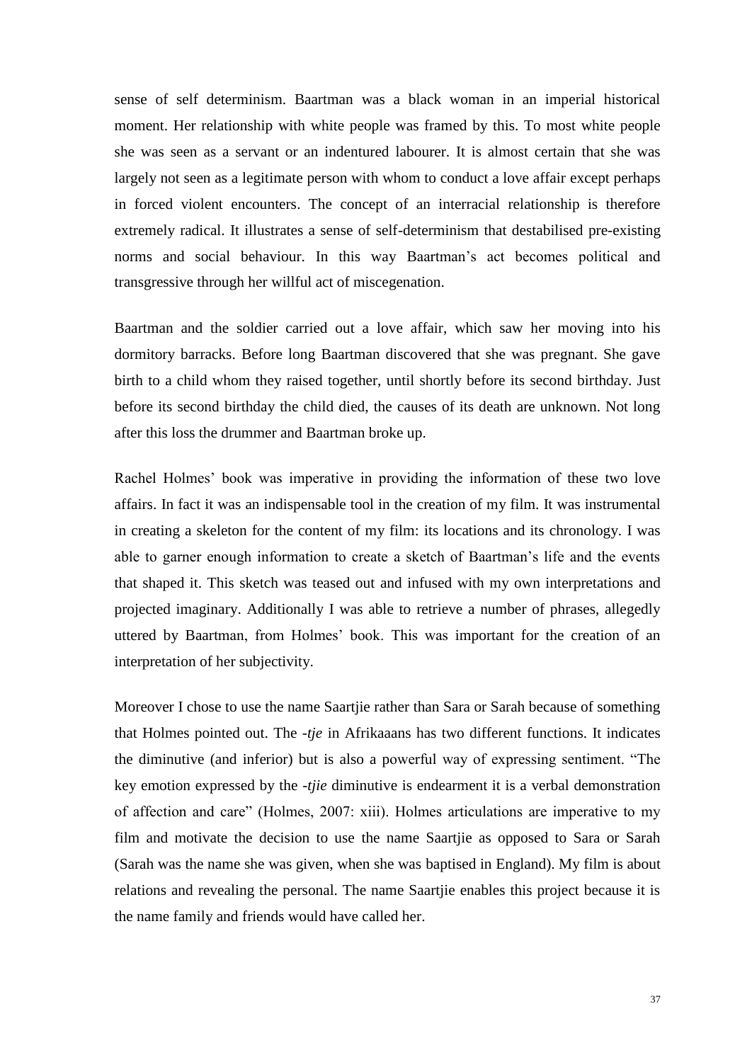sense of self determinism. Baartman was a black woman in an imperial historical moment. Her relationship with white people was framed by this. To most white people she was seen as a servant or an indentured labourer. It is almost certain that she was largely not seen as a legitimate person with whom to conduct a love affair except perhaps in forced violent encounters. The concept of an interracial relationship is therefore extremely radical. It illustrates a sense of self-determinism that destabilised pre-existing norms and social behaviour. In this way Baartman's act becomes political and transgressive through her willful act of miscegenation.

Baartman and the soldier carried out a love affair, which saw her moving into his dormitory barracks. Before long Baartman discovered that she was pregnant. She gave birth to a child whom they raised together, until shortly before its second birthday. Just before its second birthday the child died, the causes of its death are unknown. Not long after this loss the drummer and Baartman broke up.

Rachel Holmes' book was imperative in providing the information of these two love affairs. In fact it was an indispensable tool in the creation of my film. It was instrumental in creating a skeleton for the content of my film: its locations and its chronology. I was able to garner enough information to create a sketch of Baartman's life and the events that shaped it. This sketch was teased out and infused with my own interpretations and projected imaginary. Additionally I was able to retrieve a number of phrases, allegedly uttered by Baartman, from Holmes' book. This was important for the creation of an interpretation of her subjectivity.

Moreover I chose to use the name Saartjie rather than Sara or Sarah because of something that Holmes pointed out. The *-tje* in Afrikaaans has two different functions. It indicates the diminutive (and inferior) but is also a powerful way of expressing sentiment. "The key emotion expressed by the *-tjie* diminutive is endearment it is a verbal demonstration of affection and care" (Holmes, 2007: xiii). Holmes articulations are imperative to my film and motivate the decision to use the name Saartjie as opposed to Sara or Sarah (Sarah was the name she was given, when she was baptised in England). My film is about relations and revealing the personal. The name Saartjie enables this project because it is the name family and friends would have called her.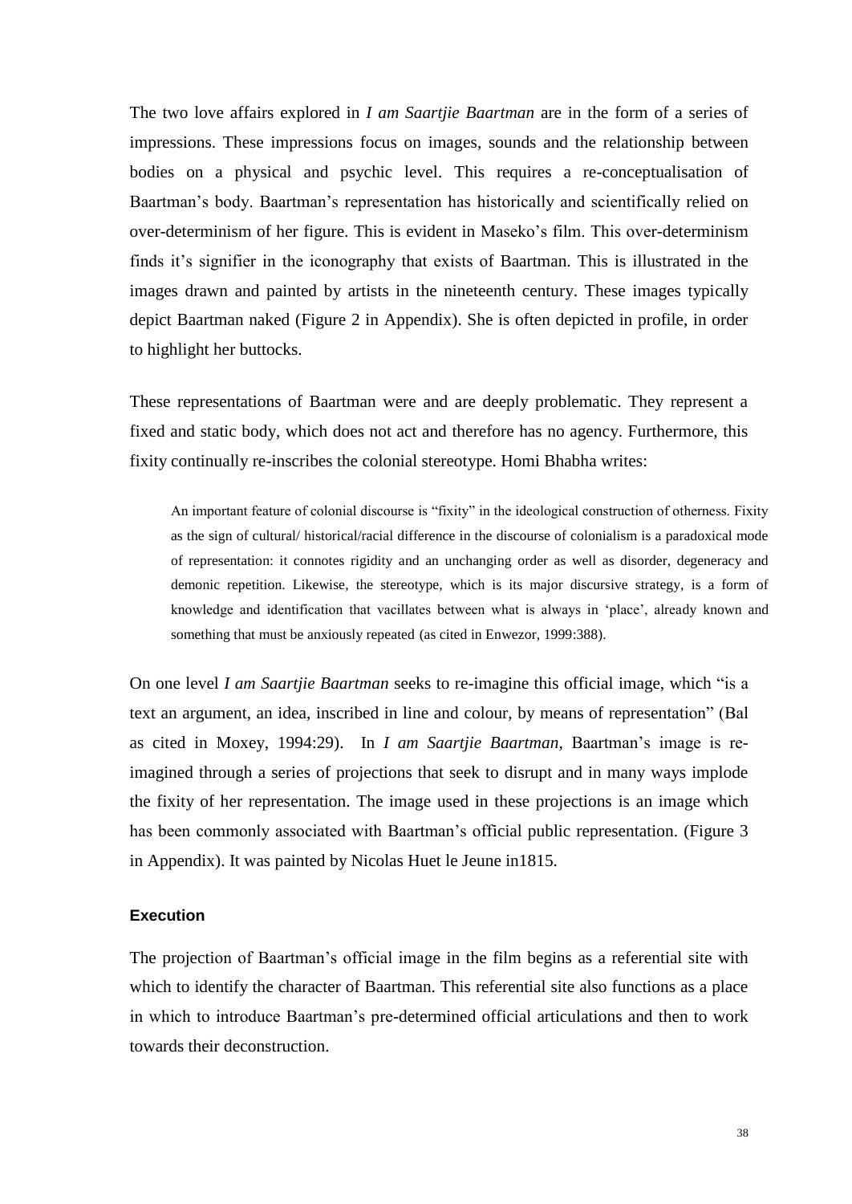The two love affairs explored in *I am Saartjie Baartman* are in the form of a series of impressions. These impressions focus on images, sounds and the relationship between bodies on a physical and psychic level. This requires a re-conceptualisation of Baartman's body. Baartman's representation has historically and scientifically relied on over-determinism of her figure. This is evident in Maseko's film. This over-determinism finds it's signifier in the iconography that exists of Baartman. This is illustrated in the images drawn and painted by artists in the nineteenth century. These images typically depict Baartman naked (Figure 2 in Appendix). She is often depicted in profile, in order to highlight her buttocks.

These representations of Baartman were and are deeply problematic. They represent a fixed and static body, which does not act and therefore has no agency. Furthermore, this fixity continually re-inscribes the colonial stereotype. Homi Bhabha writes:

> An important feature of colonial discourse is "fixity" in the ideological construction of otherness. Fixity as the sign of cultural/ historical/racial difference in the discourse of colonialism is a paradoxical mode of representation: it connotes rigidity and an unchanging order as well as disorder, degeneracy and demonic repetition. Likewise, the stereotype, which is its major discursive strategy, is a form of knowledge and identification that vacillates between what is always in 'place', already known and something that must be anxiously repeated (as cited in Enwezor, 1999:388).

On one level *I am Saartjie Baartman* seeks to re-imagine this official image, which "is a text an argument, an idea, inscribed in line and colour, by means of representation" (Bal as cited in Moxey, 1994:29). In *I am Saartjie Baartman*, Baartman's image is re-imagined through a series of projections that seek to disrupt and in many ways implode the fixity of her representation. The image used in these projections is an image which has been commonly associated with Baartman's official public representation. (Figure 3 in Appendix). It was painted by Nicolas Huet le Jeune in1815.

### Execution

The projection of Baartman's official image in the film begins as a referential site with which to identify the character of Baartman. This referential site also functions as a place in which to introduce Baartman's pre-determined official articulations and then to work towards their deconstruction.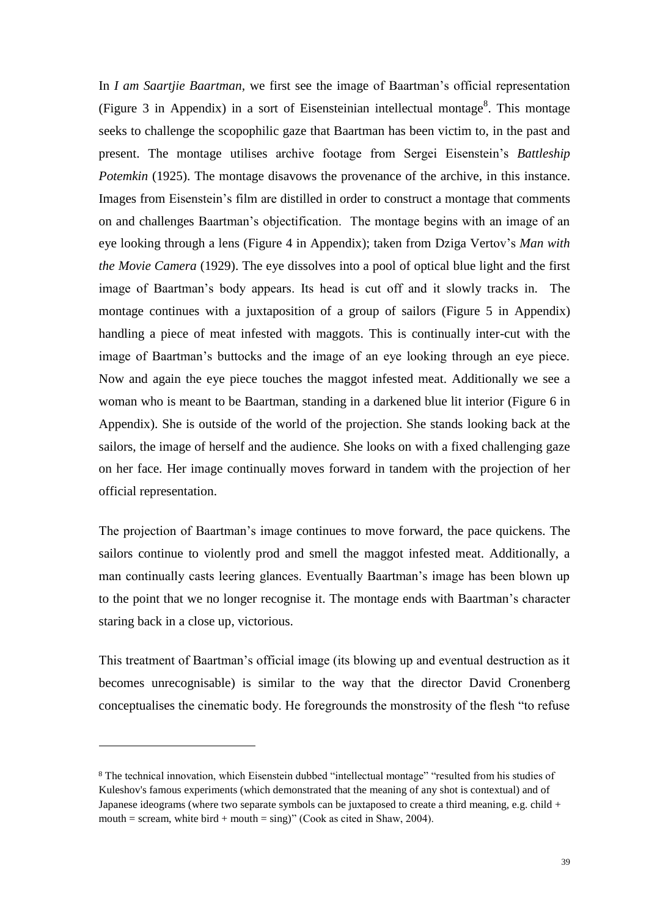In *I am Saartjie Baartman,* we first see the image of Baartman's official representation (Figure 3 in Appendix) in a sort of Eisensteinian intellectual montage[8]. This montage seeks to challenge the scopophilic gaze that Baartman has been victim to, in the past and present. The montage utilises archive footage from Sergei Eisenstein's *Battleship Potemkin* (1925). The montage disavows the provenance of the archive, in this instance. Images from Eisenstein's film are distilled in order to construct a montage that comments on and challenges Baartman's objectification. The montage begins with an image of an eye looking through a lens (Figure 4 in Appendix); taken from Dziga Vertov's *Man with the Movie Camera* (1929). The eye dissolves into a pool of optical blue light and the first image of Baartman's body appears. Its head is cut off and it slowly tracks in. The montage continues with a juxtaposition of a group of sailors (Figure 5 in Appendix) handling a piece of meat infested with maggots. This is continually inter-cut with the image of Baartman's buttocks and the image of an eye looking through an eye piece. Now and again the eye piece touches the maggot infested meat. Additionally we see a woman who is meant to be Baartman, standing in a darkened blue lit interior (Figure 6 in Appendix). She is outside of the world of the projection. She stands looking back at the sailors, the image of herself and the audience. She looks on with a fixed challenging gaze on her face. Her image continually moves forward in tandem with the projection of her official representation.

The projection of Baartman's image continues to move forward, the pace quickens. The sailors continue to violently prod and smell the maggot infested meat. Additionally, a man continually casts leering glances. Eventually Baartman's image has been blown up to the point that we no longer recognise it. The montage ends with Baartman's character staring back in a close up, victorious.

This treatment of Baartman's official image (its blowing up and eventual destruction as it becomes unrecognisable) is similar to the way that the director David Cronenberg conceptualises the cinematic body. He foregrounds the monstrosity of the flesh "to refuse

---

[8] The technical innovation, which Eisenstein dubbed "intellectual montage" "resulted from his studies of Kuleshov's famous experiments (which demonstrated that the meaning of any shot is contextual) and of Japanese ideograms (where two separate symbols can be juxtaposed to create a third meaning, e.g. child + mouth = scream, white bird + mouth = sing)" (Cook as cited in Shaw, 2004).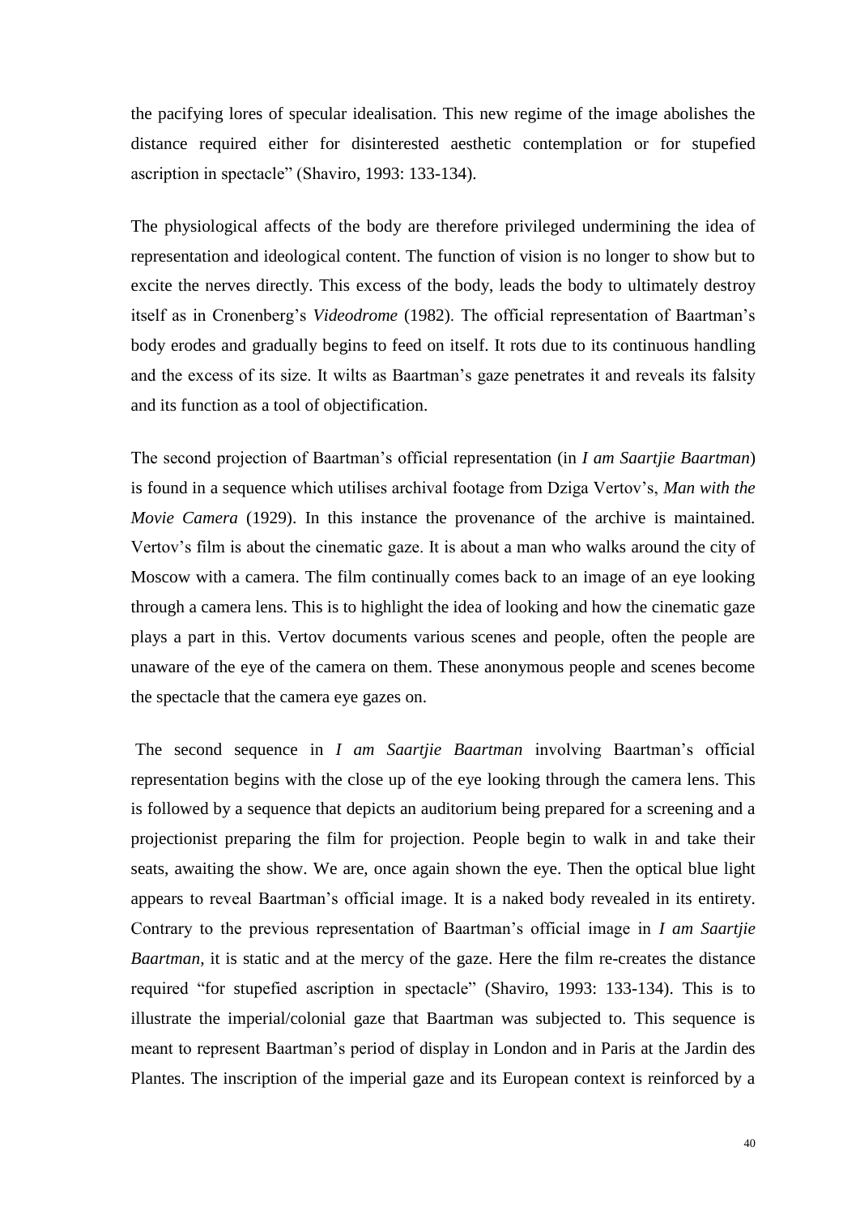the pacifying lores of specular idealisation. This new regime of the image abolishes the distance required either for disinterested aesthetic contemplation or for stupefied ascription in spectacle" (Shaviro, 1993: 133-134).

The physiological affects of the body are therefore privileged undermining the idea of representation and ideological content. The function of vision is no longer to show but to excite the nerves directly. This excess of the body, leads the body to ultimately destroy itself as in Cronenberg's *Videodrome* (1982). The official representation of Baartman's body erodes and gradually begins to feed on itself. It rots due to its continuous handling and the excess of its size. It wilts as Baartman's gaze penetrates it and reveals its falsity and its function as a tool of objectification.

The second projection of Baartman's official representation (in *I am Saartjie Baartman*) is found in a sequence which utilises archival footage from Dziga Vertov's, *Man with the Movie Camera* (1929). In this instance the provenance of the archive is maintained. Vertov's film is about the cinematic gaze. It is about a man who walks around the city of Moscow with a camera. The film continually comes back to an image of an eye looking through a camera lens. This is to highlight the idea of looking and how the cinematic gaze plays a part in this. Vertov documents various scenes and people, often the people are unaware of the eye of the camera on them. These anonymous people and scenes become the spectacle that the camera eye gazes on.

The second sequence in *I am Saartjie Baartman* involving Baartman's official representation begins with the close up of the eye looking through the camera lens. This is followed by a sequence that depicts an auditorium being prepared for a screening and a projectionist preparing the film for projection. People begin to walk in and take their seats, awaiting the show. We are, once again shown the eye. Then the optical blue light appears to reveal Baartman's official image. It is a naked body revealed in its entirety. Contrary to the previous representation of Baartman's official image in *I am Saartjie Baartman*, it is static and at the mercy of the gaze. Here the film re-creates the distance required "for stupefied ascription in spectacle" (Shaviro, 1993: 133-134). This is to illustrate the imperial/colonial gaze that Baartman was subjected to. This sequence is meant to represent Baartman's period of display in London and in Paris at the Jardin des Plantes. The inscription of the imperial gaze and its European context is reinforced by a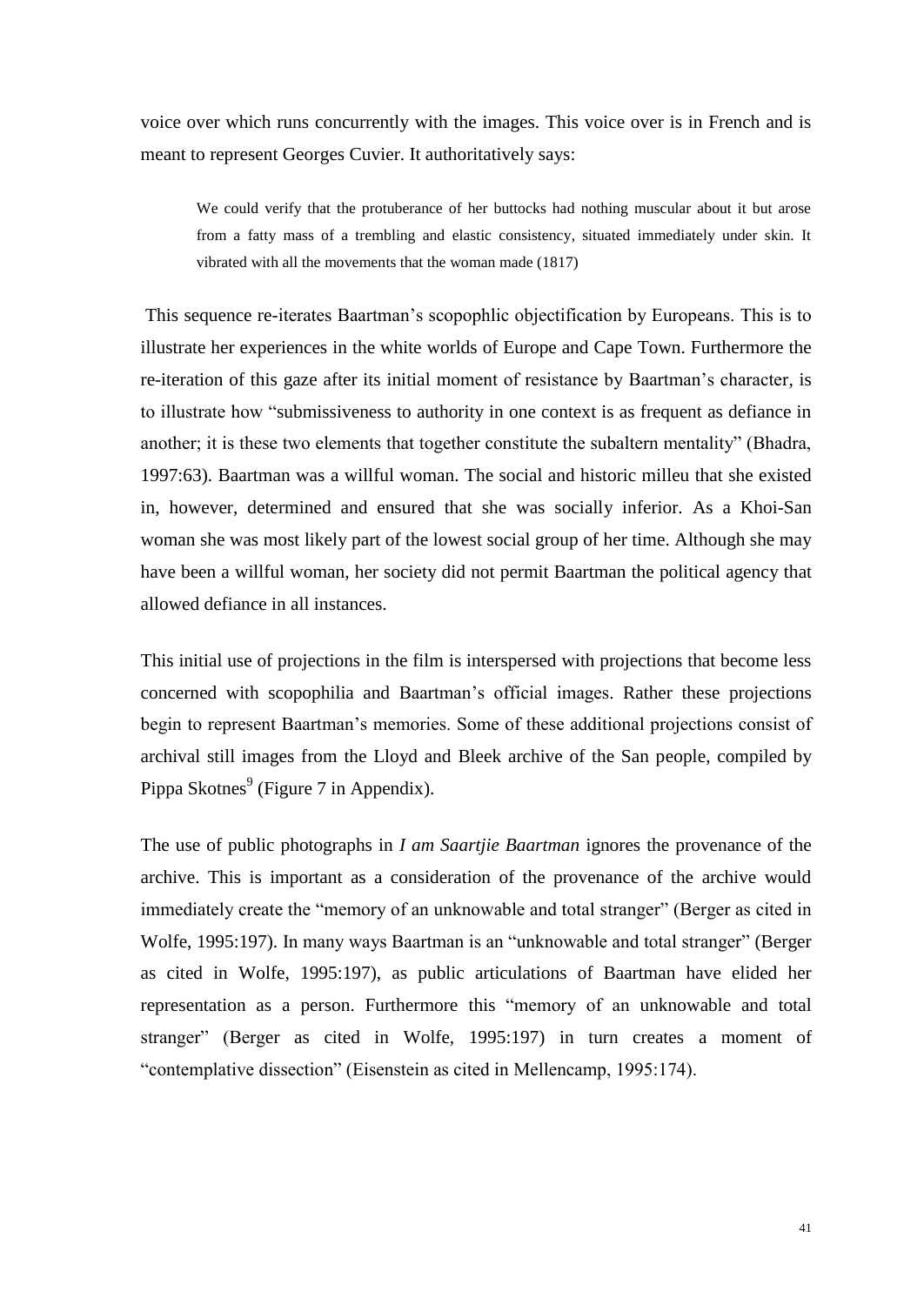voice over which runs concurrently with the images. This voice over is in French and is meant to represent Georges Cuvier. It authoritatively says:

> We could verify that the protuberance of her buttocks had nothing muscular about it but arose from a fatty mass of a trembling and elastic consistency, situated immediately under skin. It vibrated with all the movements that the woman made (1817)

This sequence re-iterates Baartman's scopophlic objectification by Europeans. This is to illustrate her experiences in the white worlds of Europe and Cape Town. Furthermore the re-iteration of this gaze after its initial moment of resistance by Baartman's character, is to illustrate how "submissiveness to authority in one context is as frequent as defiance in another; it is these two elements that together constitute the subaltern mentality" (Bhadra, 1997:63). Baartman was a willful woman. The social and historic milleu that she existed in, however, determined and ensured that she was socially inferior. As a Khoi-San woman she was most likely part of the lowest social group of her time. Although she may have been a willful woman, her society did not permit Baartman the political agency that allowed defiance in all instances.

This initial use of projections in the film is interspersed with projections that become less concerned with scopophilia and Baartman's official images. Rather these projections begin to represent Baartman's memories. Some of these additional projections consist of archival still images from the Lloyd and Bleek archive of the San people, compiled by Pippa Skotnes[9] (Figure 7 in Appendix).

The use of public photographs in *I am Saartjie Baartman* ignores the provenance of the archive. This is important as a consideration of the provenance of the archive would immediately create the "memory of an unknowable and total stranger" (Berger as cited in Wolfe, 1995:197). In many ways Baartman is an "unknowable and total stranger" (Berger as cited in Wolfe, 1995:197), as public articulations of Baartman have elided her representation as a person. Furthermore this "memory of an unknowable and total stranger" (Berger as cited in Wolfe, 1995:197) in turn creates a moment of "contemplative dissection" (Eisenstein as cited in Mellencamp, 1995:174).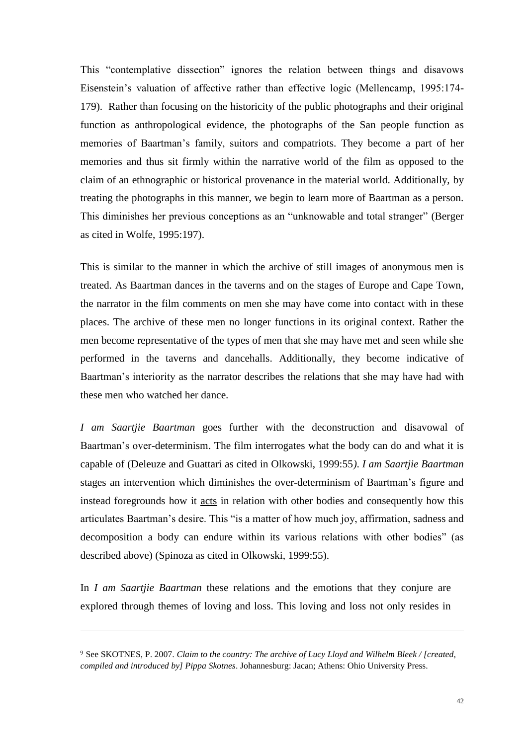This "contemplative dissection" ignores the relation between things and disavows Eisenstein's valuation of affective rather than effective logic (Mellencamp, 1995:174-179). Rather than focusing on the historicity of the public photographs and their original function as anthropological evidence, the photographs of the San people function as memories of Baartman's family, suitors and compatriots. They become a part of her memories and thus sit firmly within the narrative world of the film as opposed to the claim of an ethnographic or historical provenance in the material world. Additionally, by treating the photographs in this manner, we begin to learn more of Baartman as a person. This diminishes her previous conceptions as an "unknowable and total stranger" (Berger as cited in Wolfe, 1995:197).

This is similar to the manner in which the archive of still images of anonymous men is treated. As Baartman dances in the taverns and on the stages of Europe and Cape Town, the narrator in the film comments on men she may have come into contact with in these places. The archive of these men no longer functions in its original context. Rather the men become representative of the types of men that she may have met and seen while she performed in the taverns and dancehalls. Additionally, they become indicative of Baartman's interiority as the narrator describes the relations that she may have had with these men who watched her dance.

*I am Saartjie Baartman* goes further with the deconstruction and disavowal of Baartman's over-determinism. The film interrogates what the body can do and what it is capable of (Deleuze and Guattari as cited in Olkowski, 1999:55*). I am Saartjie Baartman* stages an intervention which diminishes the over-determinism of Baartman's figure and instead foregrounds how it <u>acts</u> in relation with other bodies and consequently how this articulates Baartman's desire. This "is a matter of how much joy, affirmation, sadness and decomposition a body can endure within its various relations with other bodies" (as described above) (Spinoza as cited in Olkowski, 1999:55).

In *I am Saartjie Baartman* these relations and the emotions that they conjure are explored through themes of loving and loss. This loving and loss not only resides in

---

[9] See SKOTNES, P. 2007. *Claim to the country: The archive of Lucy Lloyd and Wilhelm Bleek / [created, compiled and introduced by] Pippa Skotnes*. Johannesburg: Jacan; Athens: Ohio University Press.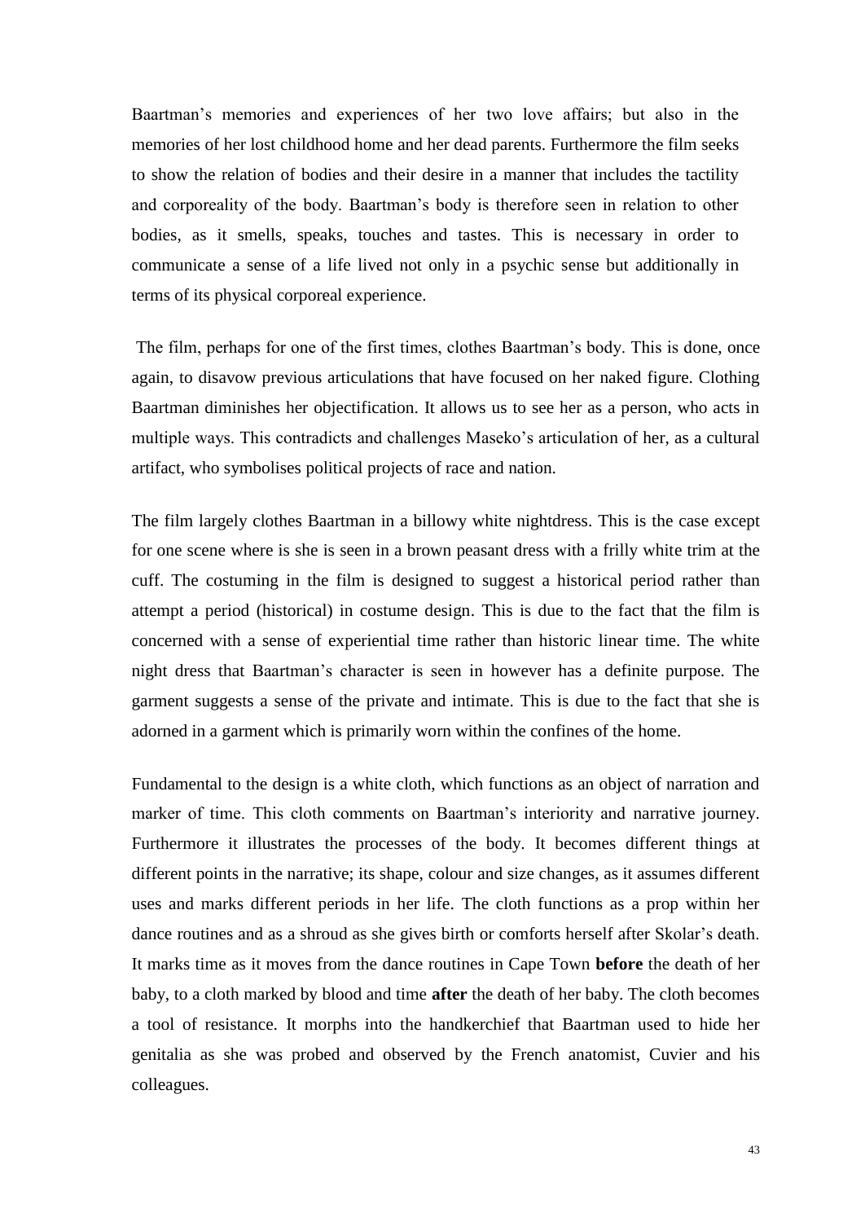Baartman's memories and experiences of her two love affairs; but also in the memories of her lost childhood home and her dead parents. Furthermore the film seeks to show the relation of bodies and their desire in a manner that includes the tactility and corporeality of the body. Baartman's body is therefore seen in relation to other bodies, as it smells, speaks, touches and tastes. This is necessary in order to communicate a sense of a life lived not only in a psychic sense but additionally in terms of its physical corporeal experience.

The film, perhaps for one of the first times, clothes Baartman's body. This is done, once again, to disavow previous articulations that have focused on her naked figure. Clothing Baartman diminishes her objectification. It allows us to see her as a person, who acts in multiple ways. This contradicts and challenges Maseko's articulation of her, as a cultural artifact, who symbolises political projects of race and nation.

The film largely clothes Baartman in a billowy white nightdress. This is the case except for one scene where is she is seen in a brown peasant dress with a frilly white trim at the cuff. The costuming in the film is designed to suggest a historical period rather than attempt a period (historical) in costume design. This is due to the fact that the film is concerned with a sense of experiential time rather than historic linear time. The white night dress that Baartman's character is seen in however has a definite purpose. The garment suggests a sense of the private and intimate. This is due to the fact that she is adorned in a garment which is primarily worn within the confines of the home.

Fundamental to the design is a white cloth, which functions as an object of narration and marker of time. This cloth comments on Baartman's interiority and narrative journey. Furthermore it illustrates the processes of the body. It becomes different things at different points in the narrative; its shape, colour and size changes, as it assumes different uses and marks different periods in her life. The cloth functions as a prop within her dance routines and as a shroud as she gives birth or comforts herself after Skolar's death. It marks time as it moves from the dance routines in Cape Town **before** the death of her baby, to a cloth marked by blood and time **after** the death of her baby. The cloth becomes a tool of resistance. It morphs into the handkerchief that Baartman used to hide her genitalia as she was probed and observed by the French anatomist, Cuvier and his colleagues.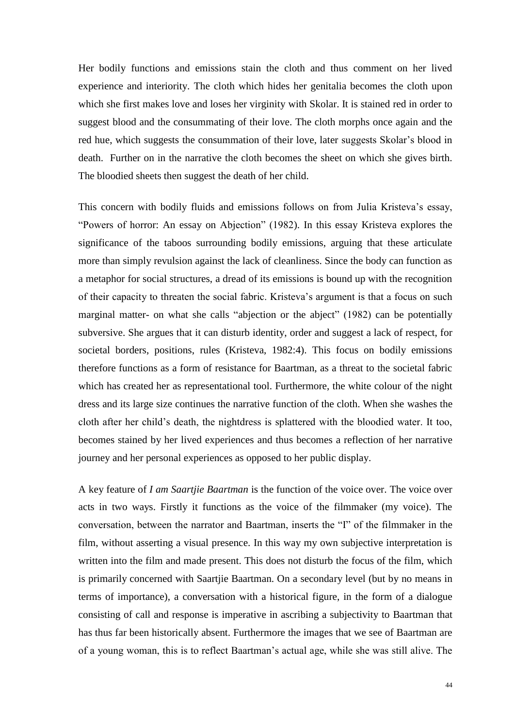Her bodily functions and emissions stain the cloth and thus comment on her lived experience and interiority. The cloth which hides her genitalia becomes the cloth upon which she first makes love and loses her virginity with Skolar. It is stained red in order to suggest blood and the consummating of their love. The cloth morphs once again and the red hue, which suggests the consummation of their love, later suggests Skolar's blood in death. Further on in the narrative the cloth becomes the sheet on which she gives birth. The bloodied sheets then suggest the death of her child.

This concern with bodily fluids and emissions follows on from Julia Kristeva's essay, "Powers of horror: An essay on Abjection" (1982). In this essay Kristeva explores the significance of the taboos surrounding bodily emissions, arguing that these articulate more than simply revulsion against the lack of cleanliness. Since the body can function as a metaphor for social structures, a dread of its emissions is bound up with the recognition of their capacity to threaten the social fabric. Kristeva's argument is that a focus on such marginal matter- on what she calls "abjection or the abject" (1982) can be potentially subversive. She argues that it can disturb identity, order and suggest a lack of respect, for societal borders, positions, rules (Kristeva, 1982:4). This focus on bodily emissions therefore functions as a form of resistance for Baartman, as a threat to the societal fabric which has created her as representational tool. Furthermore, the white colour of the night dress and its large size continues the narrative function of the cloth. When she washes the cloth after her child's death, the nightdress is splattered with the bloodied water. It too, becomes stained by her lived experiences and thus becomes a reflection of her narrative journey and her personal experiences as opposed to her public display.

A key feature of *I am Saartjie Baartman* is the function of the voice over. The voice over acts in two ways. Firstly it functions as the voice of the filmmaker (my voice). The conversation, between the narrator and Baartman, inserts the "I" of the filmmaker in the film, without asserting a visual presence. In this way my own subjective interpretation is written into the film and made present. This does not disturb the focus of the film, which is primarily concerned with Saartjie Baartman. On a secondary level (but by no means in terms of importance), a conversation with a historical figure, in the form of a dialogue consisting of call and response is imperative in ascribing a subjectivity to Baartman that has thus far been historically absent. Furthermore the images that we see of Baartman are of a young woman, this is to reflect Baartman's actual age, while she was still alive. The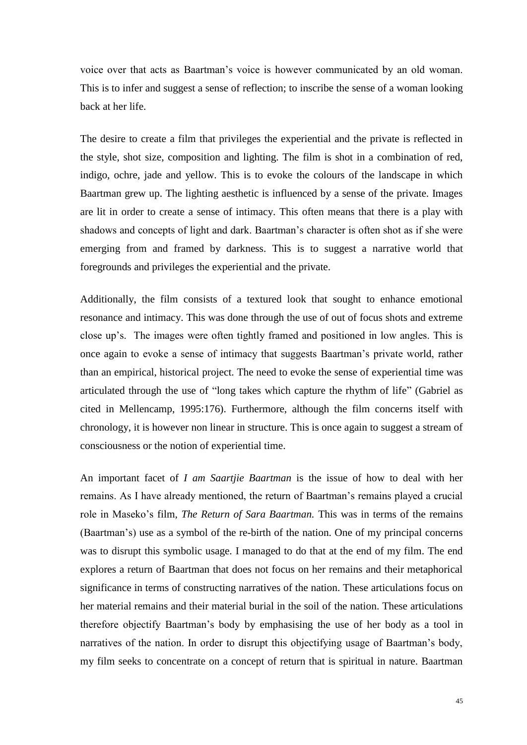voice over that acts as Baartman's voice is however communicated by an old woman. This is to infer and suggest a sense of reflection; to inscribe the sense of a woman looking back at her life.

The desire to create a film that privileges the experiential and the private is reflected in the style, shot size, composition and lighting. The film is shot in a combination of red, indigo, ochre, jade and yellow. This is to evoke the colours of the landscape in which Baartman grew up. The lighting aesthetic is influenced by a sense of the private. Images are lit in order to create a sense of intimacy. This often means that there is a play with shadows and concepts of light and dark. Baartman's character is often shot as if she were emerging from and framed by darkness. This is to suggest a narrative world that foregrounds and privileges the experiential and the private.

Additionally, the film consists of a textured look that sought to enhance emotional resonance and intimacy. This was done through the use of out of focus shots and extreme close up's. The images were often tightly framed and positioned in low angles. This is once again to evoke a sense of intimacy that suggests Baartman's private world, rather than an empirical, historical project. The need to evoke the sense of experiential time was articulated through the use of "long takes which capture the rhythm of life" (Gabriel as cited in Mellencamp, 1995:176). Furthermore, although the film concerns itself with chronology, it is however non linear in structure. This is once again to suggest a stream of consciousness or the notion of experiential time.

An important facet of *I am Saartjie Baartman* is the issue of how to deal with her remains. As I have already mentioned, the return of Baartman's remains played a crucial role in Maseko's film, *The Return of Sara Baartman.* This was in terms of the remains (Baartman's) use as a symbol of the re-birth of the nation. One of my principal concerns was to disrupt this symbolic usage. I managed to do that at the end of my film. The end explores a return of Baartman that does not focus on her remains and their metaphorical significance in terms of constructing narratives of the nation. These articulations focus on her material remains and their material burial in the soil of the nation. These articulations therefore objectify Baartman's body by emphasising the use of her body as a tool in narratives of the nation. In order to disrupt this objectifying usage of Baartman's body, my film seeks to concentrate on a concept of return that is spiritual in nature. Baartman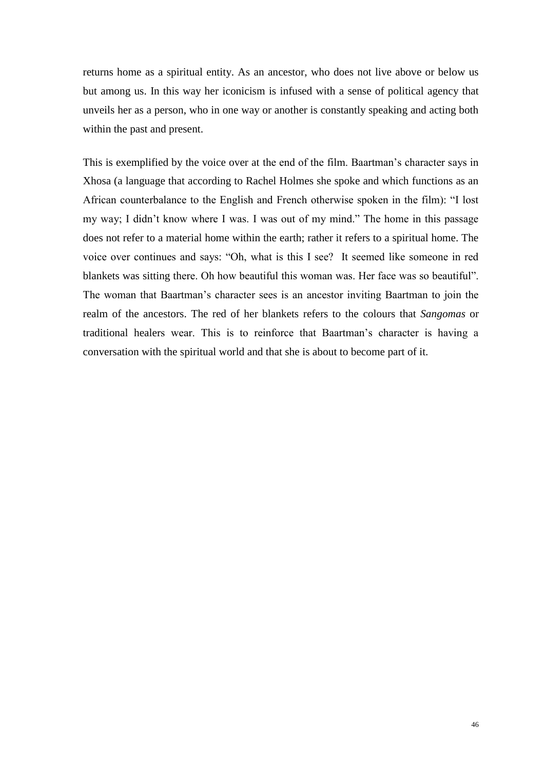returns home as a spiritual entity. As an ancestor, who does not live above or below us but among us. In this way her iconicism is infused with a sense of political agency that unveils her as a person, who in one way or another is constantly speaking and acting both within the past and present.

This is exemplified by the voice over at the end of the film. Baartman's character says in Xhosa (a language that according to Rachel Holmes she spoke and which functions as an African counterbalance to the English and French otherwise spoken in the film): "I lost my way; I didn't know where I was. I was out of my mind." The home in this passage does not refer to a material home within the earth; rather it refers to a spiritual home. The voice over continues and says: "Oh, what is this I see? It seemed like someone in red blankets was sitting there. Oh how beautiful this woman was. Her face was so beautiful". The woman that Baartman's character sees is an ancestor inviting Baartman to join the realm of the ancestors. The red of her blankets refers to the colours that *Sangomas* or traditional healers wear. This is to reinforce that Baartman's character is having a conversation with the spiritual world and that she is about to become part of it.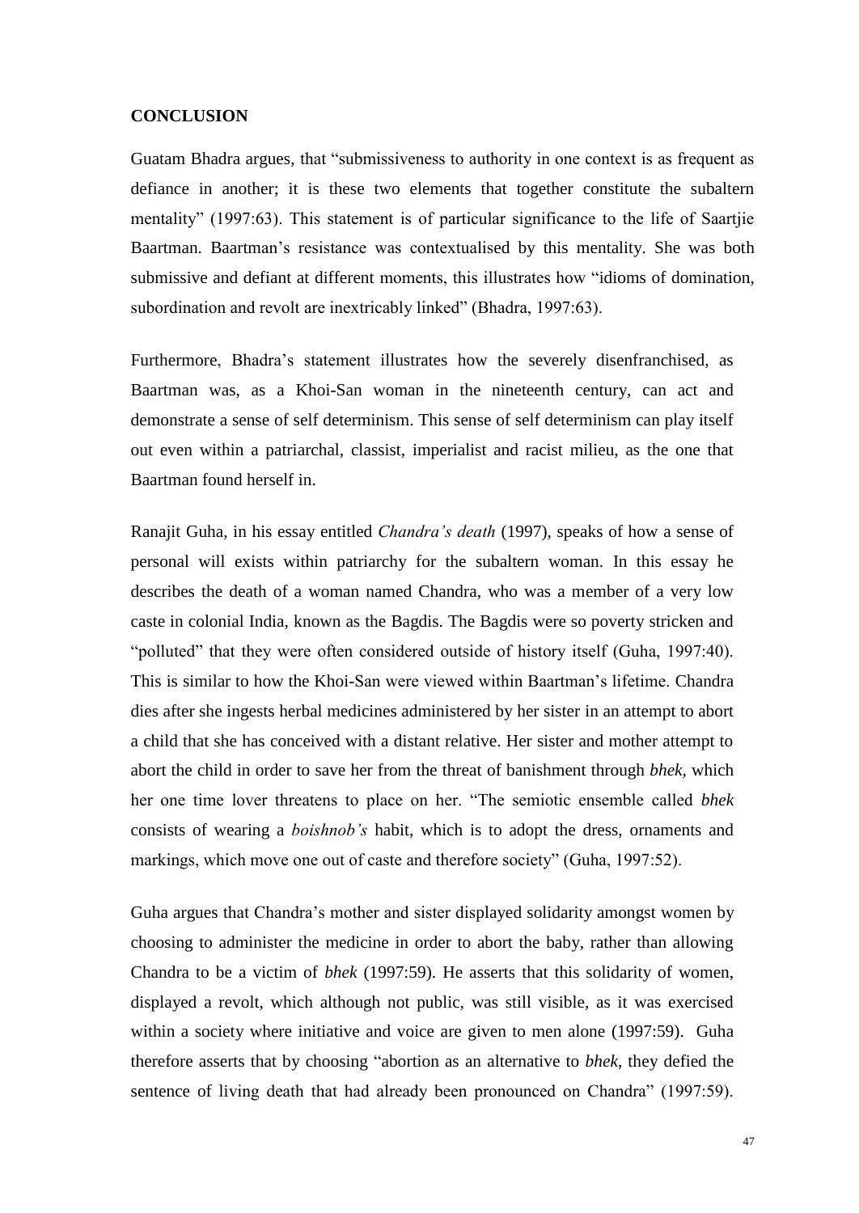## CONCLUSION

Guatam Bhadra argues, that "submissiveness to authority in one context is as frequent as defiance in another; it is these two elements that together constitute the subaltern mentality" (1997:63). This statement is of particular significance to the life of Saartjie Baartman. Baartman's resistance was contextualised by this mentality. She was both submissive and defiant at different moments, this illustrates how "idioms of domination, subordination and revolt are inextricably linked" (Bhadra, 1997:63).

Furthermore, Bhadra's statement illustrates how the severely disenfranchised, as Baartman was, as a Khoi-San woman in the nineteenth century, can act and demonstrate a sense of self determinism. This sense of self determinism can play itself out even within a patriarchal, classist, imperialist and racist milieu, as the one that Baartman found herself in.

Ranajit Guha, in his essay entitled *Chandra's death* (1997), speaks of how a sense of personal will exists within patriarchy for the subaltern woman. In this essay he describes the death of a woman named Chandra, who was a member of a very low caste in colonial India, known as the Bagdis. The Bagdis were so poverty stricken and "polluted" that they were often considered outside of history itself (Guha, 1997:40). This is similar to how the Khoi-San were viewed within Baartman's lifetime. Chandra dies after she ingests herbal medicines administered by her sister in an attempt to abort a child that she has conceived with a distant relative. Her sister and mother attempt to abort the child in order to save her from the threat of banishment through *bhek,* which her one time lover threatens to place on her. "The semiotic ensemble called *bhek* consists of wearing a *boishnob's* habit, which is to adopt the dress, ornaments and markings, which move one out of caste and therefore society" (Guha, 1997:52).

Guha argues that Chandra's mother and sister displayed solidarity amongst women by choosing to administer the medicine in order to abort the baby, rather than allowing Chandra to be a victim of *bhek* (1997:59). He asserts that this solidarity of women, displayed a revolt, which although not public, was still visible, as it was exercised within a society where initiative and voice are given to men alone (1997:59). Guha therefore asserts that by choosing "abortion as an alternative to *bhek*, they defied the sentence of living death that had already been pronounced on Chandra" (1997:59).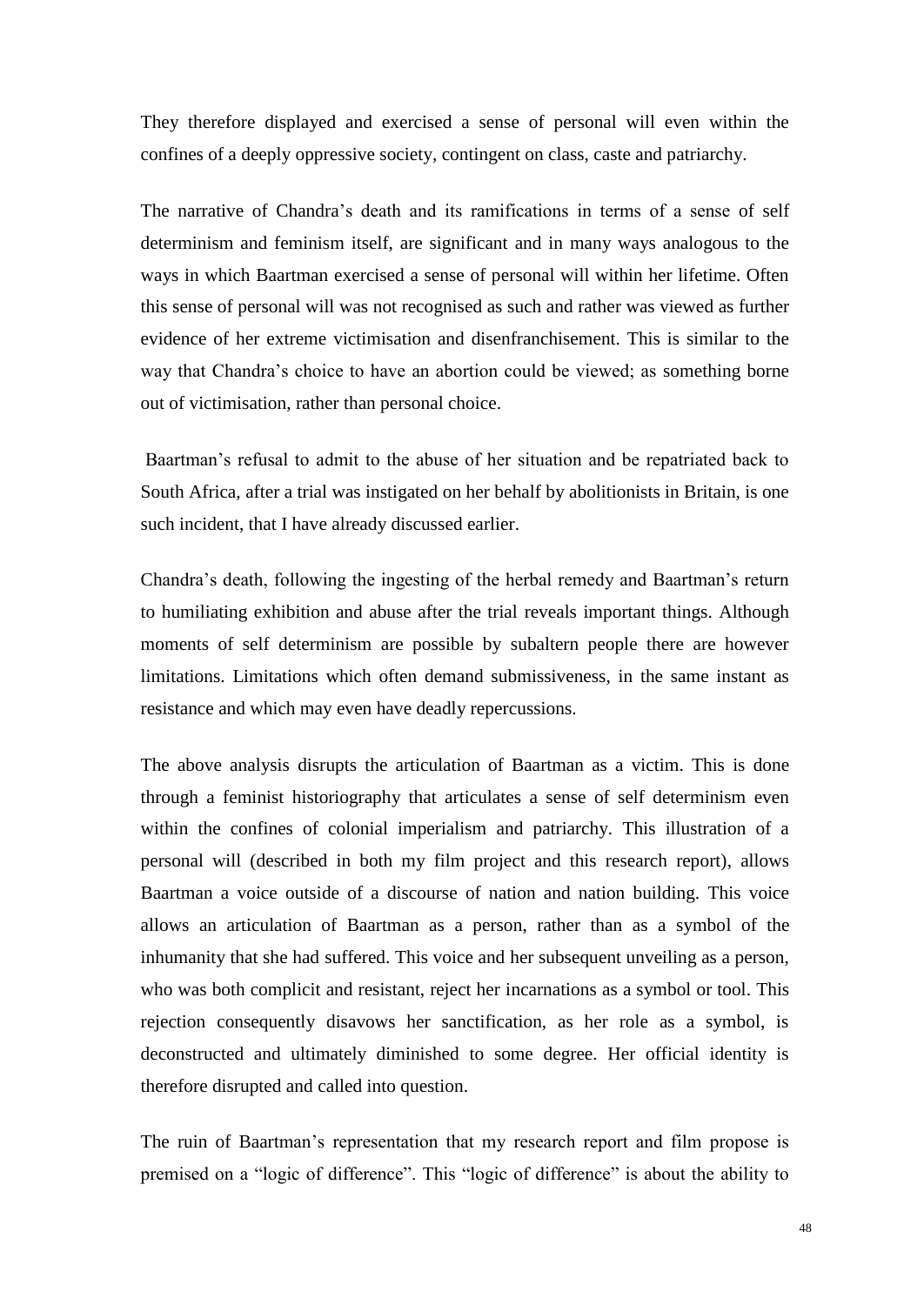They therefore displayed and exercised a sense of personal will even within the confines of a deeply oppressive society, contingent on class, caste and patriarchy.

The narrative of Chandra's death and its ramifications in terms of a sense of self determinism and feminism itself, are significant and in many ways analogous to the ways in which Baartman exercised a sense of personal will within her lifetime. Often this sense of personal will was not recognised as such and rather was viewed as further evidence of her extreme victimisation and disenfranchisement. This is similar to the way that Chandra's choice to have an abortion could be viewed; as something borne out of victimisation, rather than personal choice.

Baartman's refusal to admit to the abuse of her situation and be repatriated back to South Africa, after a trial was instigated on her behalf by abolitionists in Britain, is one such incident, that I have already discussed earlier.

Chandra's death, following the ingesting of the herbal remedy and Baartman's return to humiliating exhibition and abuse after the trial reveals important things. Although moments of self determinism are possible by subaltern people there are however limitations. Limitations which often demand submissiveness, in the same instant as resistance and which may even have deadly repercussions.

The above analysis disrupts the articulation of Baartman as a victim. This is done through a feminist historiography that articulates a sense of self determinism even within the confines of colonial imperialism and patriarchy. This illustration of a personal will (described in both my film project and this research report), allows Baartman a voice outside of a discourse of nation and nation building. This voice allows an articulation of Baartman as a person, rather than as a symbol of the inhumanity that she had suffered. This voice and her subsequent unveiling as a person, who was both complicit and resistant, reject her incarnations as a symbol or tool. This rejection consequently disavows her sanctification, as her role as a symbol, is deconstructed and ultimately diminished to some degree. Her official identity is therefore disrupted and called into question.

The ruin of Baartman's representation that my research report and film propose is premised on a "logic of difference". This "logic of difference" is about the ability to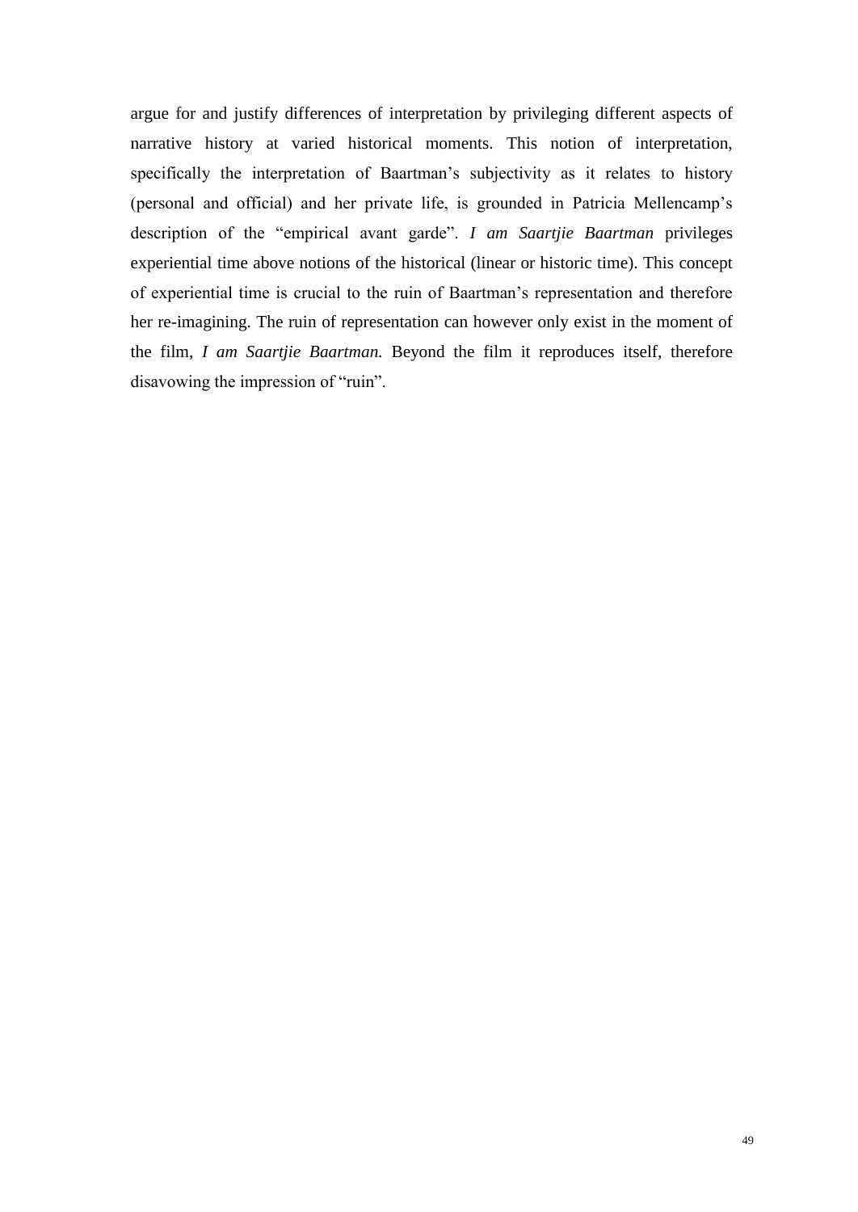argue for and justify differences of interpretation by privileging different aspects of narrative history at varied historical moments. This notion of interpretation, specifically the interpretation of Baartman's subjectivity as it relates to history (personal and official) and her private life, is grounded in Patricia Mellencamp's description of the "empirical avant garde". *I am Saartjie Baartman* privileges experiential time above notions of the historical (linear or historic time). This concept of experiential time is crucial to the ruin of Baartman's representation and therefore her re-imagining. The ruin of representation can however only exist in the moment of the film, *I am Saartjie Baartman.* Beyond the film it reproduces itself, therefore disavowing the impression of "ruin".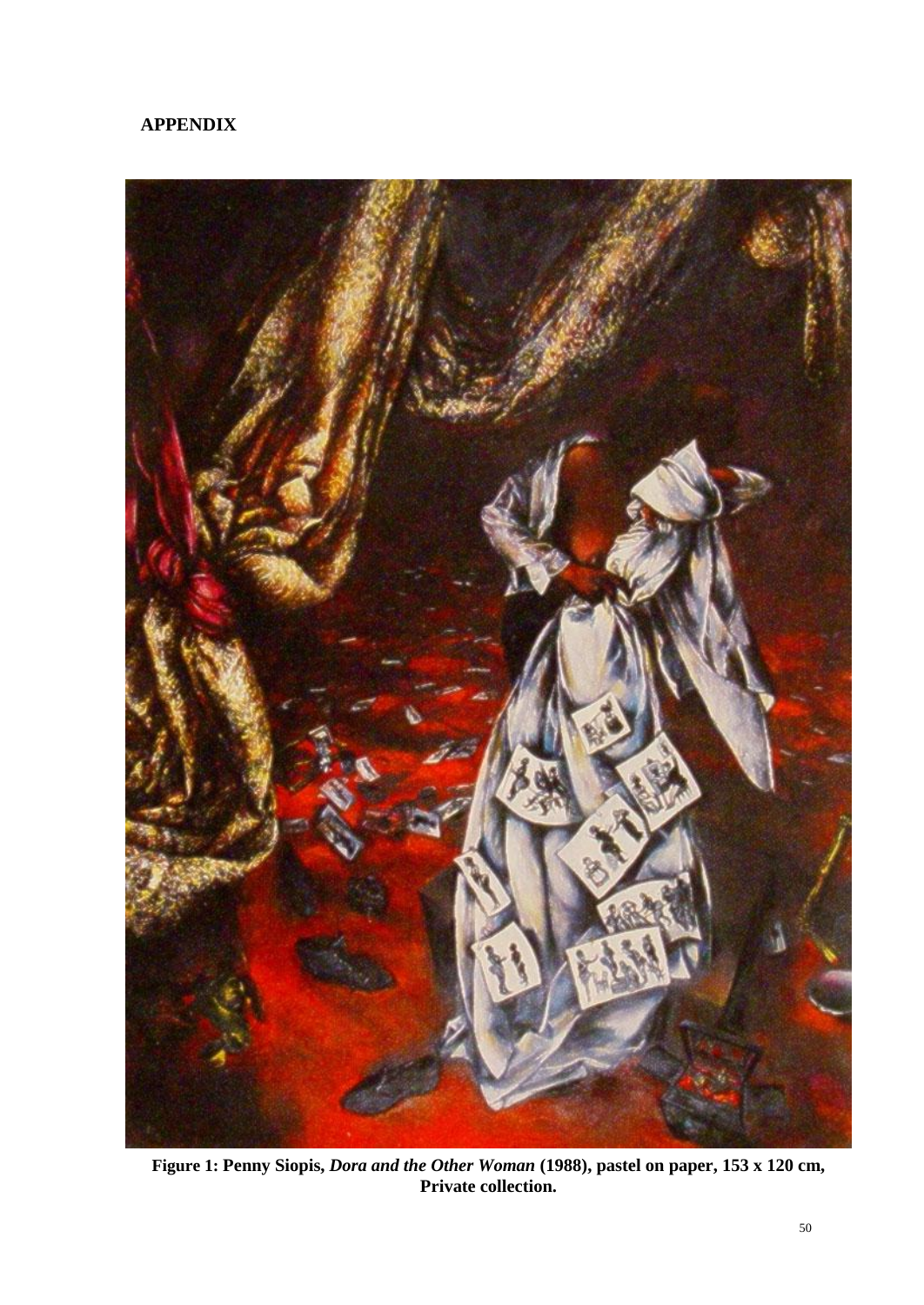## APPENDIX

**Figure 1: Penny Siopis, *Dora and the Other Woman* (1988), pastel on paper, 153 x 120 cm, Private collection.**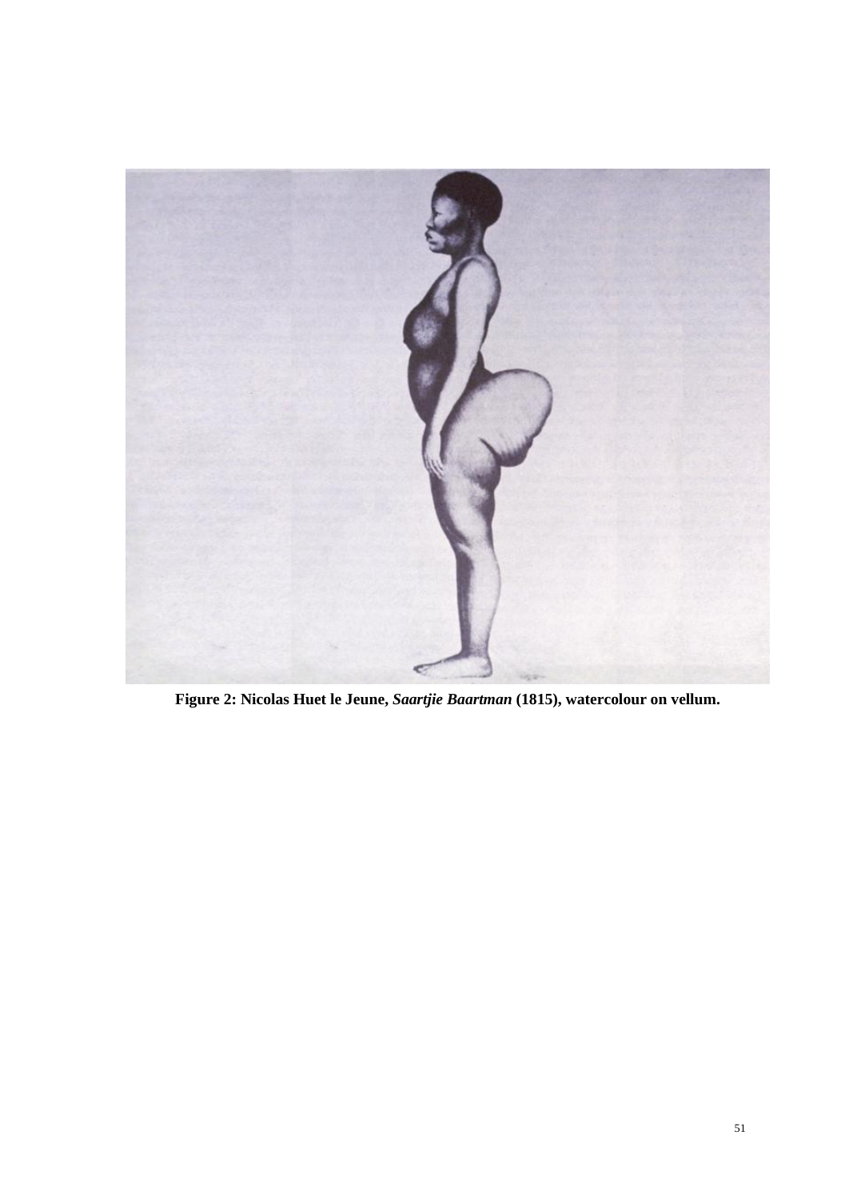**Figure 2: Nicolas Huet le Jeune, *Saartjie Baartman* (1815), watercolour on vellum.**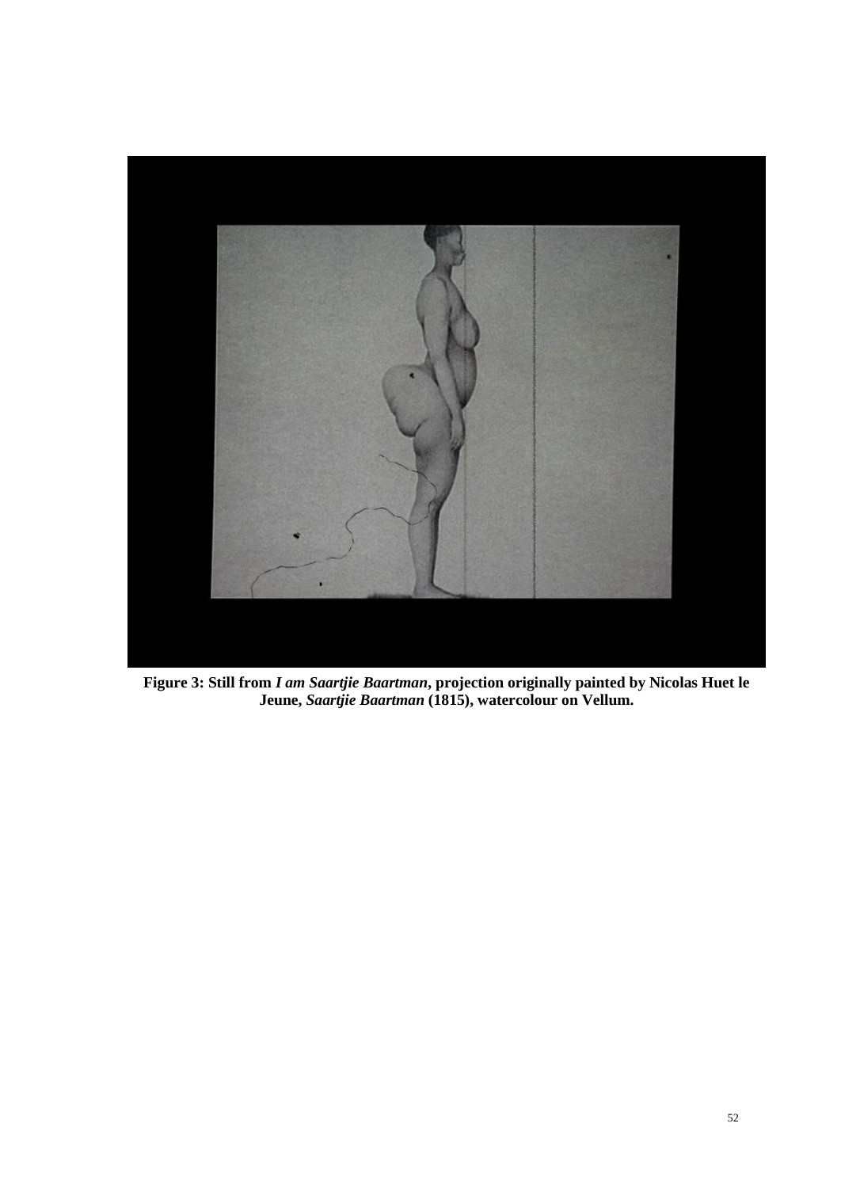**Figure 3: Still from *I am Saartjie Baartman*, projection originally painted by Nicolas Huet le Jeune, *Saartjie Baartman* (1815), watercolour on Vellum.**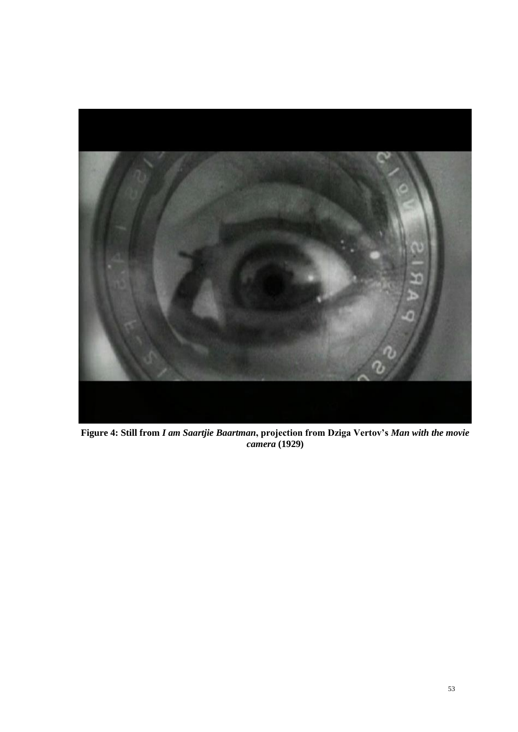**Figure 4: Still from *I am Saartjie Baartman*, projection from Dziga Vertov's *Man with the movie camera* (1929)**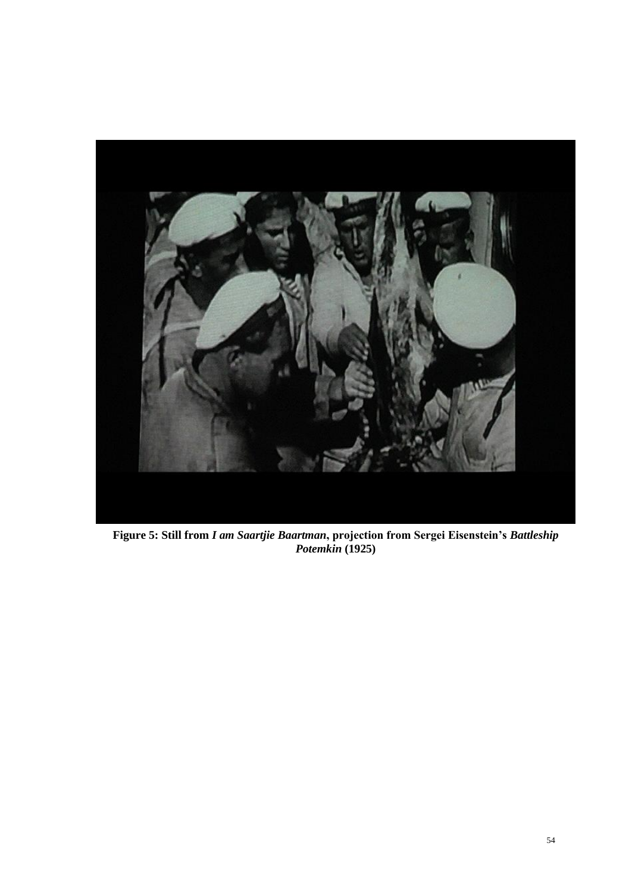**Figure 5: Still from *I am Saartjie Baartman*, projection from Sergei Eisenstein's *Battleship Potemkin* (1925)**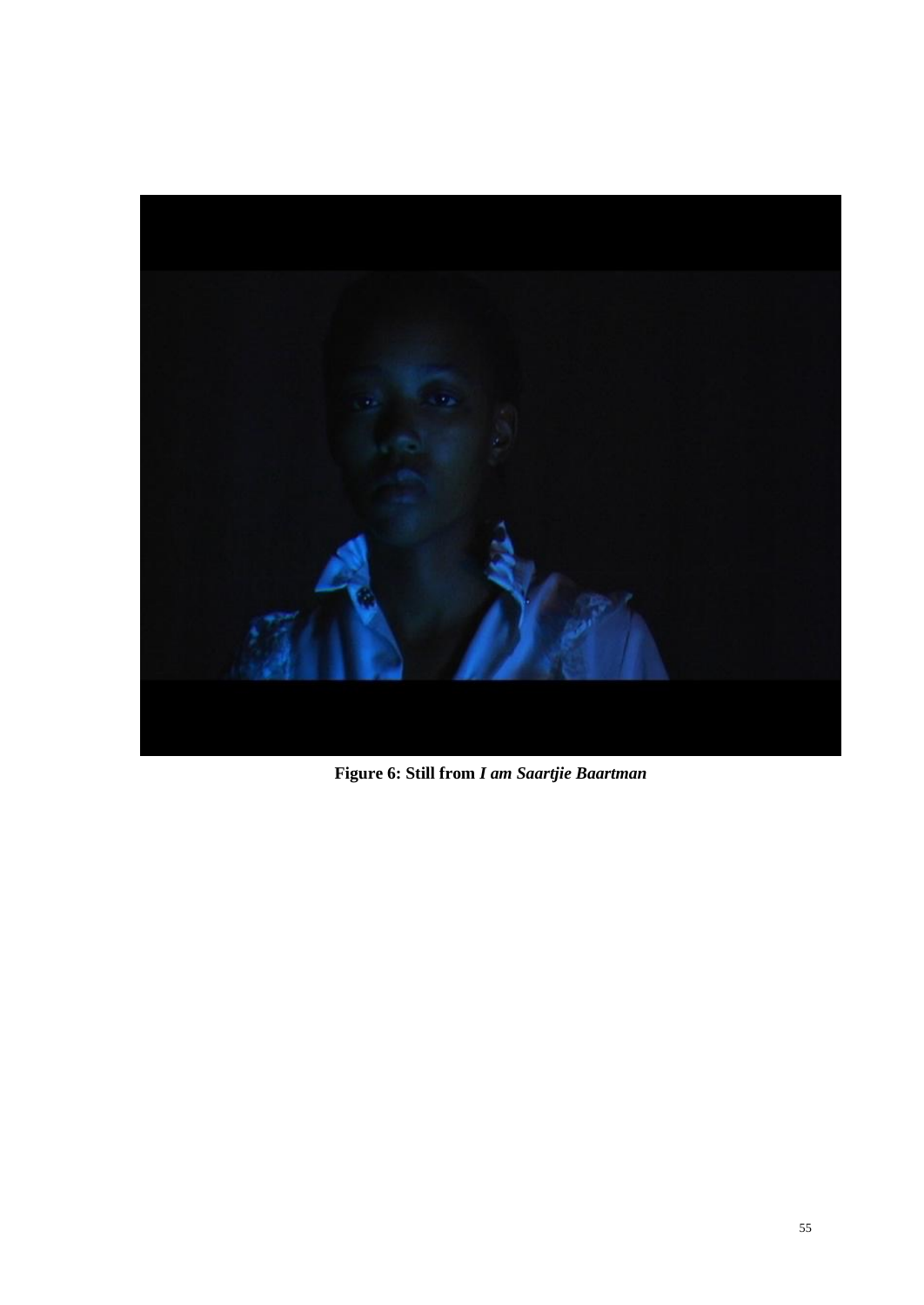**Figure 6: Still from *I am Saartjie Baartman***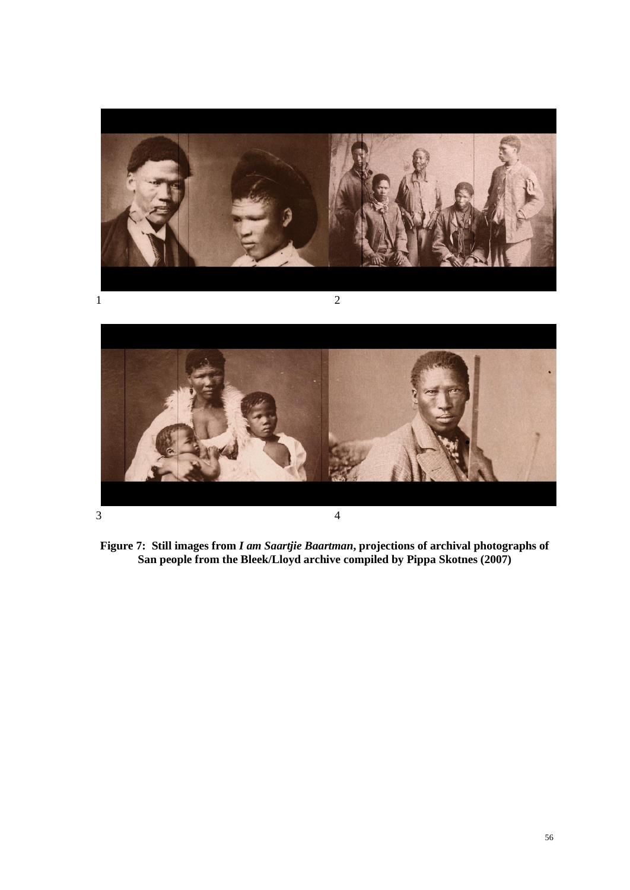1 2

3 4

**Figure 7: Still images from *I am Saartjie Baartman*, projections of archival photographs of San people from the Bleek/Lloyd archive compiled by Pippa Skotnes (2007)**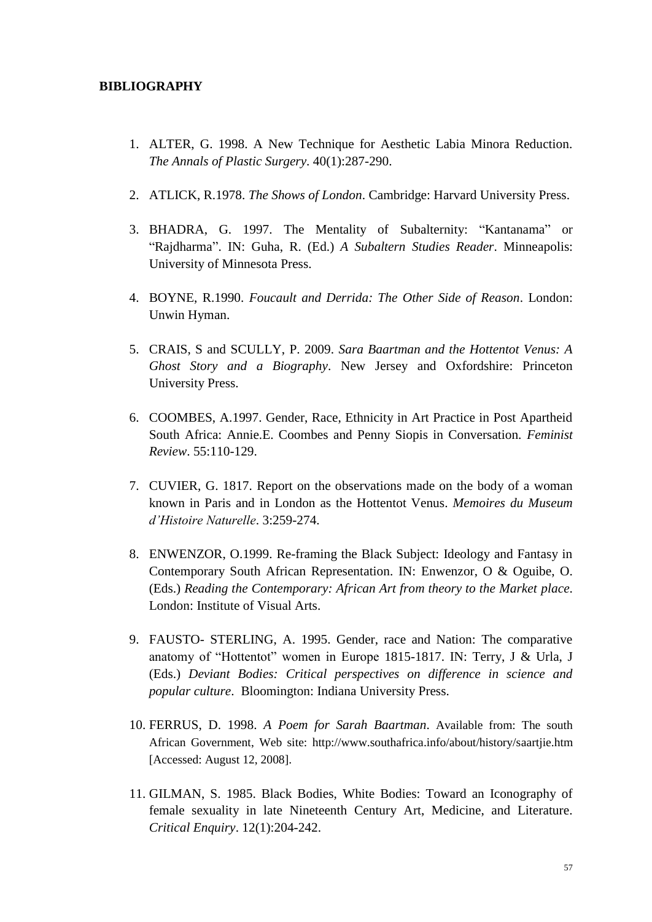## BIBLIOGRAPHY

1. ALTER, G. 1998. A New Technique for Aesthetic Labia Minora Reduction. *The Annals of Plastic Surgery*. 40(1):287-290.

2. ATLICK, R.1978. *The Shows of London*. Cambridge: Harvard University Press.

3. BHADRA, G. 1997. The Mentality of Subalternity: "Kantanama" or "Rajdharma". IN: Guha, R. (Ed.) *A Subaltern Studies Reader*. Minneapolis: University of Minnesota Press.

4. BOYNE, R.1990. *Foucault and Derrida: The Other Side of Reason*. London: Unwin Hyman.

5. CRAIS, S and SCULLY, P. 2009. *Sara Baartman and the Hottentot Venus: A Ghost Story and a Biography*. New Jersey and Oxfordshire: Princeton University Press.

6. COOMBES, A.1997. Gender, Race, Ethnicity in Art Practice in Post Apartheid South Africa: Annie.E. Coombes and Penny Siopis in Conversation. *Feminist Review*. 55:110-129.

7. CUVIER, G. 1817. Report on the observations made on the body of a woman known in Paris and in London as the Hottentot Venus. *Memoires du Museum d'Histoire Naturelle*. 3:259-274.

8. ENWENZOR, O.1999. Re-framing the Black Subject: Ideology and Fantasy in Contemporary South African Representation. IN: Enwenzor, O & Oguibe, O. (Eds.) *Reading the Contemporary: African Art from theory to the Market place*. London: Institute of Visual Arts.

9. FAUSTO- STERLING, A. 1995. Gender, race and Nation: The comparative anatomy of "Hottentot" women in Europe 1815-1817. IN: Terry, J & Urla, J (Eds.) *Deviant Bodies: Critical perspectives on difference in science and popular culture*. Bloomington: Indiana University Press.

10. FERRUS, D. 1998. *A Poem for Sarah Baartman*. Available from: The south African Government, Web site: http://www.southafrica.info/about/history/saartjie.htm [Accessed: August 12, 2008].

11. GILMAN, S. 1985. Black Bodies, White Bodies: Toward an Iconography of female sexuality in late Nineteenth Century Art, Medicine, and Literature. *Critical Enquiry*. 12(1):204-242.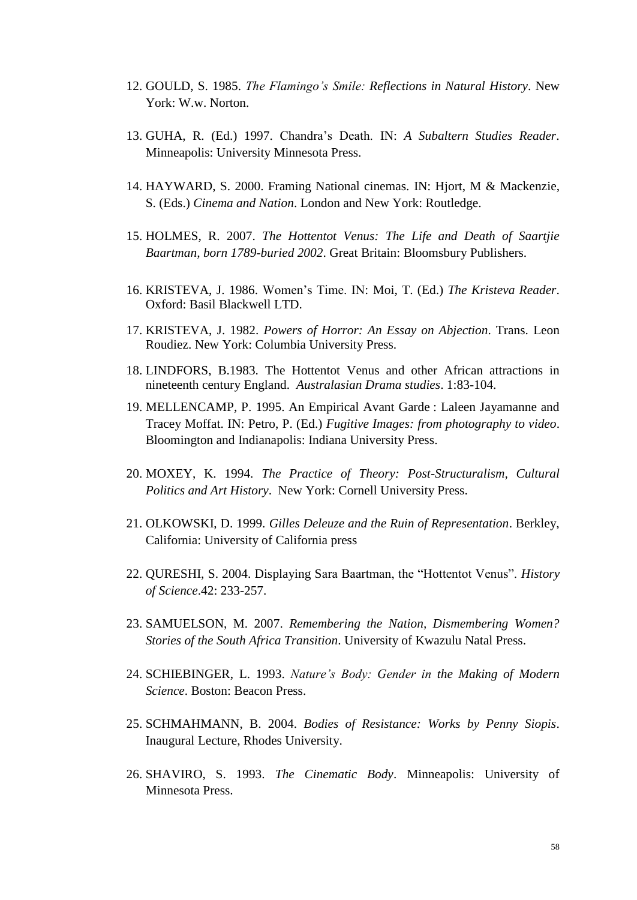12. GOULD, S. 1985. *The Flamingo's Smile: Reflections in Natural History*. New York: W.w. Norton.

13. GUHA, R. (Ed.) 1997. Chandra's Death. IN: *A Subaltern Studies Reader*. Minneapolis: University Minnesota Press.

14. HAYWARD, S. 2000. Framing National cinemas. IN: Hjort, M & Mackenzie, S. (Eds.) *Cinema and Nation*. London and New York: Routledge.

15. HOLMES, R. 2007. *The Hottentot Venus: The Life and Death of Saartjie Baartman, born 1789-buried 2002*. Great Britain: Bloomsbury Publishers.

16. KRISTEVA, J. 1986. Women's Time. IN: Moi, T. (Ed.) *The Kristeva Reader*. Oxford: Basil Blackwell LTD.

17. KRISTEVA, J. 1982. *Powers of Horror: An Essay on Abjection*. Trans. Leon Roudiez. New York: Columbia University Press.

18. LINDFORS, B.1983. The Hottentot Venus and other African attractions in nineteenth century England. *Australasian Drama studies*. 1:83-104.

19. MELLENCAMP, P. 1995. An Empirical Avant Garde : Laleen Jayamanne and Tracey Moffat. IN: Petro, P. (Ed.) *Fugitive Images: from photography to video*. Bloomington and Indianapolis: Indiana University Press.

20. MOXEY, K. 1994. *The Practice of Theory: Post-Structuralism, Cultural Politics and Art History*. New York: Cornell University Press.

21. OLKOWSKI, D. 1999. *Gilles Deleuze and the Ruin of Representation*. Berkley, California: University of California press

22. QURESHI, S. 2004. Displaying Sara Baartman, the "Hottentot Venus". *History of Science*.42: 233-257.

23. SAMUELSON, M. 2007. *Remembering the Nation, Dismembering Women? Stories of the South Africa Transition*. University of Kwazulu Natal Press.

24. SCHIEBINGER, L. 1993. *Nature's Body: Gender in the Making of Modern Science*. Boston: Beacon Press.

25. SCHMAHMANN, B. 2004. *Bodies of Resistance: Works by Penny Siopis*. Inaugural Lecture, Rhodes University.

26. SHAVIRO, S. 1993. *The Cinematic Body*. Minneapolis: University of Minnesota Press.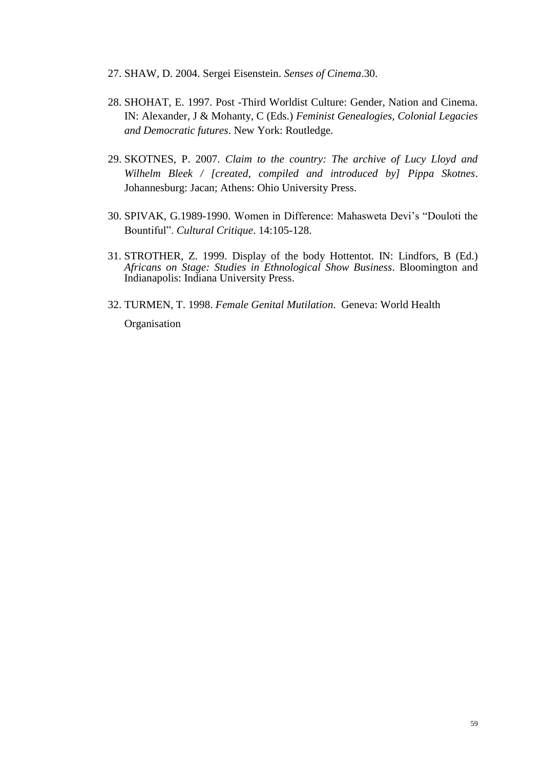27. SHAW, D. 2004. Sergei Eisenstein. *Senses of Cinema*.30.

28. SHOHAT, E. 1997. Post -Third Worldist Culture: Gender, Nation and Cinema. IN: Alexander, J & Mohanty, C (Eds.) *Feminist Genealogies, Colonial Legacies and Democratic futures*. New York: Routledge.

29. SKOTNES, P. 2007. *Claim to the country: The archive of Lucy Lloyd and Wilhelm Bleek / [created, compiled and introduced by] Pippa Skotnes*. Johannesburg: Jacan; Athens: Ohio University Press.

30. SPIVAK, G.1989-1990. Women in Difference: Mahasweta Devi's "Douloti the Bountiful". *Cultural Critique*. 14:105-128.

31. STROTHER, Z. 1999. Display of the body Hottentot. IN: Lindfors, B (Ed.) *Africans on Stage: Studies in Ethnological Show Business*. Bloomington and Indianapolis: Indiana University Press.

32. TURMEN, T. 1998. *Female Genital Mutilation*. Geneva: World Health Organisation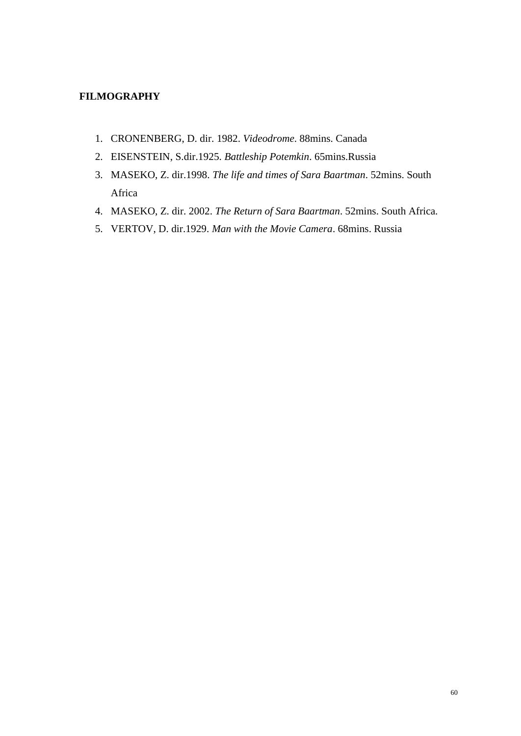## FILMOGRAPHY

1. CRONENBERG, D. dir. 1982. *Videodrome*. 88mins. Canada
2. EISENSTEIN, S.dir.1925. *Battleship Potemkin*. 65mins.Russia
3. MASEKO, Z. dir.1998. *The life and times of Sara Baartman*. 52mins. South Africa
4. MASEKO, Z. dir. 2002. *The Return of Sara Baartman*. 52mins. South Africa.
5. VERTOV, D. dir.1929. *Man with the Movie Camera*. 68mins. Russia